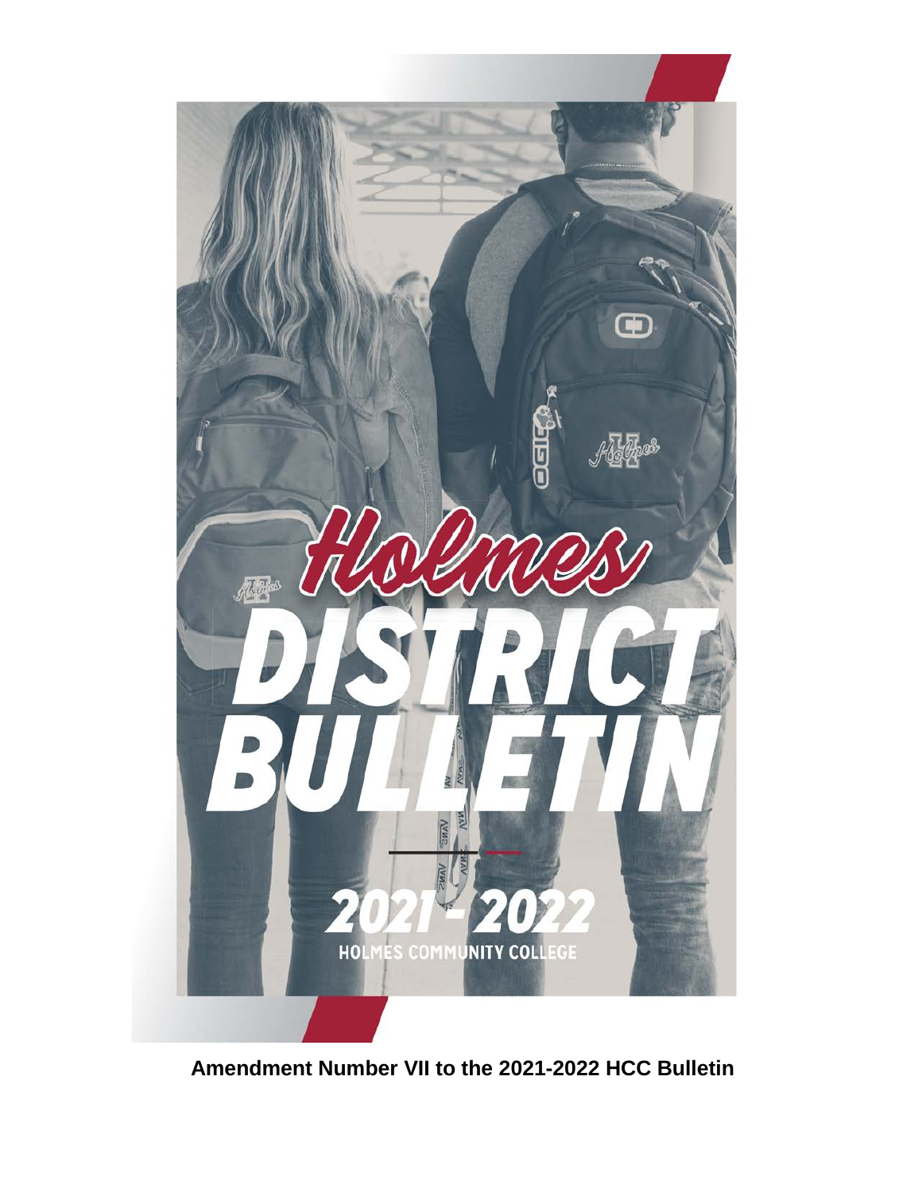# Holmes DISTRICT BULLETIN

## 2021 - 2022

HOLMES COMMUNITY COLLEGE

**Amendment Number VII to the 2021-2022 HCC Bulletin**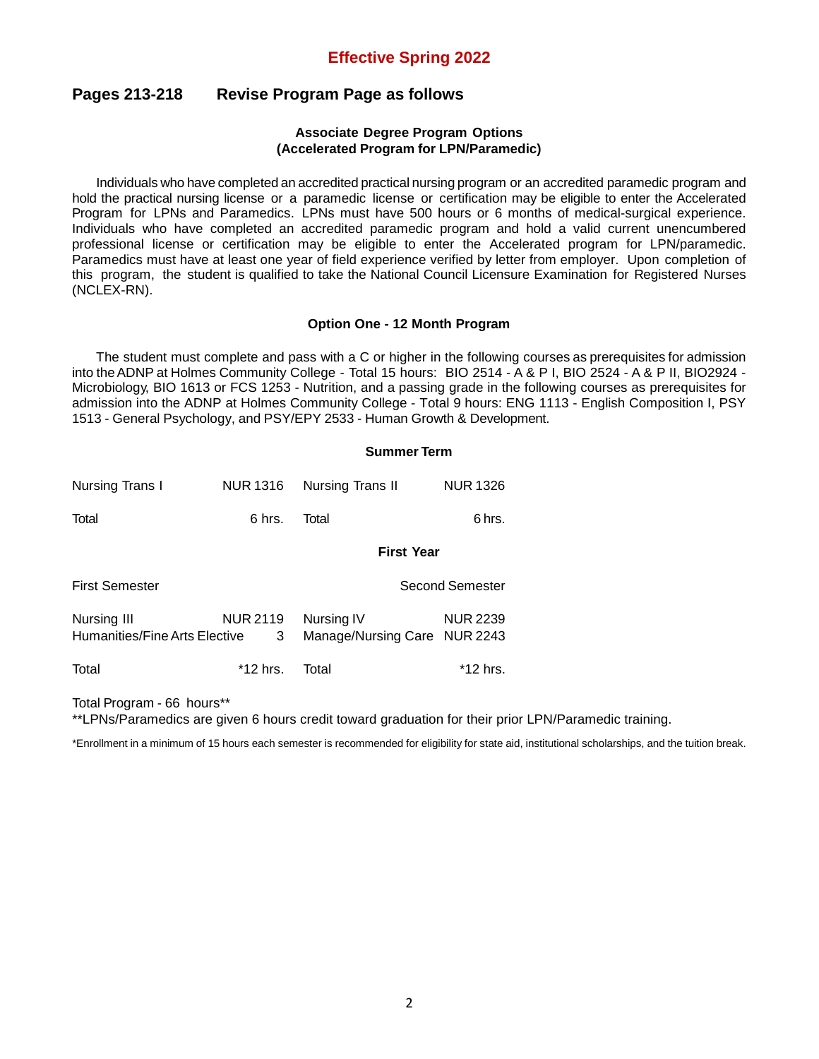**Effective Spring 2022**

## Pages 213-218 Revise Program Page as follows

### Associate Degree Program Options
### (Accelerated Program for LPN/Paramedic)

Individuals who have completed an accredited practical nursing program or an accredited paramedic program and hold the practical nursing license or a paramedic license or certification may be eligible to enter the Accelerated Program for LPNs and Paramedics. LPNs must have 500 hours or 6 months of medical-surgical experience. Individuals who have completed an accredited paramedic program and hold a valid current unencumbered professional license or certification may be eligible to enter the Accelerated program for LPN/paramedic. Paramedics must have at least one year of field experience verified by letter from employer. Upon completion of this program, the student is qualified to take the National Council Licensure Examination for Registered Nurses (NCLEX-RN).

### Option One - 12 Month Program

The student must complete and pass with a C or higher in the following courses as prerequisites for admission into the ADNP at Holmes Community College - Total 15 hours: BIO 2514 - A & P I, BIO 2524 - A & P II, BIO2924 - Microbiology, BIO 1613 or FCS 1253 - Nutrition, and a passing grade in the following courses as prerequisites for admission into the ADNP at Holmes Community College - Total 9 hours: ENG 1113 - English Composition I, PSY 1513 - General Psychology, and PSY/EPY 2533 - Human Growth & Development.

**Summer Term**

| | | | |
|---|---|---|---|
| Nursing Trans I | NUR 1316 | Nursing Trans II | NUR 1326 |
| Total | 6 hrs. | Total | 6 hrs. |

**First Year**

| First Semester | | Second Semester | |
|---|---|---|---|
| Nursing III | NUR 2119 | Nursing IV | NUR 2239 |
| Humanities/Fine Arts Elective | 3 | Manage/Nursing Care | NUR 2243 |
| Total | *12 hrs. | Total | *12 hrs. |

Total Program - 66 hours**

**LPNs/Paramedics are given 6 hours credit toward graduation for their prior LPN/Paramedic training.

*Enrollment in a minimum of 15 hours each semester is recommended for eligibility for state aid, institutional scholarships, and the tuition break.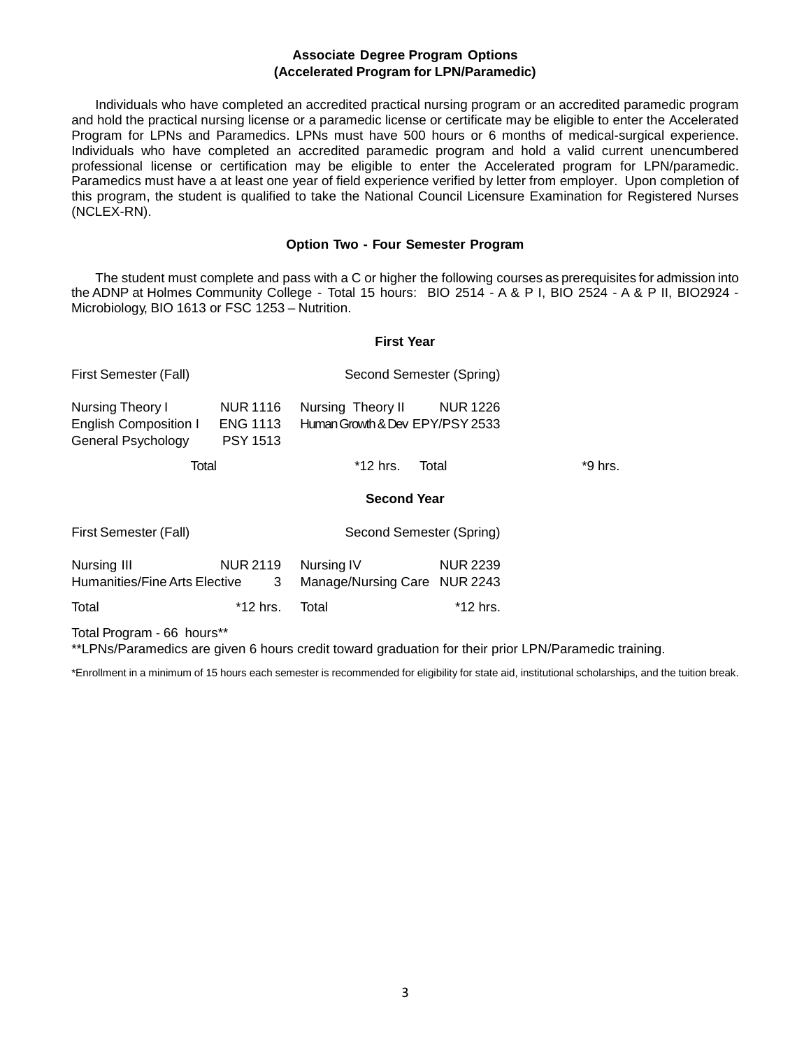**Associate Degree Program Options**
**(Accelerated Program for LPN/Paramedic)**

Individuals who have completed an accredited practical nursing program or an accredited paramedic program and hold the practical nursing license or a paramedic license or certificate may be eligible to enter the Accelerated Program for LPNs and Paramedics. LPNs must have 500 hours or 6 months of medical-surgical experience. Individuals who have completed an accredited paramedic program and hold a valid current unencumbered professional license or certification may be eligible to enter the Accelerated program for LPN/paramedic. Paramedics must have a at least one year of field experience verified by letter from employer. Upon completion of this program, the student is qualified to take the National Council Licensure Examination for Registered Nurses (NCLEX-RN).

**Option Two - Four Semester Program**

The student must complete and pass with a C or higher the following courses as prerequisites for admission into the ADNP at Holmes Community College - Total 15 hours: BIO 2514 - A & P I, BIO 2524 - A & P II, BIO2924 - Microbiology, BIO 1613 or FSC 1253 – Nutrition.

**First Year**

| First Semester (Fall) | | Second Semester (Spring) | |
|---|---|---|---|
| Nursing Theory I | NUR 1116 | Nursing Theory II | NUR 1226 |
| English Composition I | ENG 1113 | Human Growth & Dev | EPY/PSY 2533 |
| General Psychology | PSY 1513 | | |
| Total | *12 hrs. | Total | *9 hrs. |

**Second Year**

| First Semester (Fall) | | Second Semester (Spring) | |
|---|---|---|---|
| Nursing III | NUR 2119 | Nursing IV | NUR 2239 |
| Humanities/Fine Arts Elective | 3 | Manage/Nursing Care | NUR 2243 |
| Total | *12 hrs. | Total | *12 hrs. |

Total Program - 66 hours**
**LPNs/Paramedics are given 6 hours credit toward graduation for their prior LPN/Paramedic training.

*Enrollment in a minimum of 15 hours each semester is recommended for eligibility for state aid, institutional scholarships, and the tuition break.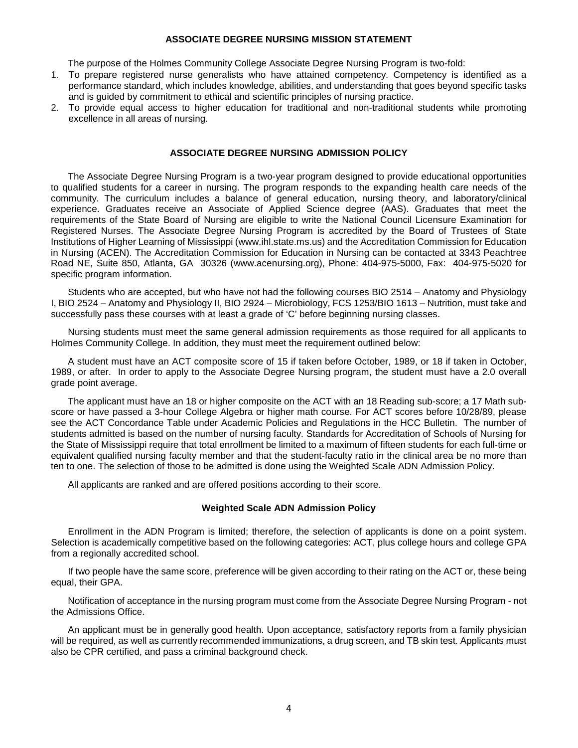## ASSOCIATE DEGREE NURSING MISSION STATEMENT

The purpose of the Holmes Community College Associate Degree Nursing Program is two-fold:

1. To prepare registered nurse generalists who have attained competency. Competency is identified as a performance standard, which includes knowledge, abilities, and understanding that goes beyond specific tasks and is guided by commitment to ethical and scientific principles of nursing practice.
2. To provide equal access to higher education for traditional and non-traditional students while promoting excellence in all areas of nursing.

## ASSOCIATE DEGREE NURSING ADMISSION POLICY

The Associate Degree Nursing Program is a two-year program designed to provide educational opportunities to qualified students for a career in nursing. The program responds to the expanding health care needs of the community. The curriculum includes a balance of general education, nursing theory, and laboratory/clinical experience. Graduates receive an Associate of Applied Science degree (AAS). Graduates that meet the requirements of the State Board of Nursing are eligible to write the National Council Licensure Examination for Registered Nurses. The Associate Degree Nursing Program is accredited by the Board of Trustees of State Institutions of Higher Learning of Mississippi (www.ihl.state.ms.us) and the Accreditation Commission for Education in Nursing (ACEN). The Accreditation Commission for Education in Nursing can be contacted at 3343 Peachtree Road NE, Suite 850, Atlanta, GA 30326 (www.acenursing.org), Phone: 404-975-5000, Fax: 404-975-5020 for specific program information.

Students who are accepted, but who have not had the following courses BIO 2514 – Anatomy and Physiology I, BIO 2524 – Anatomy and Physiology II, BIO 2924 – Microbiology, FCS 1253/BIO 1613 – Nutrition, must take and successfully pass these courses with at least a grade of 'C' before beginning nursing classes.

Nursing students must meet the same general admission requirements as those required for all applicants to Holmes Community College. In addition, they must meet the requirement outlined below:

A student must have an ACT composite score of 15 if taken before October, 1989, or 18 if taken in October, 1989, or after. In order to apply to the Associate Degree Nursing program, the student must have a 2.0 overall grade point average.

The applicant must have an 18 or higher composite on the ACT with an 18 Reading sub-score; a 17 Math sub-score or have passed a 3-hour College Algebra or higher math course. For ACT scores before 10/28/89, please see the ACT Concordance Table under Academic Policies and Regulations in the HCC Bulletin. The number of students admitted is based on the number of nursing faculty. Standards for Accreditation of Schools of Nursing for the State of Mississippi require that total enrollment be limited to a maximum of fifteen students for each full-time or equivalent qualified nursing faculty member and that the student-faculty ratio in the clinical area be no more than ten to one. The selection of those to be admitted is done using the Weighted Scale ADN Admission Policy.

All applicants are ranked and are offered positions according to their score.

### Weighted Scale ADN Admission Policy

Enrollment in the ADN Program is limited; therefore, the selection of applicants is done on a point system. Selection is academically competitive based on the following categories: ACT, plus college hours and college GPA from a regionally accredited school.

If two people have the same score, preference will be given according to their rating on the ACT or, these being equal, their GPA.

Notification of acceptance in the nursing program must come from the Associate Degree Nursing Program - not the Admissions Office.

An applicant must be in generally good health. Upon acceptance, satisfactory reports from a family physician will be required, as well as currently recommended immunizations, a drug screen, and TB skin test. Applicants must also be CPR certified, and pass a criminal background check.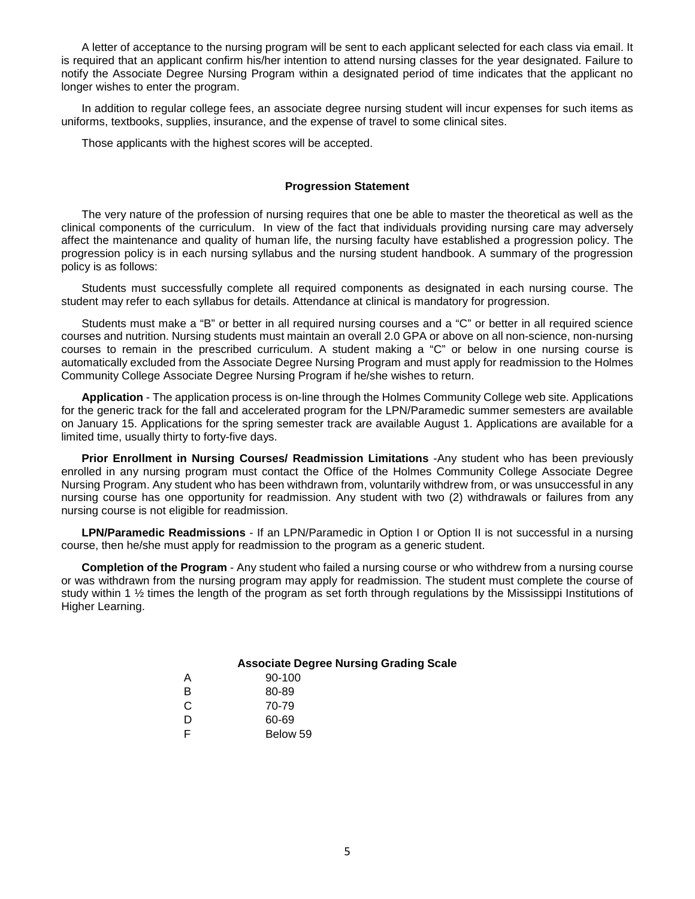A letter of acceptance to the nursing program will be sent to each applicant selected for each class via email. It is required that an applicant confirm his/her intention to attend nursing classes for the year designated. Failure to notify the Associate Degree Nursing Program within a designated period of time indicates that the applicant no longer wishes to enter the program.

In addition to regular college fees, an associate degree nursing student will incur expenses for such items as uniforms, textbooks, supplies, insurance, and the expense of travel to some clinical sites.

Those applicants with the highest scores will be accepted.

### Progression Statement

The very nature of the profession of nursing requires that one be able to master the theoretical as well as the clinical components of the curriculum. In view of the fact that individuals providing nursing care may adversely affect the maintenance and quality of human life, the nursing faculty have established a progression policy. The progression policy is in each nursing syllabus and the nursing student handbook. A summary of the progression policy is as follows:

Students must successfully complete all required components as designated in each nursing course. The student may refer to each syllabus for details. Attendance at clinical is mandatory for progression.

Students must make a "B" or better in all required nursing courses and a "C" or better in all required science courses and nutrition. Nursing students must maintain an overall 2.0 GPA or above on all non-science, non-nursing courses to remain in the prescribed curriculum. A student making a "C" or below in one nursing course is automatically excluded from the Associate Degree Nursing Program and must apply for readmission to the Holmes Community College Associate Degree Nursing Program if he/she wishes to return.

**Application** - The application process is on-line through the Holmes Community College web site. Applications for the generic track for the fall and accelerated program for the LPN/Paramedic summer semesters are available on January 15. Applications for the spring semester track are available August 1. Applications are available for a limited time, usually thirty to forty-five days.

**Prior Enrollment in Nursing Courses/ Readmission Limitations** -Any student who has been previously enrolled in any nursing program must contact the Office of the Holmes Community College Associate Degree Nursing Program. Any student who has been withdrawn from, voluntarily withdrew from, or was unsuccessful in any nursing course has one opportunity for readmission. Any student with two (2) withdrawals or failures from any nursing course is not eligible for readmission.

**LPN/Paramedic Readmissions** - If an LPN/Paramedic in Option I or Option II is not successful in a nursing course, then he/she must apply for readmission to the program as a generic student.

**Completion of the Program** - Any student who failed a nursing course or who withdrew from a nursing course or was withdrawn from the nursing program may apply for readmission. The student must complete the course of study within 1 ½ times the length of the program as set forth through regulations by the Mississippi Institutions of Higher Learning.

### Associate Degree Nursing Grading Scale

| | |
|---|---|
| A | 90-100 |
| B | 80-89 |
| C | 70-79 |
| D | 60-69 |
| F | Below 59 |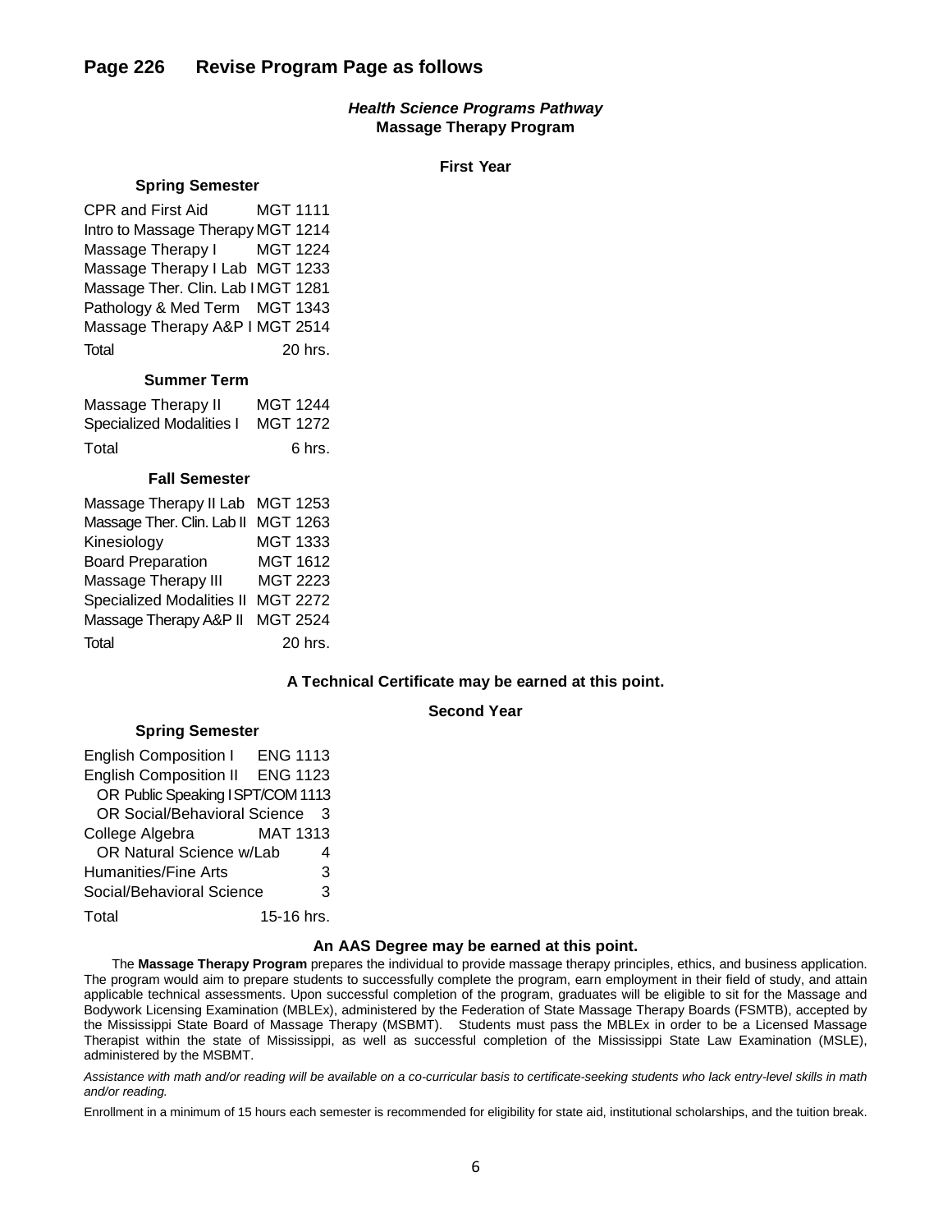## Page 226 Revise Program Page as follows

***Health Science Programs Pathway***
**Massage Therapy Program**

**First Year**

**Spring Semester**

| | |
|---|---|
| CPR and First Aid | MGT 1111 |
| Intro to Massage Therapy | MGT 1214 |
| Massage Therapy I | MGT 1224 |
| Massage Therapy I Lab | MGT 1233 |
| Massage Ther. Clin. Lab I | MGT 1281 |
| Pathology & Med Term | MGT 1343 |
| Massage Therapy A&P I | MGT 2514 |
| Total | 20 hrs. |

**Summer Term**

| | |
|---|---|
| Massage Therapy II | MGT 1244 |
| Specialized Modalities I | MGT 1272 |
| Total | 6 hrs. |

**Fall Semester**

| | |
|---|---|
| Massage Therapy II Lab | MGT 1253 |
| Massage Ther. Clin. Lab II | MGT 1263 |
| Kinesiology | MGT 1333 |
| Board Preparation | MGT 1612 |
| Massage Therapy III | MGT 2223 |
| Specialized Modalities II | MGT 2272 |
| Massage Therapy A&P II | MGT 2524 |
| Total | 20 hrs. |

**A Technical Certificate may be earned at this point.**

**Second Year**

**Spring Semester**

| | |
|---|---|
| English Composition I | ENG 1113 |
| English Composition II | ENG 1123 |
| OR Public Speaking I | SPT/COM 1113 |
| OR Social/Behavioral Science | 3 |
| College Algebra | MAT 1313 |
| OR Natural Science w/Lab | 4 |
| Humanities/Fine Arts | 3 |
| Social/Behavioral Science | 3 |
| Total | 15-16 hrs. |

**An AAS Degree may be earned at this point.**

The **Massage Therapy Program** prepares the individual to provide massage therapy principles, ethics, and business application. The program would aim to prepare students to successfully complete the program, earn employment in their field of study, and attain applicable technical assessments. Upon successful completion of the program, graduates will be eligible to sit for the Massage and Bodywork Licensing Examination (MBLEx), administered by the Federation of State Massage Therapy Boards (FSMTB), accepted by the Mississippi State Board of Massage Therapy (MSBMT). Students must pass the MBLEx in order to be a Licensed Massage Therapist within the state of Mississippi, as well as successful completion of the Mississippi State Law Examination (MSLE), administered by the MSBMT.

*Assistance with math and/or reading will be available on a co-curricular basis to certificate-seeking students who lack entry-level skills in math and/or reading.*

Enrollment in a minimum of 15 hours each semester is recommended for eligibility for state aid, institutional scholarships, and the tuition break.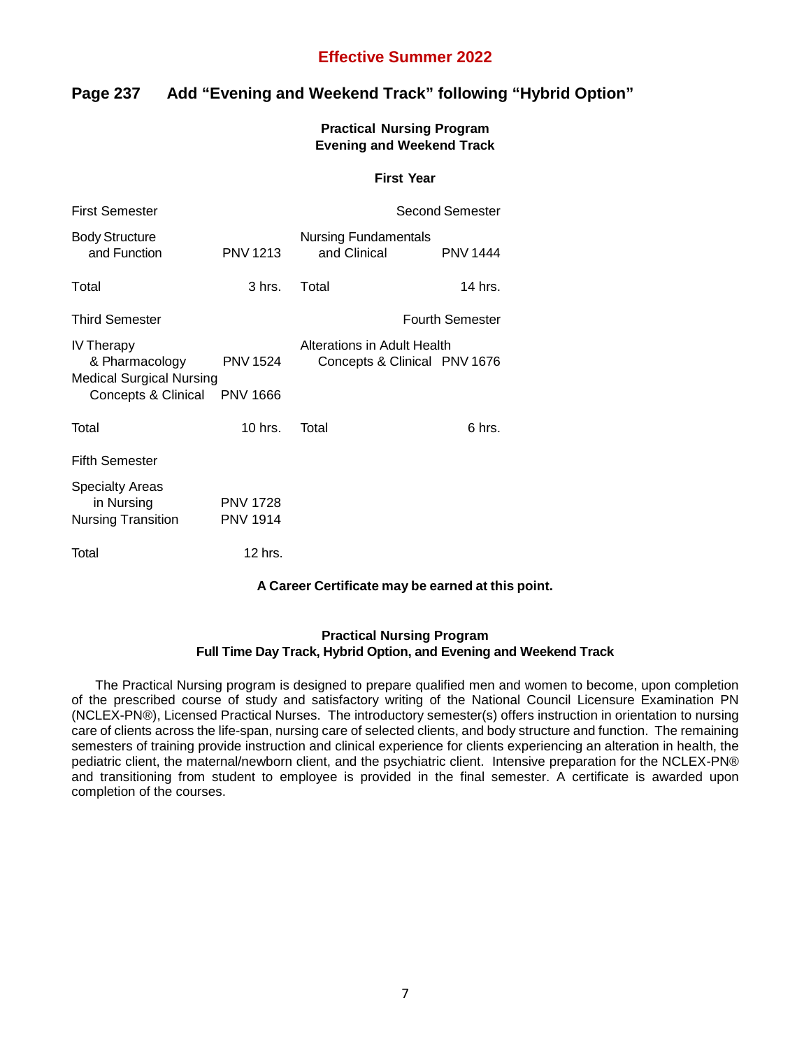**Effective Summer 2022**

## Page 237 Add "Evening and Weekend Track" following "Hybrid Option"

### Practical Nursing Program
### Evening and Weekend Track

**First Year**

| First Semester | | Second Semester | |
|---|---|---|---|
| Body Structure and Function | PNV 1213 | Nursing Fundamentals and Clinical | PNV 1444 |
| Total | 3 hrs. | Total | 14 hrs. |

| Third Semester | | Fourth Semester | |
|---|---|---|---|
| IV Therapy & Pharmacology | PNV 1524 | Alterations in Adult Health Concepts & Clinical | PNV 1676 |
| Medical Surgical Nursing Concepts & Clinical | PNV 1666 | | |
| Total | 10 hrs. | Total | 6 hrs. |

| Fifth Semester | |
|---|---|
| Specialty Areas in Nursing | PNV 1728 |
| Nursing Transition | PNV 1914 |
| Total | 12 hrs. |

**A Career Certificate may be earned at this point.**

### Practical Nursing Program
### Full Time Day Track, Hybrid Option, and Evening and Weekend Track

The Practical Nursing program is designed to prepare qualified men and women to become, upon completion of the prescribed course of study and satisfactory writing of the National Council Licensure Examination PN (NCLEX-PN®), Licensed Practical Nurses. The introductory semester(s) offers instruction in orientation to nursing care of clients across the life-span, nursing care of selected clients, and body structure and function. The remaining semesters of training provide instruction and clinical experience for clients experiencing an alteration in health, the pediatric client, the maternal/newborn client, and the psychiatric client. Intensive preparation for the NCLEX-PN® and transitioning from student to employee is provided in the final semester. A certificate is awarded upon completion of the courses.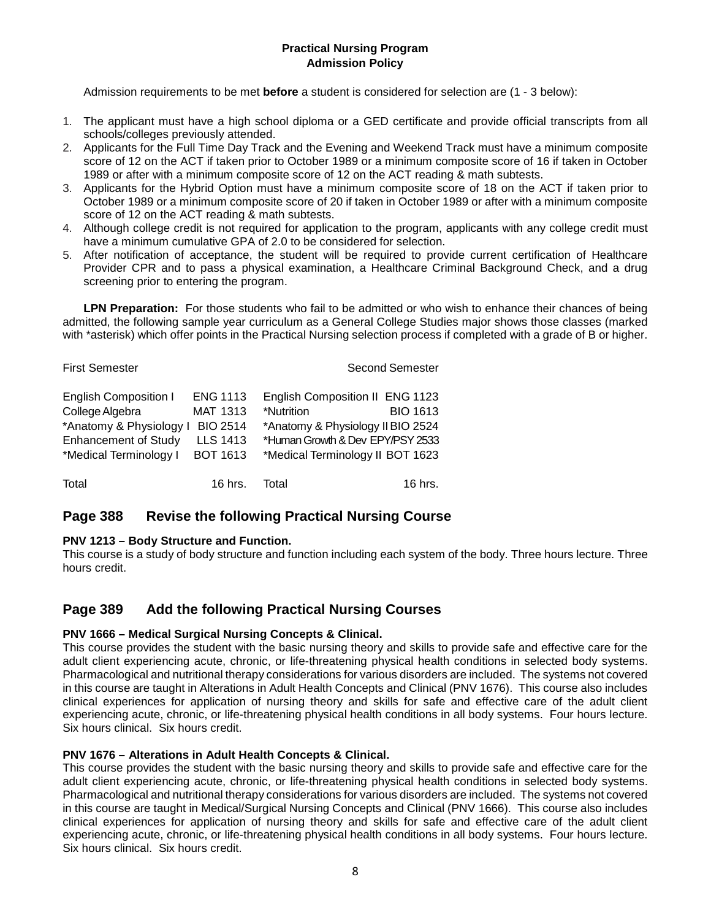**Practical Nursing Program**
**Admission Policy**

Admission requirements to be met **before** a student is considered for selection are (1 - 3 below):

1. The applicant must have a high school diploma or a GED certificate and provide official transcripts from all schools/colleges previously attended.
2. Applicants for the Full Time Day Track and the Evening and Weekend Track must have a minimum composite score of 12 on the ACT if taken prior to October 1989 or a minimum composite score of 16 if taken in October 1989 or after with a minimum composite score of 12 on the ACT reading & math subtests.
3. Applicants for the Hybrid Option must have a minimum composite score of 18 on the ACT if taken prior to October 1989 or a minimum composite score of 20 if taken in October 1989 or after with a minimum composite score of 12 on the ACT reading & math subtests.
4. Although college credit is not required for application to the program, applicants with any college credit must have a minimum cumulative GPA of 2.0 to be considered for selection.
5. After notification of acceptance, the student will be required to provide current certification of Healthcare Provider CPR and to pass a physical examination, a Healthcare Criminal Background Check, and a drug screening prior to entering the program.

**LPN Preparation:** For those students who fail to be admitted or who wish to enhance their chances of being admitted, the following sample year curriculum as a General College Studies major shows those classes (marked with *asterisk) which offer points in the Practical Nursing selection process if completed with a grade of B or higher.

| First Semester | | Second Semester | |
|---|---|---|---|
| English Composition I | ENG 1113 | English Composition II | ENG 1123 |
| College Algebra | MAT 1313 | *Nutrition | BIO 1613 |
| *Anatomy & Physiology I | BIO 2514 | *Anatomy & Physiology II | BIO 2524 |
| Enhancement of Study | LLS 1413 | *Human Growth & Dev | EPY/PSY 2533 |
| *Medical Terminology I | BOT 1613 | *Medical Terminology II | BOT 1623 |
| Total | 16 hrs. | Total | 16 hrs. |

## Page 388 Revise the following Practical Nursing Course

**PNV 1213 – Body Structure and Function.**
This course is a study of body structure and function including each system of the body. Three hours lecture. Three hours credit.

## Page 389 Add the following Practical Nursing Courses

**PNV 1666 – Medical Surgical Nursing Concepts & Clinical.**
This course provides the student with the basic nursing theory and skills to provide safe and effective care for the adult client experiencing acute, chronic, or life-threatening physical health conditions in selected body systems. Pharmacological and nutritional therapy considerations for various disorders are included. The systems not covered in this course are taught in Alterations in Adult Health Concepts and Clinical (PNV 1676). This course also includes clinical experiences for application of nursing theory and skills for safe and effective care of the adult client experiencing acute, chronic, or life-threatening physical health conditions in all body systems. Four hours lecture. Six hours clinical. Six hours credit.

**PNV 1676 – Alterations in Adult Health Concepts & Clinical.**
This course provides the student with the basic nursing theory and skills to provide safe and effective care for the adult client experiencing acute, chronic, or life-threatening physical health conditions in selected body systems. Pharmacological and nutritional therapy considerations for various disorders are included. The systems not covered in this course are taught in Medical/Surgical Nursing Concepts and Clinical (PNV 1666). This course also includes clinical experiences for application of nursing theory and skills for safe and effective care of the adult client experiencing acute, chronic, or life-threatening physical health conditions in all body systems. Four hours lecture. Six hours clinical. Six hours credit.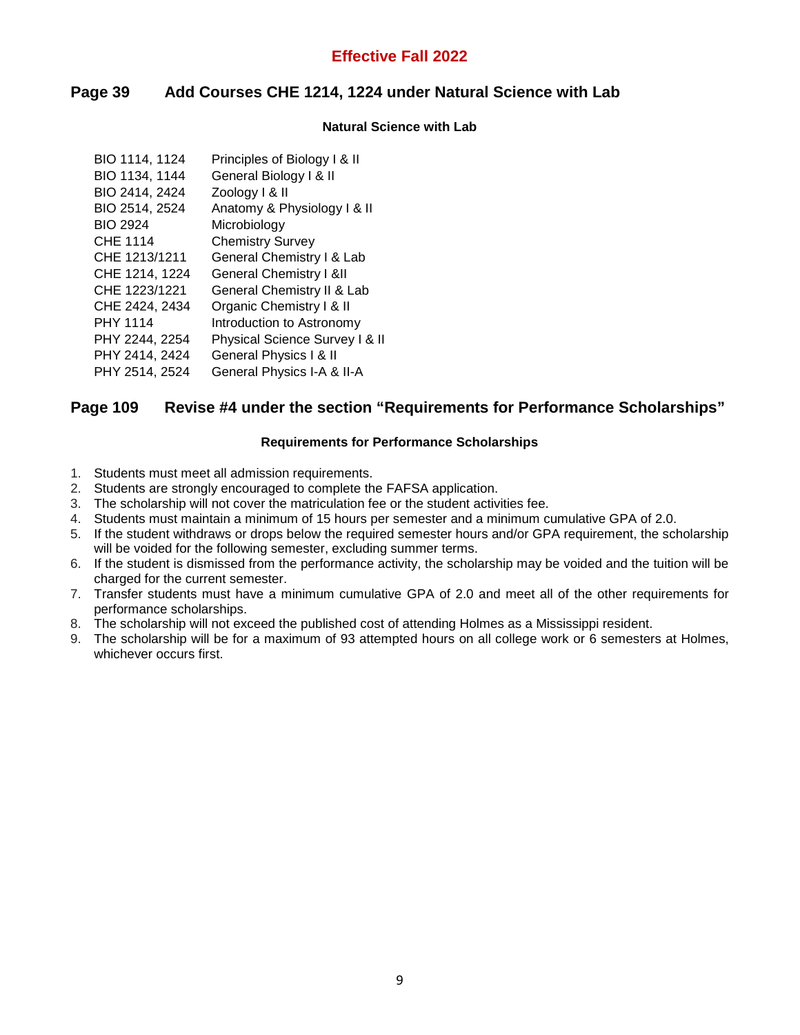## Effective Fall 2022

## Page 39 Add Courses CHE 1214, 1224 under Natural Science with Lab

**Natural Science with Lab**

| | |
|---|---|
| BIO 1114, 1124 | Principles of Biology I & II |
| BIO 1134, 1144 | General Biology I & II |
| BIO 2414, 2424 | Zoology I & II |
| BIO 2514, 2524 | Anatomy & Physiology I & II |
| BIO 2924 | Microbiology |
| CHE 1114 | Chemistry Survey |
| CHE 1213/1211 | General Chemistry I & Lab |
| CHE 1214, 1224 | General Chemistry I &II |
| CHE 1223/1221 | General Chemistry II & Lab |
| CHE 2424, 2434 | Organic Chemistry I & II |
| PHY 1114 | Introduction to Astronomy |
| PHY 2244, 2254 | Physical Science Survey I & II |
| PHY 2414, 2424 | General Physics I & II |
| PHY 2514, 2524 | General Physics I-A & II-A |

## Page 109 Revise #4 under the section "Requirements for Performance Scholarships"

**Requirements for Performance Scholarships**

1. Students must meet all admission requirements.
2. Students are strongly encouraged to complete the FAFSA application.
3. The scholarship will not cover the matriculation fee or the student activities fee.
4. Students must maintain a minimum of 15 hours per semester and a minimum cumulative GPA of 2.0.
5. If the student withdraws or drops below the required semester hours and/or GPA requirement, the scholarship will be voided for the following semester, excluding summer terms.
6. If the student is dismissed from the performance activity, the scholarship may be voided and the tuition will be charged for the current semester.
7. Transfer students must have a minimum cumulative GPA of 2.0 and meet all of the other requirements for performance scholarships.
8. The scholarship will not exceed the published cost of attending Holmes as a Mississippi resident.
9. The scholarship will be for a maximum of 93 attempted hours on all college work or 6 semesters at Holmes, whichever occurs first.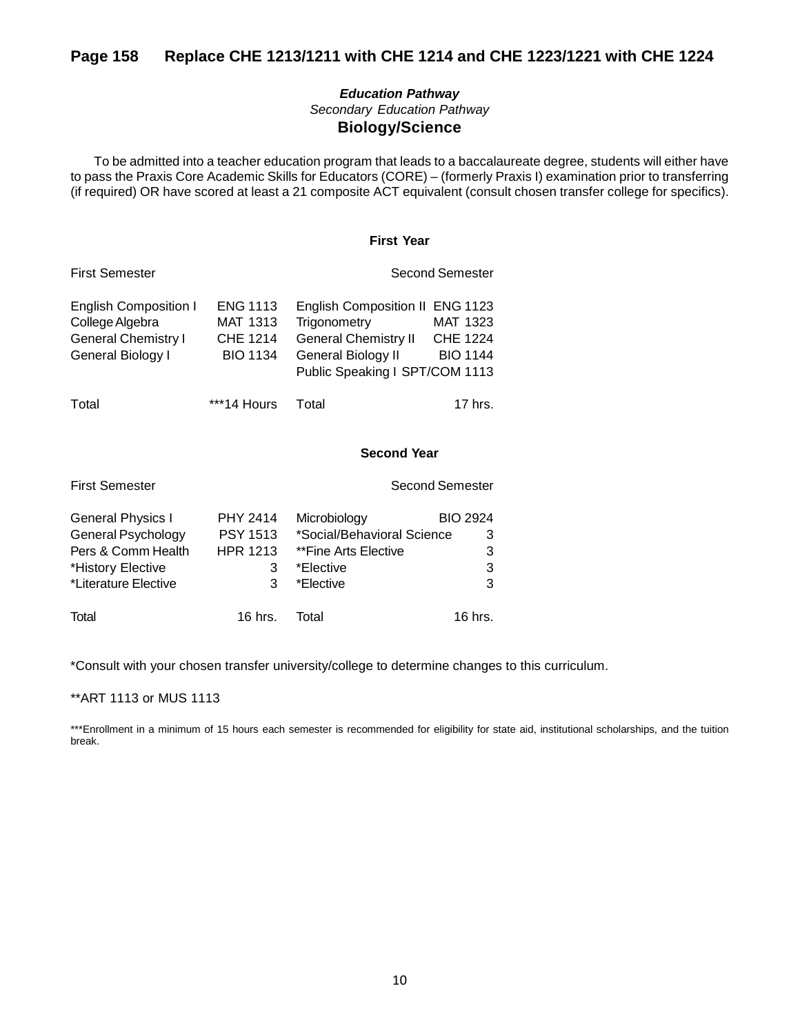## Page 158 Replace CHE 1213/1211 with CHE 1214 and CHE 1223/1221 with CHE 1224

***Education Pathway***

*Secondary Education Pathway*

### Biology/Science

To be admitted into a teacher education program that leads to a baccalaureate degree, students will either have to pass the Praxis Core Academic Skills for Educators (CORE) – (formerly Praxis I) examination prior to transferring (if required) OR have scored at least a 21 composite ACT equivalent (consult chosen transfer college for specifics).

**First Year**

| First Semester | | Second Semester | |
|---|---|---|---|
| English Composition I | ENG 1113 | English Composition II | ENG 1123 |
| College Algebra | MAT 1313 | Trigonometry | MAT 1323 |
| General Chemistry I | CHE 1214 | General Chemistry II | CHE 1224 |
| General Biology I | BIO 1134 | General Biology II | BIO 1144 |
| | | Public Speaking I | SPT/COM 1113 |
| Total | ***14 Hours | Total | 17 hrs. |

**Second Year**

| First Semester | | Second Semester | |
|---|---|---|---|
| General Physics I | PHY 2414 | Microbiology | BIO 2924 |
| General Psychology | PSY 1513 | *Social/Behavioral Science | 3 |
| Pers & Comm Health | HPR 1213 | **Fine Arts Elective | 3 |
| *History Elective | 3 | *Elective | 3 |
| *Literature Elective | 3 | *Elective | 3 |
| Total | 16 hrs. | Total | 16 hrs. |

*Consult with your chosen transfer university/college to determine changes to this curriculum.

**ART 1113 or MUS 1113

***Enrollment in a minimum of 15 hours each semester is recommended for eligibility for state aid, institutional scholarships, and the tuition break.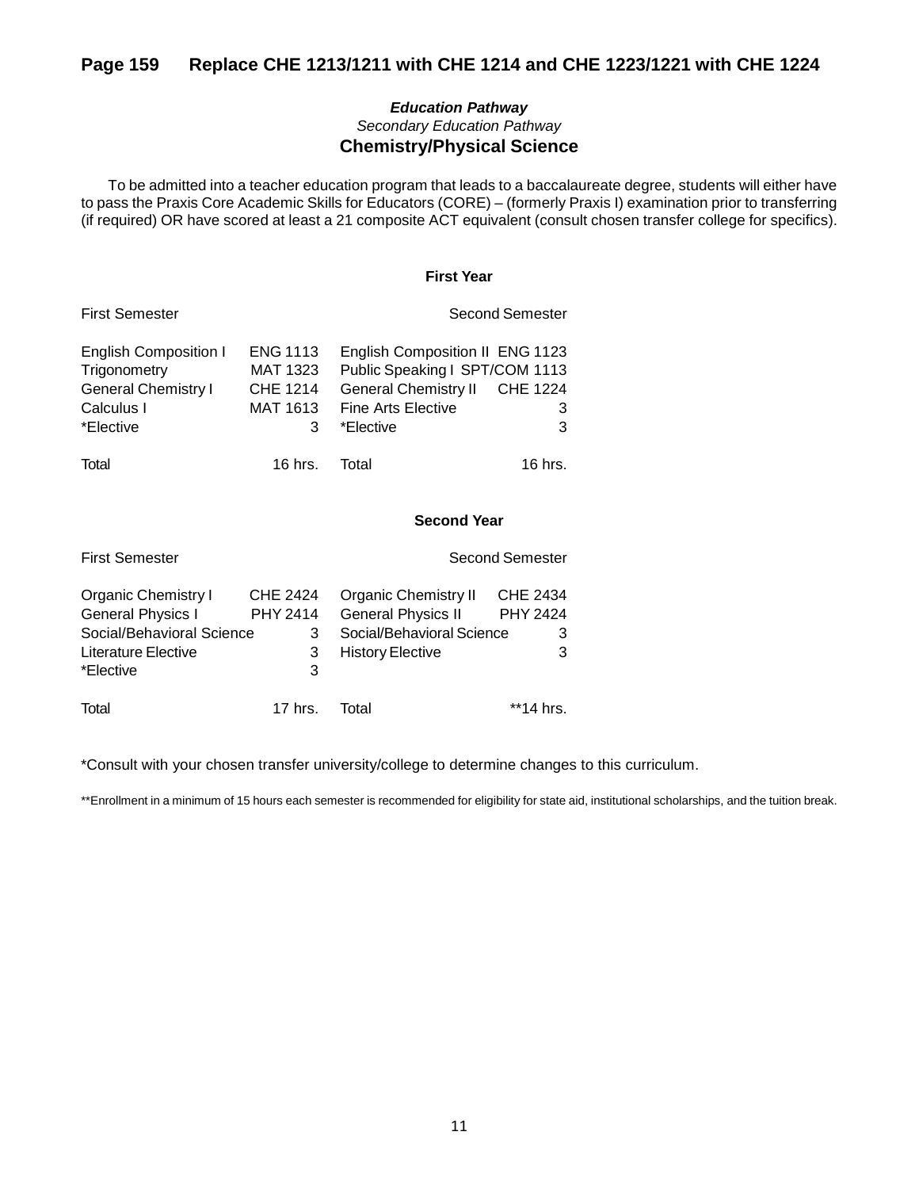## Page 159 Replace CHE 1213/1211 with CHE 1214 and CHE 1223/1221 with CHE 1224

***Education Pathway***

*Secondary Education Pathway*

### Chemistry/Physical Science

To be admitted into a teacher education program that leads to a baccalaureate degree, students will either have to pass the Praxis Core Academic Skills for Educators (CORE) – (formerly Praxis I) examination prior to transferring (if required) OR have scored at least a 21 composite ACT equivalent (consult chosen transfer college for specifics).

**First Year**

| First Semester | | Second Semester | |
|---|---|---|---|
| English Composition I | ENG 1113 | English Composition II | ENG 1123 |
| Trigonometry | MAT 1323 | Public Speaking I | SPT/COM 1113 |
| General Chemistry I | CHE 1214 | General Chemistry II | CHE 1224 |
| Calculus I | MAT 1613 | Fine Arts Elective | 3 |
| *Elective | 3 | *Elective | 3 |
| Total | 16 hrs. | Total | 16 hrs. |

**Second Year**

| First Semester | | Second Semester | |
|---|---|---|---|
| Organic Chemistry I | CHE 2424 | Organic Chemistry II | CHE 2434 |
| General Physics I | PHY 2414 | General Physics II | PHY 2424 |
| Social/Behavioral Science | 3 | Social/Behavioral Science | 3 |
| Literature Elective | 3 | History Elective | 3 |
| *Elective | 3 | | |
| Total | 17 hrs. | Total | **14 hrs. |

*Consult with your chosen transfer university/college to determine changes to this curriculum.

**Enrollment in a minimum of 15 hours each semester is recommended for eligibility for state aid, institutional scholarships, and the tuition break.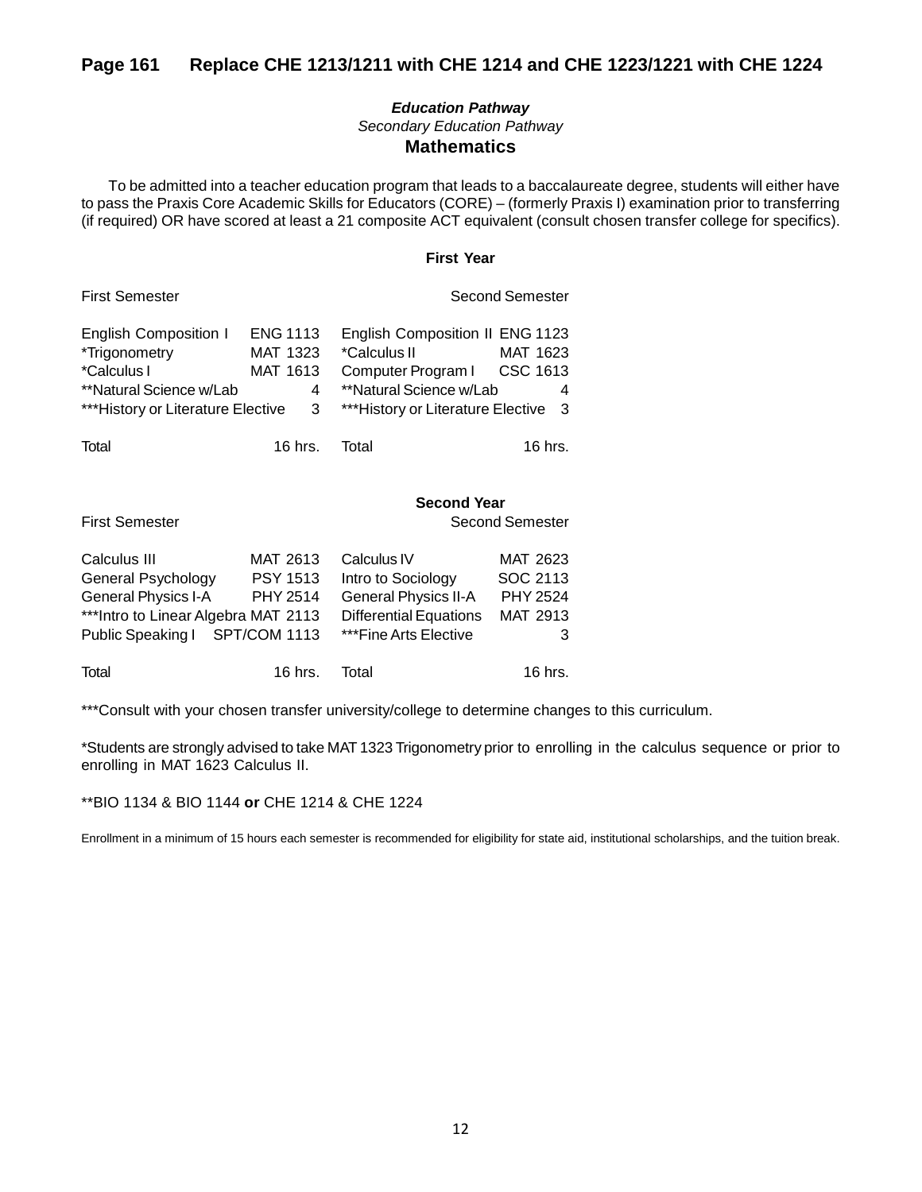## Page 161 Replace CHE 1213/1211 with CHE 1214 and CHE 1223/1221 with CHE 1224

***Education Pathway***

*Secondary Education Pathway*

### Mathematics

To be admitted into a teacher education program that leads to a baccalaureate degree, students will either have to pass the Praxis Core Academic Skills for Educators (CORE) – (formerly Praxis I) examination prior to transferring (if required) OR have scored at least a 21 composite ACT equivalent (consult chosen transfer college for specifics).

**First Year**

| First Semester | | Second Semester | |
|---|---|---|---|
| English Composition I | ENG 1113 | English Composition II | ENG 1123 |
| *Trigonometry | MAT 1323 | *Calculus II | MAT 1623 |
| *Calculus I | MAT 1613 | Computer Program I | CSC 1613 |
| **Natural Science w/Lab | 4 | **Natural Science w/Lab | 4 |
| ***History or Literature Elective | 3 | ***History or Literature Elective | 3 |
| Total | 16 hrs. | Total | 16 hrs. |

**Second Year**

| First Semester | | Second Semester | |
|---|---|---|---|
| Calculus III | MAT 2613 | Calculus IV | MAT 2623 |
| General Psychology | PSY 1513 | Intro to Sociology | SOC 2113 |
| General Physics I-A | PHY 2514 | General Physics II-A | PHY 2524 |
| ***Intro to Linear Algebra | MAT 2113 | Differential Equations | MAT 2913 |
| Public Speaking I | SPT/COM 1113 | ***Fine Arts Elective | 3 |
| Total | 16 hrs. | Total | 16 hrs. |

***Consult with your chosen transfer university/college to determine changes to this curriculum.

*Students are strongly advised to take MAT 1323 Trigonometry prior to enrolling in the calculus sequence or prior to enrolling in MAT 1623 Calculus II.

**BIO 1134 & BIO 1144 **or** CHE 1214 & CHE 1224

Enrollment in a minimum of 15 hours each semester is recommended for eligibility for state aid, institutional scholarships, and the tuition break.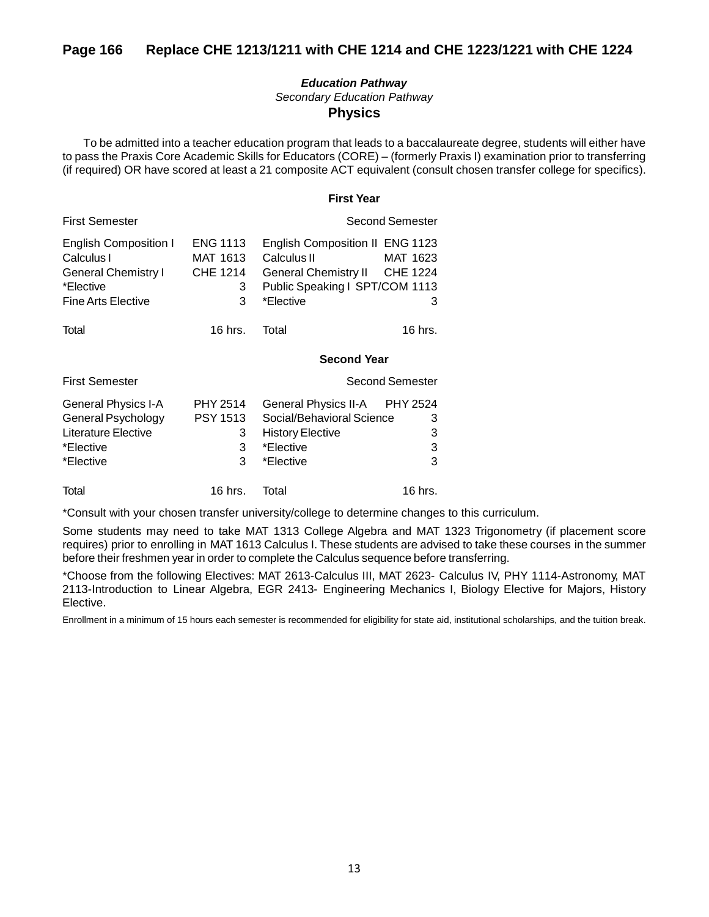## Page 166 Replace CHE 1213/1211 with CHE 1214 and CHE 1223/1221 with CHE 1224

***Education Pathway***

*Secondary Education Pathway*

### Physics

To be admitted into a teacher education program that leads to a baccalaureate degree, students will either have to pass the Praxis Core Academic Skills for Educators (CORE) – (formerly Praxis I) examination prior to transferring (if required) OR have scored at least a 21 composite ACT equivalent (consult chosen transfer college for specifics).

**First Year**

| First Semester | | Second Semester | |
|---|---|---|---|
| English Composition I | ENG 1113 | English Composition II | ENG 1123 |
| Calculus I | MAT 1613 | Calculus II | MAT 1623 |
| General Chemistry I | CHE 1214 | General Chemistry II | CHE 1224 |
| *Elective | 3 | Public Speaking I | SPT/COM 1113 |
| Fine Arts Elective | 3 | *Elective | 3 |
| Total | 16 hrs. | Total | 16 hrs. |

**Second Year**

| First Semester | | Second Semester | |
|---|---|---|---|
| General Physics I-A | PHY 2514 | General Physics II-A | PHY 2524 |
| General Psychology | PSY 1513 | Social/Behavioral Science | 3 |
| Literature Elective | 3 | History Elective | 3 |
| *Elective | 3 | *Elective | 3 |
| *Elective | 3 | *Elective | 3 |
| Total | 16 hrs. | Total | 16 hrs. |

*Consult with your chosen transfer university/college to determine changes to this curriculum.

Some students may need to take MAT 1313 College Algebra and MAT 1323 Trigonometry (if placement score requires) prior to enrolling in MAT 1613 Calculus I. These students are advised to take these courses in the summer before their freshmen year in order to complete the Calculus sequence before transferring.

*Choose from the following Electives: MAT 2613-Calculus III, MAT 2623- Calculus IV, PHY 1114-Astronomy, MAT 2113-Introduction to Linear Algebra, EGR 2413- Engineering Mechanics I, Biology Elective for Majors, History Elective.

Enrollment in a minimum of 15 hours each semester is recommended for eligibility for state aid, institutional scholarships, and the tuition break.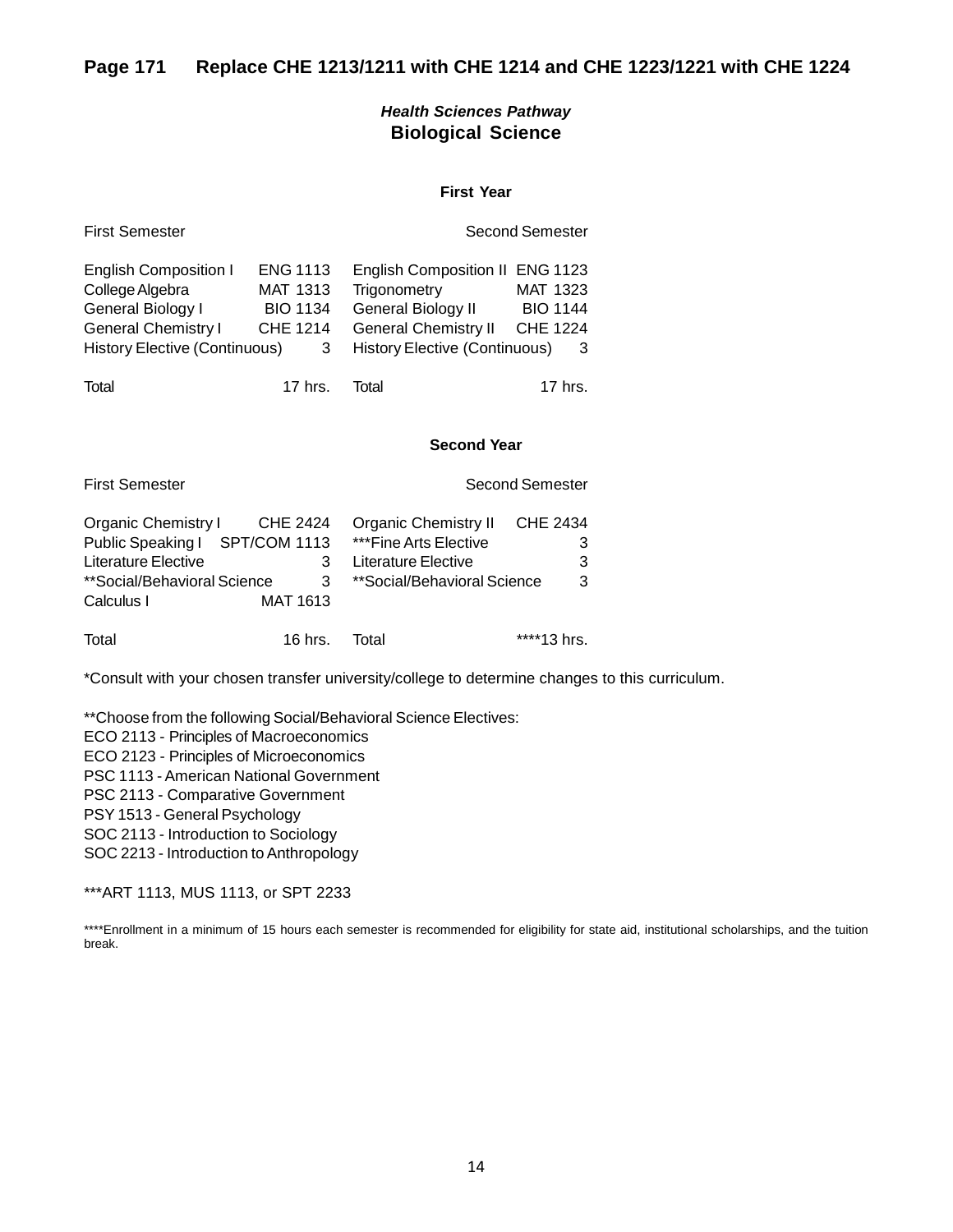## Page 171 Replace CHE 1213/1211 with CHE 1214 and CHE 1223/1221 with CHE 1224

***Health Sciences Pathway***
**Biological Science**

### First Year

| First Semester | | Second Semester | |
|---|---|---|---|
| English Composition I | ENG 1113 | English Composition II | ENG 1123 |
| College Algebra | MAT 1313 | Trigonometry | MAT 1323 |
| General Biology I | BIO 1134 | General Biology II | BIO 1144 |
| General Chemistry I | CHE 1214 | General Chemistry II | CHE 1224 |
| History Elective (Continuous) | 3 | History Elective (Continuous) | 3 |
| Total | 17 hrs. | Total | 17 hrs. |

### Second Year

| First Semester | | Second Semester | |
|---|---|---|---|
| Organic Chemistry I | CHE 2424 | Organic Chemistry II | CHE 2434 |
| Public Speaking I | SPT/COM 1113 | ***Fine Arts Elective | 3 |
| Literature Elective | 3 | Literature Elective | 3 |
| **Social/Behavioral Science | 3 | **Social/Behavioral Science | 3 |
| Calculus I | MAT 1613 | | |
| Total | 16 hrs. | Total | ****13 hrs. |

*Consult with your chosen transfer university/college to determine changes to this curriculum.

**Choose from the following Social/Behavioral Science Electives:
ECO 2113 - Principles of Macroeconomics
ECO 2123 - Principles of Microeconomics
PSC 1113 - American National Government
PSC 2113 - Comparative Government
PSY 1513 - General Psychology
SOC 2113 - Introduction to Sociology
SOC 2213 - Introduction to Anthropology

***ART 1113, MUS 1113, or SPT 2233

****Enrollment in a minimum of 15 hours each semester is recommended for eligibility for state aid, institutional scholarships, and the tuition break.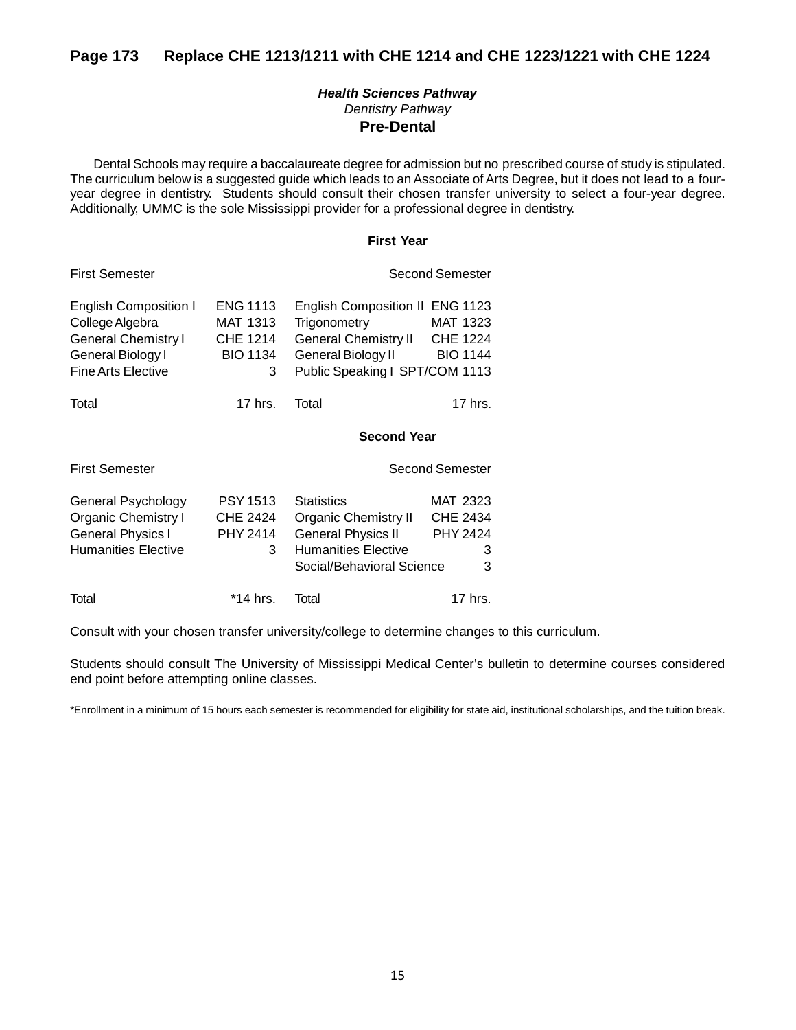## Page 173 Replace CHE 1213/1211 with CHE 1214 and CHE 1223/1221 with CHE 1224

***Health Sciences Pathway***

*Dentistry Pathway*

### Pre-Dental

Dental Schools may require a baccalaureate degree for admission but no prescribed course of study is stipulated. The curriculum below is a suggested guide which leads to an Associate of Arts Degree, but it does not lead to a four-year degree in dentistry. Students should consult their chosen transfer university to select a four-year degree. Additionally, UMMC is the sole Mississippi provider for a professional degree in dentistry.

**First Year**

| First Semester | | Second Semester | |
|---|---|---|---|
| English Composition I | ENG 1113 | English Composition II | ENG 1123 |
| College Algebra | MAT 1313 | Trigonometry | MAT 1323 |
| General Chemistry I | CHE 1214 | General Chemistry II | CHE 1224 |
| General Biology I | BIO 1134 | General Biology II | BIO 1144 |
| Fine Arts Elective | 3 | Public Speaking I | SPT/COM 1113 |
| Total | 17 hrs. | Total | 17 hrs. |

**Second Year**

| First Semester | | Second Semester | |
|---|---|---|---|
| General Psychology | PSY 1513 | Statistics | MAT 2323 |
| Organic Chemistry I | CHE 2424 | Organic Chemistry II | CHE 2434 |
| General Physics I | PHY 2414 | General Physics II | PHY 2424 |
| Humanities Elective | 3 | Humanities Elective | 3 |
| | | Social/Behavioral Science | 3 |
| Total | *14 hrs. | Total | 17 hrs. |

Consult with your chosen transfer university/college to determine changes to this curriculum.

Students should consult The University of Mississippi Medical Center's bulletin to determine courses considered end point before attempting online classes.

*Enrollment in a minimum of 15 hours each semester is recommended for eligibility for state aid, institutional scholarships, and the tuition break.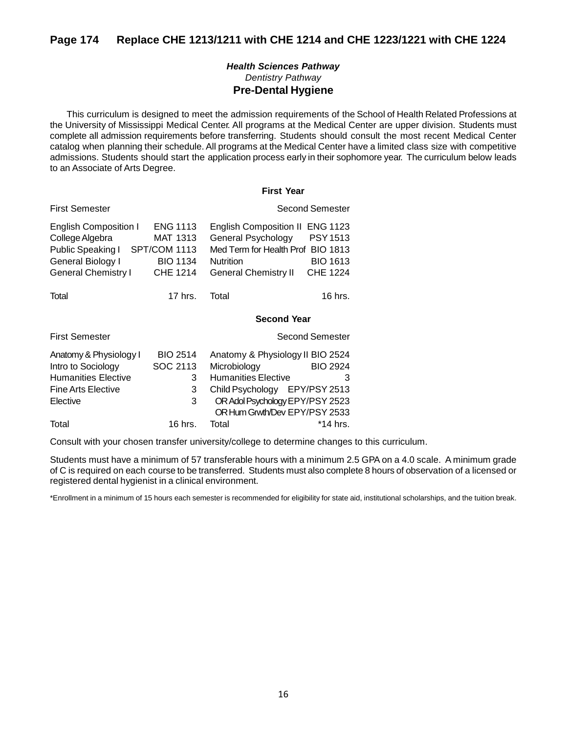## Page 174 Replace CHE 1213/1211 with CHE 1214 and CHE 1223/1221 with CHE 1224

***Health Sciences Pathway***

*Dentistry Pathway*

### Pre-Dental Hygiene

This curriculum is designed to meet the admission requirements of the School of Health Related Professions at the University of Mississippi Medical Center. All programs at the Medical Center are upper division. Students must complete all admission requirements before transferring. Students should consult the most recent Medical Center catalog when planning their schedule. All programs at the Medical Center have a limited class size with competitive admissions. Students should start the application process early in their sophomore year. The curriculum below leads to an Associate of Arts Degree.

**First Year**

| First Semester | | Second Semester | |
|---|---|---|---|
| English Composition I | ENG 1113 | English Composition II | ENG 1123 |
| College Algebra | MAT 1313 | General Psychology | PSY 1513 |
| Public Speaking I | SPT/COM 1113 | Med Term for Health Prof | BIO 1813 |
| General Biology I | BIO 1134 | Nutrition | BIO 1613 |
| General Chemistry I | CHE 1214 | General Chemistry II | CHE 1224 |
| Total | 17 hrs. | Total | 16 hrs. |

**Second Year**

| First Semester | | Second Semester | |
|---|---|---|---|
| Anatomy & Physiology I | BIO 2514 | Anatomy & Physiology II | BIO 2524 |
| Intro to Sociology | SOC 2113 | Microbiology | BIO 2924 |
| Humanities Elective | 3 | Humanities Elective | 3 |
| Fine Arts Elective | 3 | Child Psychology | EPY/PSY 2513 |
| Elective | 3 | OR Adol Psychology | EPY/PSY 2523 |
| | | OR Hum Grwth/Dev | EPY/PSY 2533 |
| Total | 16 hrs. | Total | *14 hrs. |

Consult with your chosen transfer university/college to determine changes to this curriculum.

Students must have a minimum of 57 transferable hours with a minimum 2.5 GPA on a 4.0 scale. A minimum grade of C is required on each course to be transferred. Students must also complete 8 hours of observation of a licensed or registered dental hygienist in a clinical environment.

*Enrollment in a minimum of 15 hours each semester is recommended for eligibility for state aid, institutional scholarships, and the tuition break.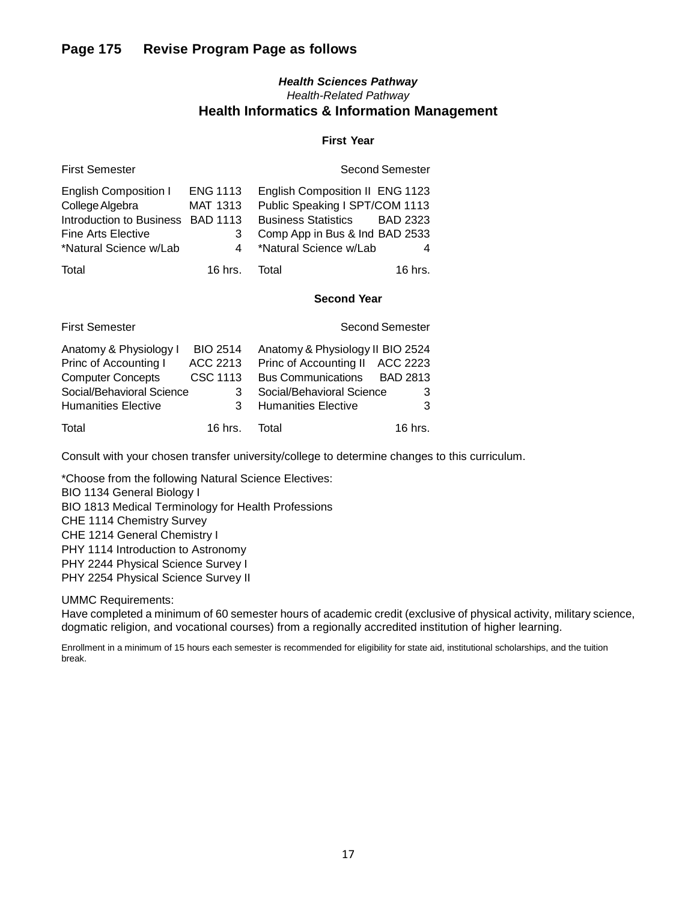## Page 175 Revise Program Page as follows

***Health Sciences Pathway***

*Health-Related Pathway*

### Health Informatics & Information Management

**First Year**

| First Semester | | Second Semester | |
|---|---|---|---|
| English Composition I | ENG 1113 | English Composition II | ENG 1123 |
| College Algebra | MAT 1313 | Public Speaking I | SPT/COM 1113 |
| Introduction to Business | BAD 1113 | Business Statistics | BAD 2323 |
| Fine Arts Elective | 3 | Comp App in Bus & Ind | BAD 2533 |
| *Natural Science w/Lab | 4 | *Natural Science w/Lab | 4 |
| Total | 16 hrs. | Total | 16 hrs. |

**Second Year**

| First Semester | | Second Semester | |
|---|---|---|---|
| Anatomy & Physiology I | BIO 2514 | Anatomy & Physiology II | BIO 2524 |
| Princ of Accounting I | ACC 2213 | Princ of Accounting II | ACC 2223 |
| Computer Concepts | CSC 1113 | Bus Communications | BAD 2813 |
| Social/Behavioral Science | 3 | Social/Behavioral Science | 3 |
| Humanities Elective | 3 | Humanities Elective | 3 |
| Total | 16 hrs. | Total | 16 hrs. |

Consult with your chosen transfer university/college to determine changes to this curriculum.

*Choose from the following Natural Science Electives:
BIO 1134 General Biology I
BIO 1813 Medical Terminology for Health Professions
CHE 1114 Chemistry Survey
CHE 1214 General Chemistry I
PHY 1114 Introduction to Astronomy
PHY 2244 Physical Science Survey I
PHY 2254 Physical Science Survey II

UMMC Requirements:
Have completed a minimum of 60 semester hours of academic credit (exclusive of physical activity, military science, dogmatic religion, and vocational courses) from a regionally accredited institution of higher learning.

Enrollment in a minimum of 15 hours each semester is recommended for eligibility for state aid, institutional scholarships, and the tuition break.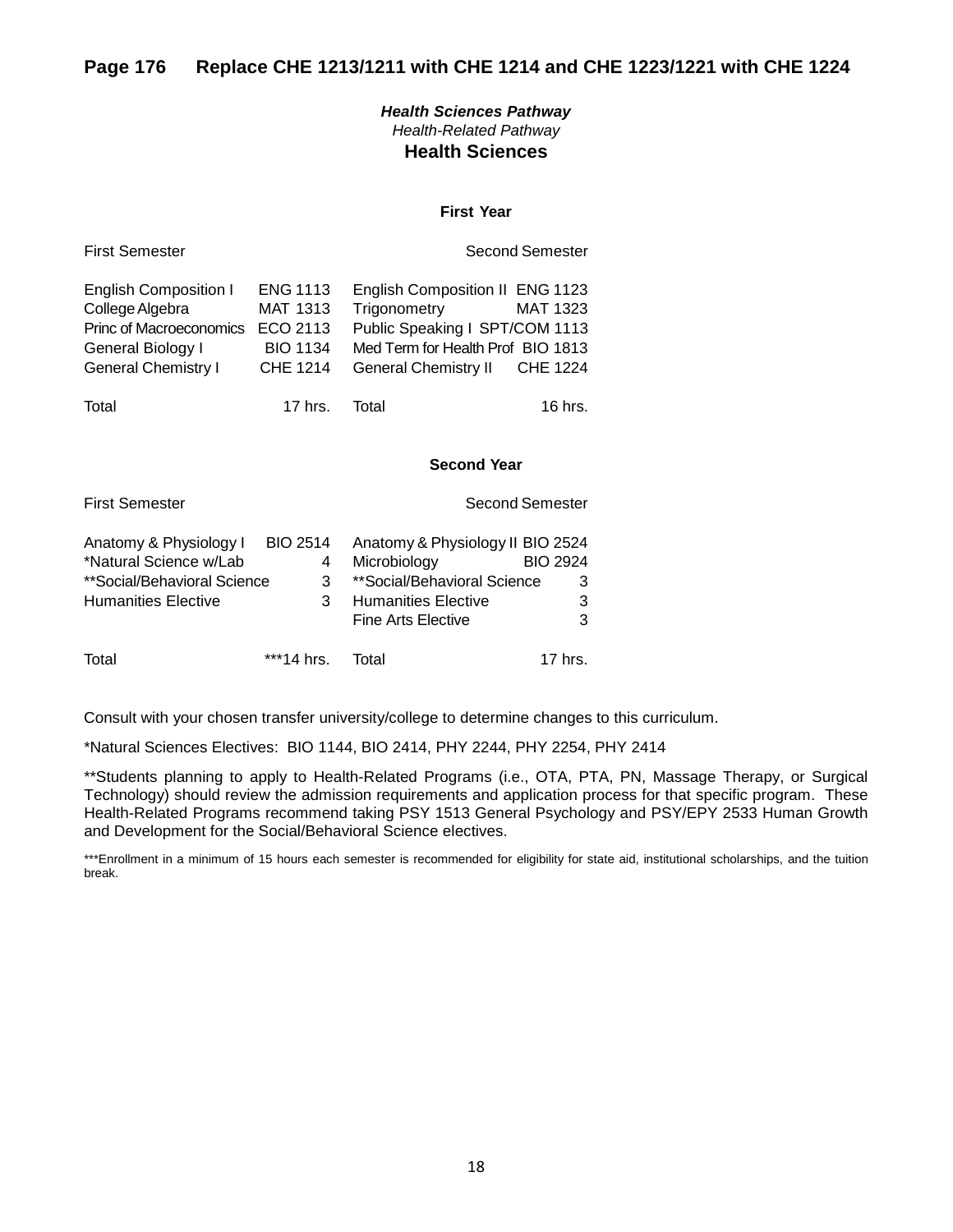**Page 176 Replace CHE 1213/1211 with CHE 1214 and CHE 1223/1221 with CHE 1224**

***Health Sciences Pathway***

*Health-Related Pathway*

**Health Sciences**

**First Year**

| First Semester | | Second Semester | |
|---|---|---|---|
| English Composition I | ENG 1113 | English Composition II | ENG 1123 |
| College Algebra | MAT 1313 | Trigonometry | MAT 1323 |
| Princ of Macroeconomics | ECO 2113 | Public Speaking I | SPT/COM 1113 |
| General Biology I | BIO 1134 | Med Term for Health Prof | BIO 1813 |
| General Chemistry I | CHE 1214 | General Chemistry II | CHE 1224 |
| Total | 17 hrs. | Total | 16 hrs. |

**Second Year**

| First Semester | | Second Semester | |
|---|---|---|---|
| Anatomy & Physiology I | BIO 2514 | Anatomy & Physiology II | BIO 2524 |
| *Natural Science w/Lab | 4 | Microbiology | BIO 2924 |
| **Social/Behavioral Science | 3 | **Social/Behavioral Science | 3 |
| Humanities Elective | 3 | Humanities Elective | 3 |
| | | Fine Arts Elective | 3 |
| Total | ***14 hrs. | Total | 17 hrs. |

Consult with your chosen transfer university/college to determine changes to this curriculum.

*Natural Sciences Electives: BIO 1144, BIO 2414, PHY 2244, PHY 2254, PHY 2414

**Students planning to apply to Health-Related Programs (i.e., OTA, PTA, PN, Massage Therapy, or Surgical Technology) should review the admission requirements and application process for that specific program. These Health-Related Programs recommend taking PSY 1513 General Psychology and PSY/EPY 2533 Human Growth and Development for the Social/Behavioral Science electives.

***Enrollment in a minimum of 15 hours each semester is recommended for eligibility for state aid, institutional scholarships, and the tuition break.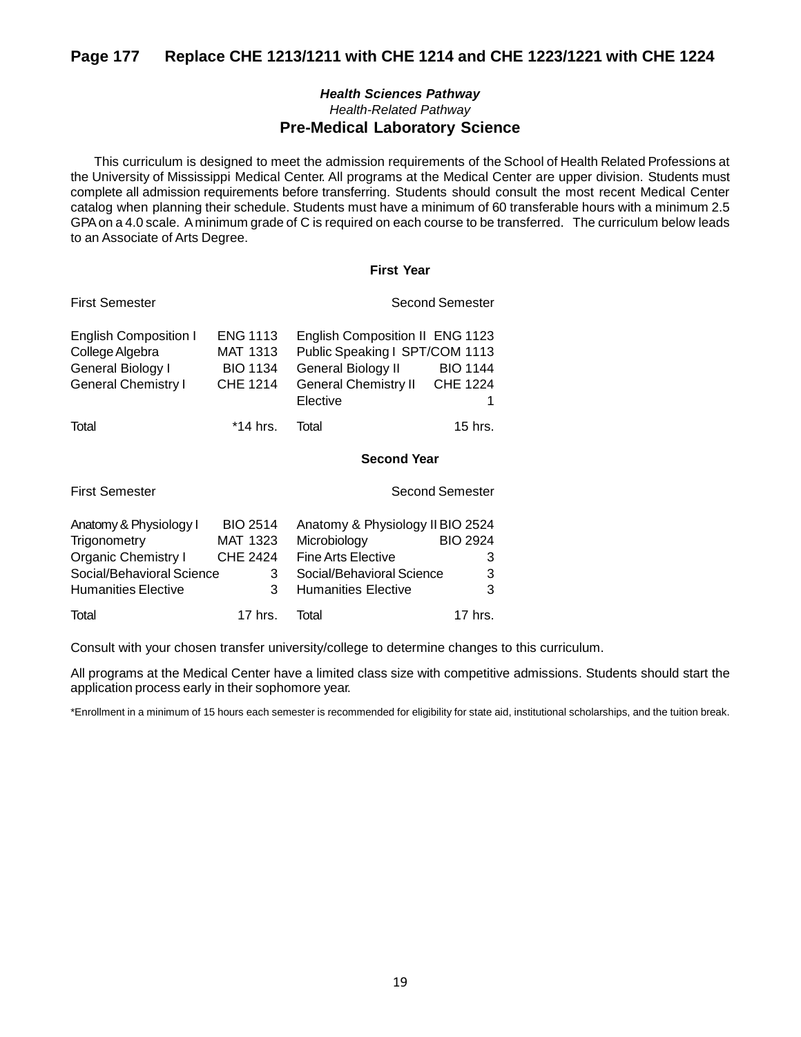## Page 177 Replace CHE 1213/1211 with CHE 1214 and CHE 1223/1221 with CHE 1224

***Health Sciences Pathway***

*Health-Related Pathway*

### Pre-Medical Laboratory Science

This curriculum is designed to meet the admission requirements of the School of Health Related Professions at the University of Mississippi Medical Center. All programs at the Medical Center are upper division. Students must complete all admission requirements before transferring. Students should consult the most recent Medical Center catalog when planning their schedule. Students must have a minimum of 60 transferable hours with a minimum 2.5 GPA on a 4.0 scale. A minimum grade of C is required on each course to be transferred. The curriculum below leads to an Associate of Arts Degree.

**First Year**

| First Semester | | Second Semester | |
|---|---|---|---|
| English Composition I | ENG 1113 | English Composition II | ENG 1123 |
| College Algebra | MAT 1313 | Public Speaking I | SPT/COM 1113 |
| General Biology I | BIO 1134 | General Biology II | BIO 1144 |
| General Chemistry I | CHE 1214 | General Chemistry II | CHE 1224 |
| | | Elective | 1 |
| Total | *14 hrs. | Total | 15 hrs. |

**Second Year**

| First Semester | | Second Semester | |
|---|---|---|---|
| Anatomy & Physiology I | BIO 2514 | Anatomy & Physiology II | BIO 2524 |
| Trigonometry | MAT 1323 | Microbiology | BIO 2924 |
| Organic Chemistry I | CHE 2424 | Fine Arts Elective | 3 |
| Social/Behavioral Science | 3 | Social/Behavioral Science | 3 |
| Humanities Elective | 3 | Humanities Elective | 3 |
| Total | 17 hrs. | Total | 17 hrs. |

Consult with your chosen transfer university/college to determine changes to this curriculum.

All programs at the Medical Center have a limited class size with competitive admissions. Students should start the application process early in their sophomore year.

*Enrollment in a minimum of 15 hours each semester is recommended for eligibility for state aid, institutional scholarships, and the tuition break.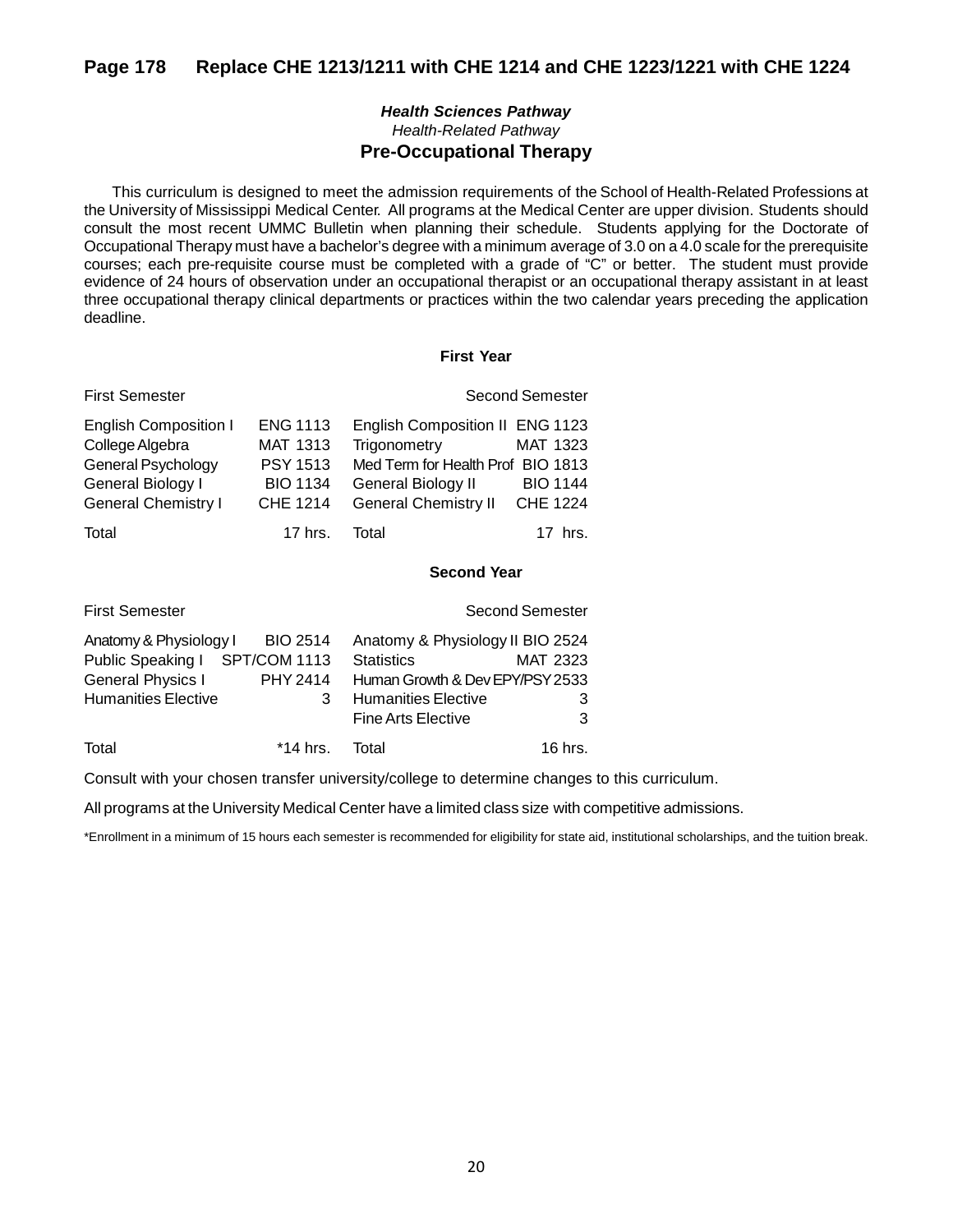## Page 178 Replace CHE 1213/1211 with CHE 1214 and CHE 1223/1221 with CHE 1224

***Health Sciences Pathway***

*Health-Related Pathway*

### Pre-Occupational Therapy

This curriculum is designed to meet the admission requirements of the School of Health-Related Professions at the University of Mississippi Medical Center. All programs at the Medical Center are upper division. Students should consult the most recent UMMC Bulletin when planning their schedule. Students applying for the Doctorate of Occupational Therapy must have a bachelor's degree with a minimum average of 3.0 on a 4.0 scale for the prerequisite courses; each pre-requisite course must be completed with a grade of "C" or better. The student must provide evidence of 24 hours of observation under an occupational therapist or an occupational therapy assistant in at least three occupational therapy clinical departments or practices within the two calendar years preceding the application deadline.

**First Year**

| First Semester | | Second Semester | |
|---|---|---|---|
| English Composition I | ENG 1113 | English Composition II | ENG 1123 |
| College Algebra | MAT 1313 | Trigonometry | MAT 1323 |
| General Psychology | PSY 1513 | Med Term for Health Prof | BIO 1813 |
| General Biology I | BIO 1134 | General Biology II | BIO 1144 |
| General Chemistry I | CHE 1214 | General Chemistry II | CHE 1224 |
| Total | 17 hrs. | Total | 17 hrs. |

**Second Year**

| First Semester | | Second Semester | |
|---|---|---|---|
| Anatomy & Physiology I | BIO 2514 | Anatomy & Physiology II | BIO 2524 |
| Public Speaking I | SPT/COM 1113 | Statistics | MAT 2323 |
| General Physics I | PHY 2414 | Human Growth & Dev | EPY/PSY 2533 |
| Humanities Elective | 3 | Humanities Elective | 3 |
| | | Fine Arts Elective | 3 |
| Total | *14 hrs. | Total | 16 hrs. |

Consult with your chosen transfer university/college to determine changes to this curriculum.

All programs at the University Medical Center have a limited class size with competitive admissions.

*Enrollment in a minimum of 15 hours each semester is recommended for eligibility for state aid, institutional scholarships, and the tuition break.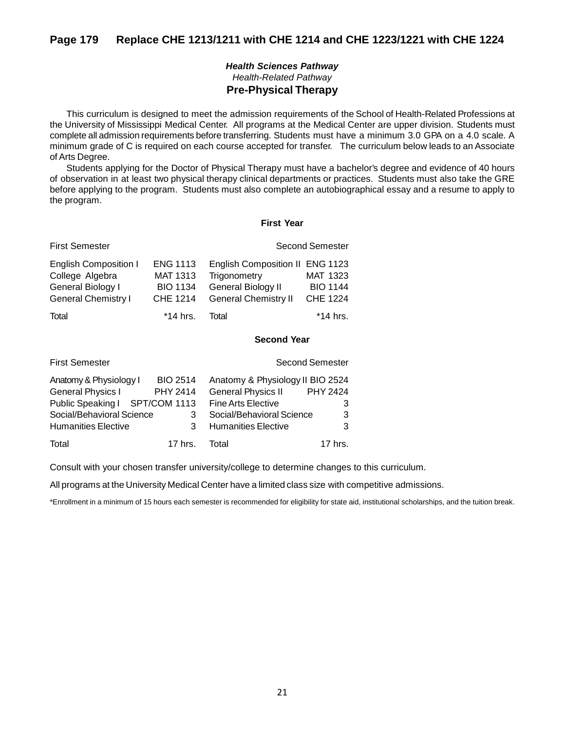## Page 179 Replace CHE 1213/1211 with CHE 1214 and CHE 1223/1221 with CHE 1224

***Health Sciences Pathway***

*Health-Related Pathway*

### Pre-Physical Therapy

This curriculum is designed to meet the admission requirements of the School of Health-Related Professions at the University of Mississippi Medical Center. All programs at the Medical Center are upper division. Students must complete all admission requirements before transferring. Students must have a minimum 3.0 GPA on a 4.0 scale. A minimum grade of C is required on each course accepted for transfer. The curriculum below leads to an Associate of Arts Degree.

Students applying for the Doctor of Physical Therapy must have a bachelor's degree and evidence of 40 hours of observation in at least two physical therapy clinical departments or practices. Students must also take the GRE before applying to the program. Students must also complete an autobiographical essay and a resume to apply to the program.

**First Year**

| First Semester | | Second Semester | |
|---|---|---|---|
| English Composition I | ENG 1113 | English Composition II | ENG 1123 |
| College Algebra | MAT 1313 | Trigonometry | MAT 1323 |
| General Biology I | BIO 1134 | General Biology II | BIO 1144 |
| General Chemistry I | CHE 1214 | General Chemistry II | CHE 1224 |
| Total | *14 hrs. | Total | *14 hrs. |

**Second Year**

| First Semester | | Second Semester | |
|---|---|---|---|
| Anatomy & Physiology I | BIO 2514 | Anatomy & Physiology II | BIO 2524 |
| General Physics I | PHY 2414 | General Physics II | PHY 2424 |
| Public Speaking I | SPT/COM 1113 | Fine Arts Elective | 3 |
| Social/Behavioral Science | 3 | Social/Behavioral Science | 3 |
| Humanities Elective | 3 | Humanities Elective | 3 |
| Total | 17 hrs. | Total | 17 hrs. |

Consult with your chosen transfer university/college to determine changes to this curriculum.

All programs at the University Medical Center have a limited class size with competitive admissions.

*Enrollment in a minimum of 15 hours each semester is recommended for eligibility for state aid, institutional scholarships, and the tuition break.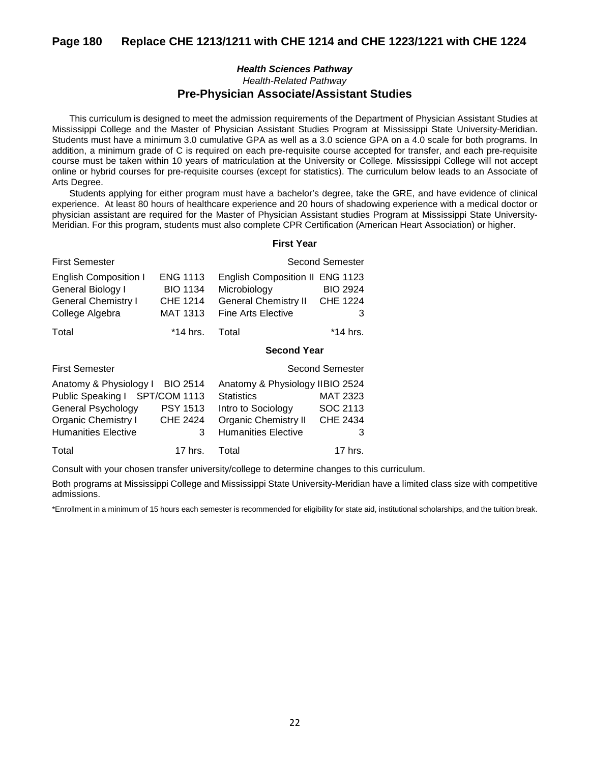## Page 180 Replace CHE 1213/1211 with CHE 1214 and CHE 1223/1221 with CHE 1224

***Health Sciences Pathway***

*Health-Related Pathway*

### Pre-Physician Associate/Assistant Studies

This curriculum is designed to meet the admission requirements of the Department of Physician Assistant Studies at Mississippi College and the Master of Physician Assistant Studies Program at Mississippi State University-Meridian. Students must have a minimum 3.0 cumulative GPA as well as a 3.0 science GPA on a 4.0 scale for both programs. In addition, a minimum grade of C is required on each pre-requisite course accepted for transfer, and each pre-requisite course must be taken within 10 years of matriculation at the University or College. Mississippi College will not accept online or hybrid courses for pre-requisite courses (except for statistics). The curriculum below leads to an Associate of Arts Degree.

Students applying for either program must have a bachelor's degree, take the GRE, and have evidence of clinical experience. At least 80 hours of healthcare experience and 20 hours of shadowing experience with a medical doctor or physician assistant are required for the Master of Physician Assistant studies Program at Mississippi State University-Meridian. For this program, students must also complete CPR Certification (American Heart Association) or higher.

**First Year**

| First Semester | | Second Semester | |
|---|---|---|---|
| English Composition I | ENG 1113 | English Composition II | ENG 1123 |
| General Biology I | BIO 1134 | Microbiology | BIO 2924 |
| General Chemistry I | CHE 1214 | General Chemistry II | CHE 1224 |
| College Algebra | MAT 1313 | Fine Arts Elective | 3 |
| Total | *14 hrs. | Total | *14 hrs. |

**Second Year**

| First Semester | | Second Semester | |
|---|---|---|---|
| Anatomy & Physiology I | BIO 2514 | Anatomy & Physiology II | BIO 2524 |
| Public Speaking I | SPT/COM 1113 | Statistics | MAT 2323 |
| General Psychology | PSY 1513 | Intro to Sociology | SOC 2113 |
| Organic Chemistry I | CHE 2424 | Organic Chemistry II | CHE 2434 |
| Humanities Elective | 3 | Humanities Elective | 3 |
| Total | 17 hrs. | Total | 17 hrs. |

Consult with your chosen transfer university/college to determine changes to this curriculum.

Both programs at Mississippi College and Mississippi State University-Meridian have a limited class size with competitive admissions.

*Enrollment in a minimum of 15 hours each semester is recommended for eligibility for state aid, institutional scholarships, and the tuition break.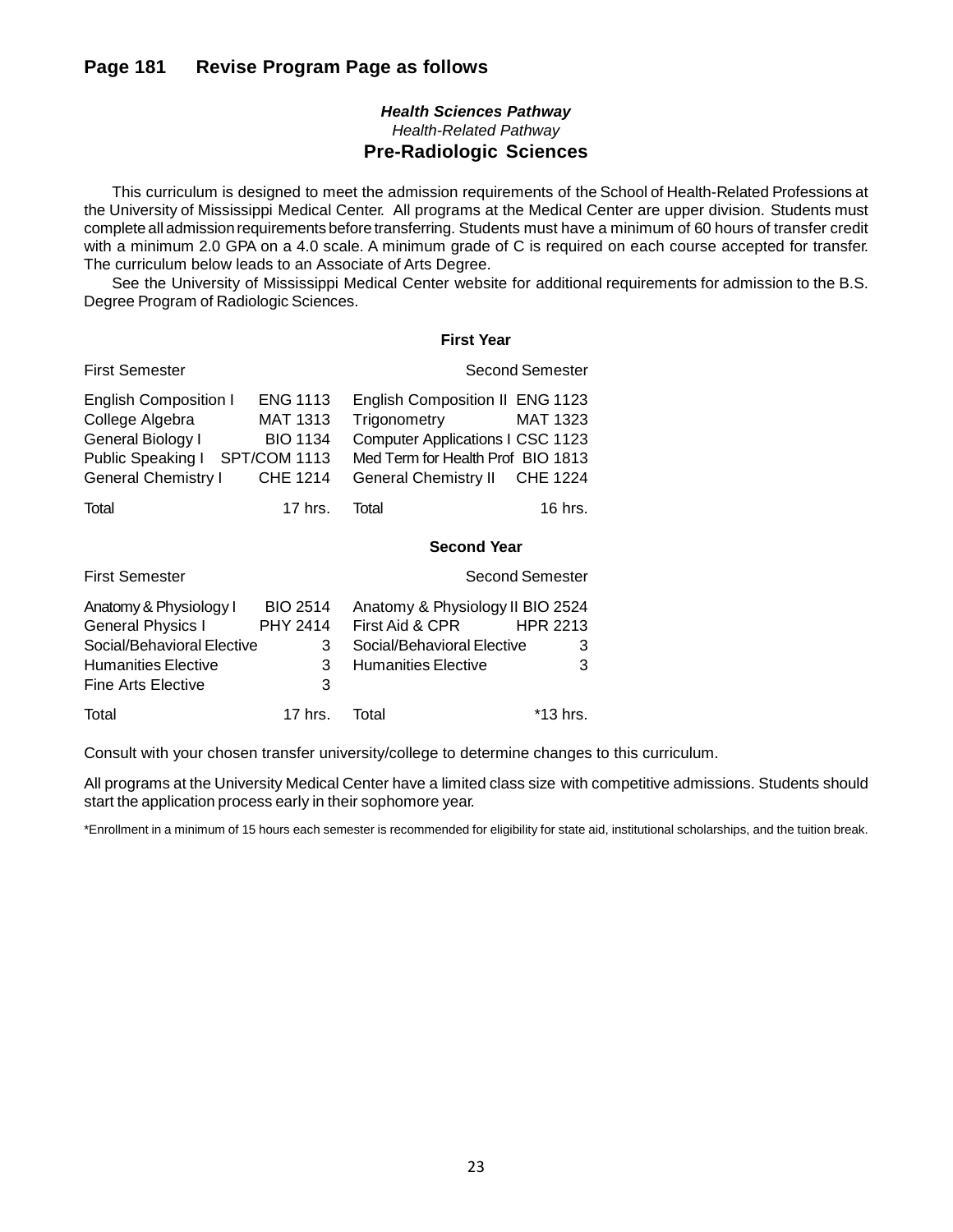## Page 181 Revise Program Page as follows

***Health Sciences Pathway***

*Health-Related Pathway*

### Pre-Radiologic Sciences

This curriculum is designed to meet the admission requirements of the School of Health-Related Professions at the University of Mississippi Medical Center. All programs at the Medical Center are upper division. Students must complete all admission requirements before transferring. Students must have a minimum of 60 hours of transfer credit with a minimum 2.0 GPA on a 4.0 scale. A minimum grade of C is required on each course accepted for transfer. The curriculum below leads to an Associate of Arts Degree.

See the University of Mississippi Medical Center website for additional requirements for admission to the B.S. Degree Program of Radiologic Sciences.

**First Year**

| First Semester | | Second Semester | |
|---|---|---|---|
| English Composition I | ENG 1113 | English Composition II | ENG 1123 |
| College Algebra | MAT 1313 | Trigonometry | MAT 1323 |
| General Biology I | BIO 1134 | Computer Applications I | CSC 1123 |
| Public Speaking I | SPT/COM 1113 | Med Term for Health Prof | BIO 1813 |
| General Chemistry I | CHE 1214 | General Chemistry II | CHE 1224 |
| Total | 17 hrs. | Total | 16 hrs. |

**Second Year**

| First Semester | | Second Semester | |
|---|---|---|---|
| Anatomy & Physiology I | BIO 2514 | Anatomy & Physiology II | BIO 2524 |
| General Physics I | PHY 2414 | First Aid & CPR | HPR 2213 |
| Social/Behavioral Elective | 3 | Social/Behavioral Elective | 3 |
| Humanities Elective | 3 | Humanities Elective | 3 |
| Fine Arts Elective | 3 | | |
| Total | 17 hrs. | Total | *13 hrs. |

Consult with your chosen transfer university/college to determine changes to this curriculum.

All programs at the University Medical Center have a limited class size with competitive admissions. Students should start the application process early in their sophomore year.

*Enrollment in a minimum of 15 hours each semester is recommended for eligibility for state aid, institutional scholarships, and the tuition break.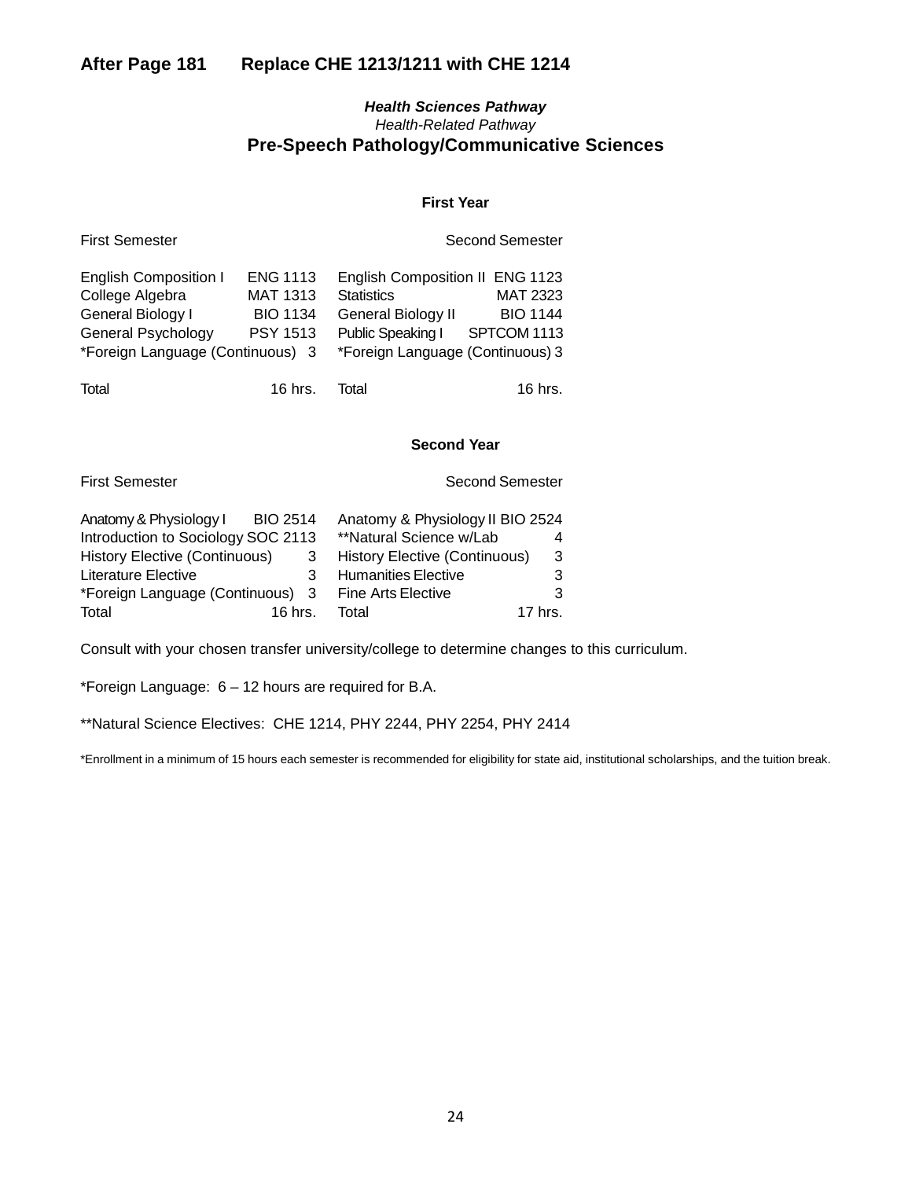**After Page 181 Replace CHE 1213/1211 with CHE 1214**

***Health Sciences Pathway***

*Health-Related Pathway*

## Pre-Speech Pathology/Communicative Sciences

### First Year

| First Semester | | Second Semester | |
|---|---|---|---|
| English Composition I | ENG 1113 | English Composition II | ENG 1123 |
| College Algebra | MAT 1313 | Statistics | MAT 2323 |
| General Biology I | BIO 1134 | General Biology II | BIO 1144 |
| General Psychology | PSY 1513 | Public Speaking I | SPTCOM 1113 |
| *Foreign Language (Continuous) | 3 | *Foreign Language (Continuous) | 3 |
| Total | 16 hrs. | Total | 16 hrs. |

### Second Year

| First Semester | | Second Semester | |
|---|---|---|---|
| Anatomy & Physiology I | BIO 2514 | Anatomy & Physiology II | BIO 2524 |
| Introduction to Sociology | SOC 2113 | **Natural Science w/Lab | 4 |
| History Elective (Continuous) | 3 | History Elective (Continuous) | 3 |
| Literature Elective | 3 | Humanities Elective | 3 |
| *Foreign Language (Continuous) | 3 | Fine Arts Elective | 3 |
| Total | 16 hrs. | Total | 17 hrs. |

Consult with your chosen transfer university/college to determine changes to this curriculum.

*Foreign Language: 6 – 12 hours are required for B.A.

**Natural Science Electives: CHE 1214, PHY 2244, PHY 2254, PHY 2414

*Enrollment in a minimum of 15 hours each semester is recommended for eligibility for state aid, institutional scholarships, and the tuition break.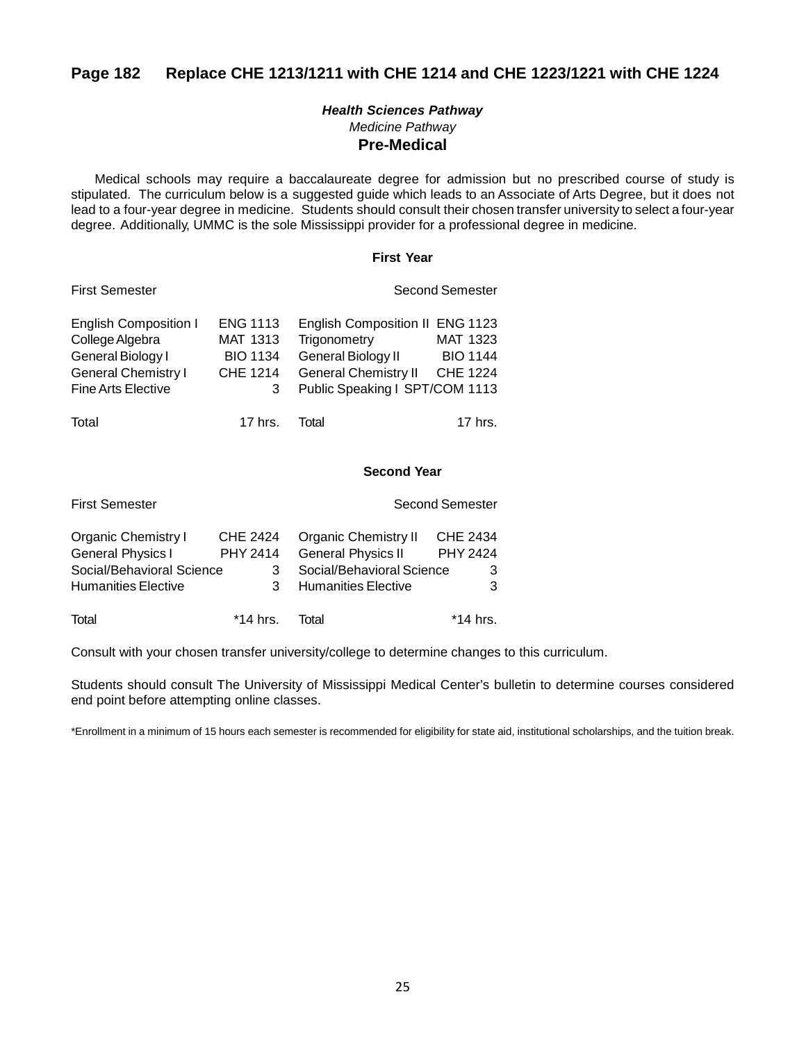## Page 182 Replace CHE 1213/1211 with CHE 1214 and CHE 1223/1221 with CHE 1224

***Health Sciences Pathway***

*Medicine Pathway*

**Pre-Medical**

Medical schools may require a baccalaureate degree for admission but no prescribed course of study is stipulated. The curriculum below is a suggested guide which leads to an Associate of Arts Degree, but it does not lead to a four-year degree in medicine. Students should consult their chosen transfer university to select a four-year degree. Additionally, UMMC is the sole Mississippi provider for a professional degree in medicine.

**First Year**

| First Semester | | Second Semester | |
|---|---|---|---|
| English Composition I | ENG 1113 | English Composition II | ENG 1123 |
| College Algebra | MAT 1313 | Trigonometry | MAT 1323 |
| General Biology I | BIO 1134 | General Biology II | BIO 1144 |
| General Chemistry I | CHE 1214 | General Chemistry II | CHE 1224 |
| Fine Arts Elective | 3 | Public Speaking I | SPT/COM 1113 |
| Total | 17 hrs. | Total | 17 hrs. |

**Second Year**

| First Semester | | Second Semester | |
|---|---|---|---|
| Organic Chemistry I | CHE 2424 | Organic Chemistry II | CHE 2434 |
| General Physics I | PHY 2414 | General Physics II | PHY 2424 |
| Social/Behavioral Science | 3 | Social/Behavioral Science | 3 |
| Humanities Elective | 3 | Humanities Elective | 3 |
| Total | *14 hrs. | Total | *14 hrs. |

Consult with your chosen transfer university/college to determine changes to this curriculum.

Students should consult The University of Mississippi Medical Center's bulletin to determine courses considered end point before attempting online classes.

*Enrollment in a minimum of 15 hours each semester is recommended for eligibility for state aid, institutional scholarships, and the tuition break.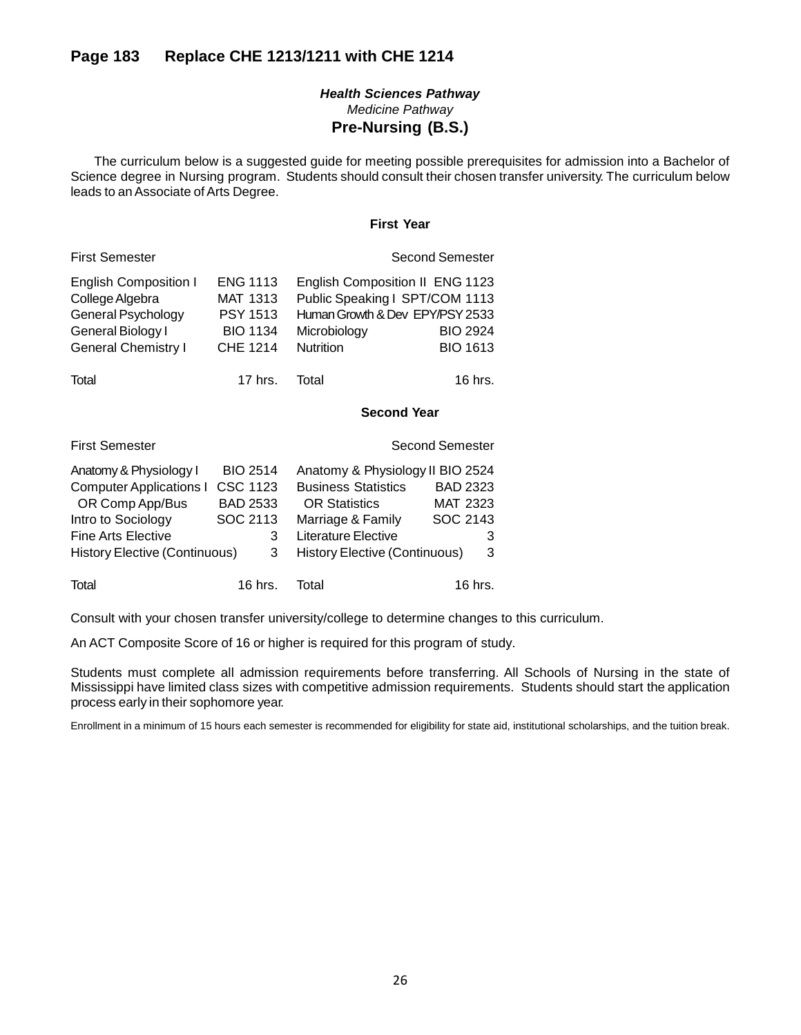## Page 183 Replace CHE 1213/1211 with CHE 1214

***Health Sciences Pathway***

*Medicine Pathway*

### Pre-Nursing (B.S.)

The curriculum below is a suggested guide for meeting possible prerequisites for admission into a Bachelor of Science degree in Nursing program. Students should consult their chosen transfer university. The curriculum below leads to an Associate of Arts Degree.

**First Year**

| First Semester | | Second Semester | |
|---|---|---|---|
| English Composition I | ENG 1113 | English Composition II | ENG 1123 |
| College Algebra | MAT 1313 | Public Speaking I | SPT/COM 1113 |
| General Psychology | PSY 1513 | Human Growth & Dev | EPY/PSY 2533 |
| General Biology I | BIO 1134 | Microbiology | BIO 2924 |
| General Chemistry I | CHE 1214 | Nutrition | BIO 1613 |
| Total | 17 hrs. | Total | 16 hrs. |

**Second Year**

| First Semester | | Second Semester | |
|---|---|---|---|
| Anatomy & Physiology I | BIO 2514 | Anatomy & Physiology II | BIO 2524 |
| Computer Applications I | CSC 1123 | Business Statistics | BAD 2323 |
| OR Comp App/Bus | BAD 2533 | OR Statistics | MAT 2323 |
| Intro to Sociology | SOC 2113 | Marriage & Family | SOC 2143 |
| Fine Arts Elective | 3 | Literature Elective | 3 |
| History Elective (Continuous) | 3 | History Elective (Continuous) | 3 |
| Total | 16 hrs. | Total | 16 hrs. |

Consult with your chosen transfer university/college to determine changes to this curriculum.

An ACT Composite Score of 16 or higher is required for this program of study.

Students must complete all admission requirements before transferring. All Schools of Nursing in the state of Mississippi have limited class sizes with competitive admission requirements. Students should start the application process early in their sophomore year.

Enrollment in a minimum of 15 hours each semester is recommended for eligibility for state aid, institutional scholarships, and the tuition break.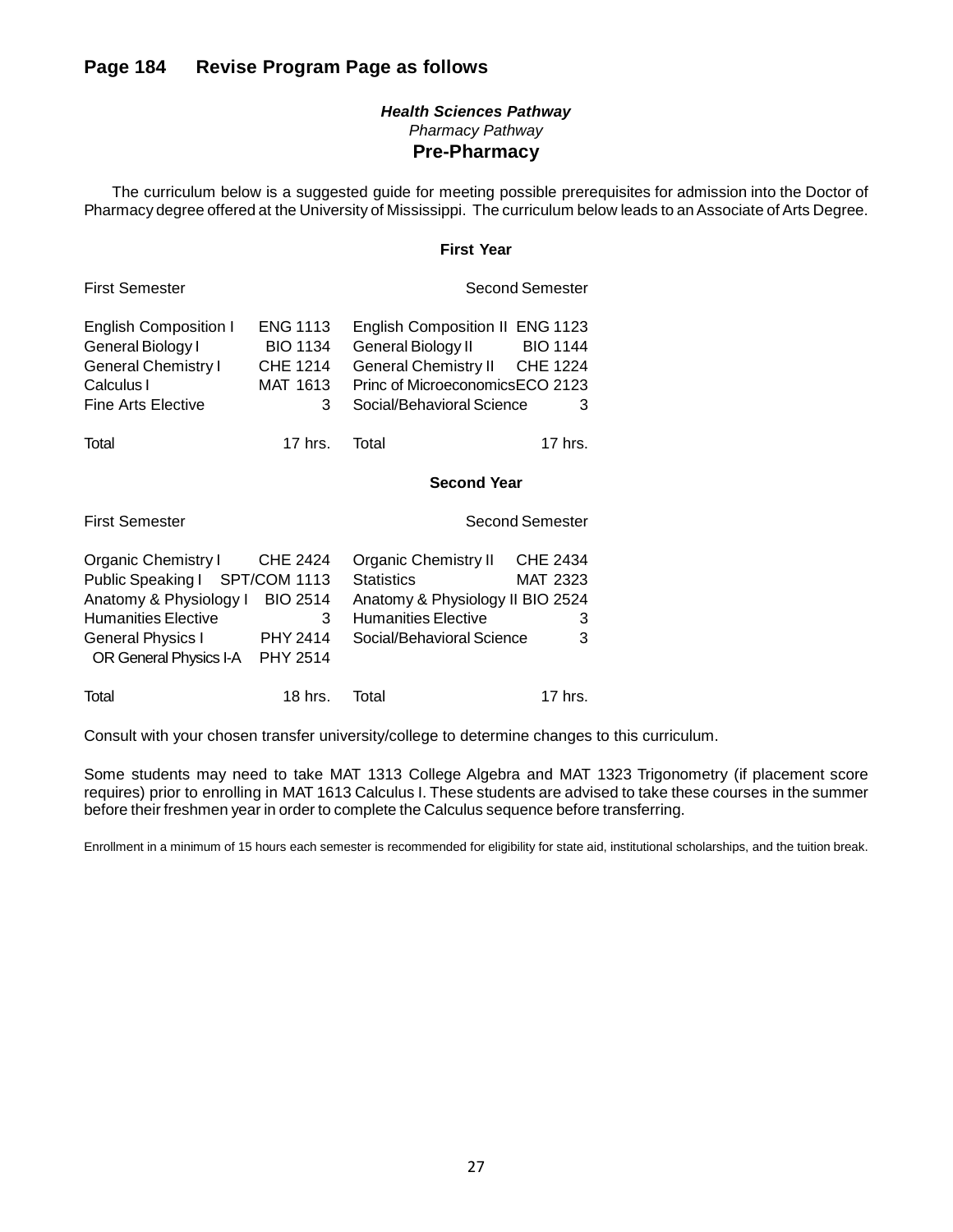## Page 184 Revise Program Page as follows

***Health Sciences Pathway***

*Pharmacy Pathway*

**Pre-Pharmacy**

The curriculum below is a suggested guide for meeting possible prerequisites for admission into the Doctor of Pharmacy degree offered at the University of Mississippi. The curriculum below leads to an Associate of Arts Degree.

**First Year**

| First Semester | | Second Semester | |
|---|---|---|---|
| English Composition I | ENG 1113 | English Composition II | ENG 1123 |
| General Biology I | BIO 1134 | General Biology II | BIO 1144 |
| General Chemistry I | CHE 1214 | General Chemistry II | CHE 1224 |
| Calculus I | MAT 1613 | Princ of Microeconomics | ECO 2123 |
| Fine Arts Elective | 3 | Social/Behavioral Science | 3 |
| Total | 17 hrs. | Total | 17 hrs. |

**Second Year**

| First Semester | | Second Semester | |
|---|---|---|---|
| Organic Chemistry I | CHE 2424 | Organic Chemistry II | CHE 2434 |
| Public Speaking I | SPT/COM 1113 | Statistics | MAT 2323 |
| Anatomy & Physiology I | BIO 2514 | Anatomy & Physiology II | BIO 2524 |
| Humanities Elective | 3 | Humanities Elective | 3 |
| General Physics I | PHY 2414 | Social/Behavioral Science | 3 |
| OR General Physics I-A | PHY 2514 | | |
| Total | 18 hrs. | Total | 17 hrs. |

Consult with your chosen transfer university/college to determine changes to this curriculum.

Some students may need to take MAT 1313 College Algebra and MAT 1323 Trigonometry (if placement score requires) prior to enrolling in MAT 1613 Calculus I. These students are advised to take these courses in the summer before their freshmen year in order to complete the Calculus sequence before transferring.

Enrollment in a minimum of 15 hours each semester is recommended for eligibility for state aid, institutional scholarships, and the tuition break.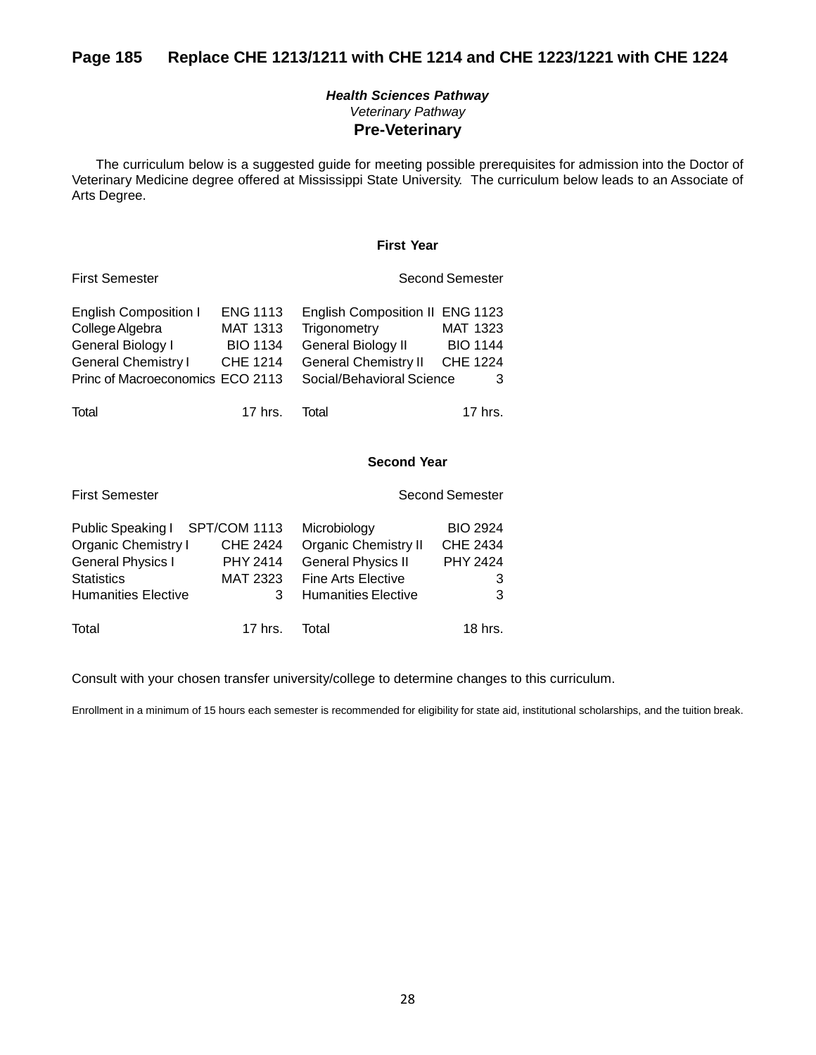**Page 185 Replace CHE 1213/1211 with CHE 1214 and CHE 1223/1221 with CHE 1224**

***Health Sciences Pathway***

*Veterinary Pathway*

## Pre-Veterinary

The curriculum below is a suggested guide for meeting possible prerequisites for admission into the Doctor of Veterinary Medicine degree offered at Mississippi State University. The curriculum below leads to an Associate of Arts Degree.

### First Year

| First Semester | | Second Semester | |
|---|---|---|---|
| English Composition I | ENG 1113 | English Composition II | ENG 1123 |
| College Algebra | MAT 1313 | Trigonometry | MAT 1323 |
| General Biology I | BIO 1134 | General Biology II | BIO 1144 |
| General Chemistry I | CHE 1214 | General Chemistry II | CHE 1224 |
| Princ of Macroeconomics | ECO 2113 | Social/Behavioral Science | 3 |
| Total | 17 hrs. | Total | 17 hrs. |

### Second Year

| First Semester | | Second Semester | |
|---|---|---|---|
| Public Speaking I | SPT/COM 1113 | Microbiology | BIO 2924 |
| Organic Chemistry I | CHE 2424 | Organic Chemistry II | CHE 2434 |
| General Physics I | PHY 2414 | General Physics II | PHY 2424 |
| Statistics | MAT 2323 | Fine Arts Elective | 3 |
| Humanities Elective | 3 | Humanities Elective | 3 |
| Total | 17 hrs. | Total | 18 hrs. |

Consult with your chosen transfer university/college to determine changes to this curriculum.

Enrollment in a minimum of 15 hours each semester is recommended for eligibility for state aid, institutional scholarships, and the tuition break.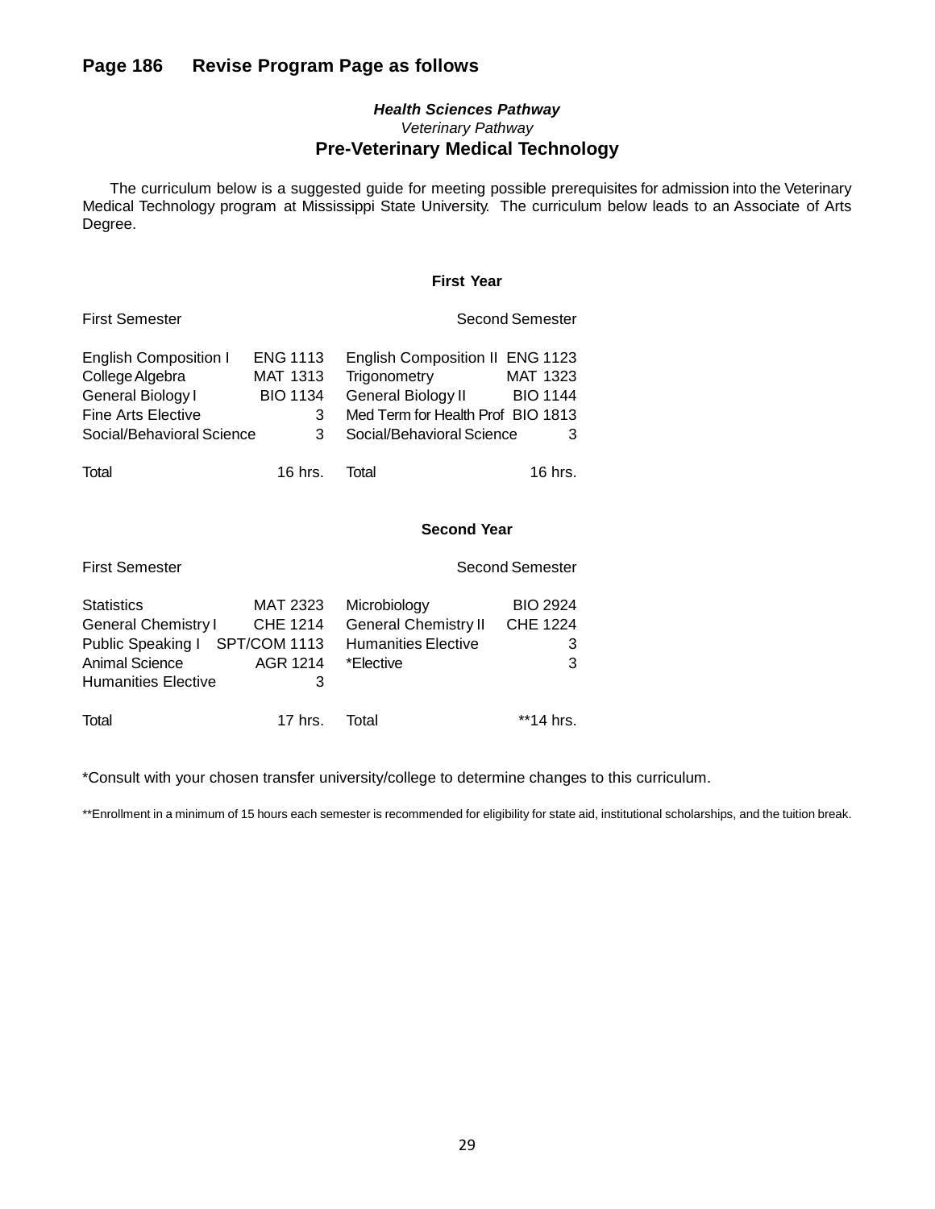## Page 186 Revise Program Page as follows

***Health Sciences Pathway***

*Veterinary Pathway*

### Pre-Veterinary Medical Technology

The curriculum below is a suggested guide for meeting possible prerequisites for admission into the Veterinary Medical Technology program at Mississippi State University. The curriculum below leads to an Associate of Arts Degree.

**First Year**

| First Semester | | Second Semester | |
|---|---|---|---|
| English Composition I | ENG 1113 | English Composition II | ENG 1123 |
| College Algebra | MAT 1313 | Trigonometry | MAT 1323 |
| General Biology I | BIO 1134 | General Biology II | BIO 1144 |
| Fine Arts Elective | 3 | Med Term for Health Prof | BIO 1813 |
| Social/Behavioral Science | 3 | Social/Behavioral Science | 3 |
| Total | 16 hrs. | Total | 16 hrs. |

**Second Year**

| First Semester | | Second Semester | |
|---|---|---|---|
| Statistics | MAT 2323 | Microbiology | BIO 2924 |
| General Chemistry I | CHE 1214 | General Chemistry II | CHE 1224 |
| Public Speaking I | SPT/COM 1113 | Humanities Elective | 3 |
| Animal Science | AGR 1214 | *Elective | 3 |
| Humanities Elective | 3 | | |
| Total | 17 hrs. | Total | **14 hrs. |

*Consult with your chosen transfer university/college to determine changes to this curriculum.

**Enrollment in a minimum of 15 hours each semester is recommended for eligibility for state aid, institutional scholarships, and the tuition break.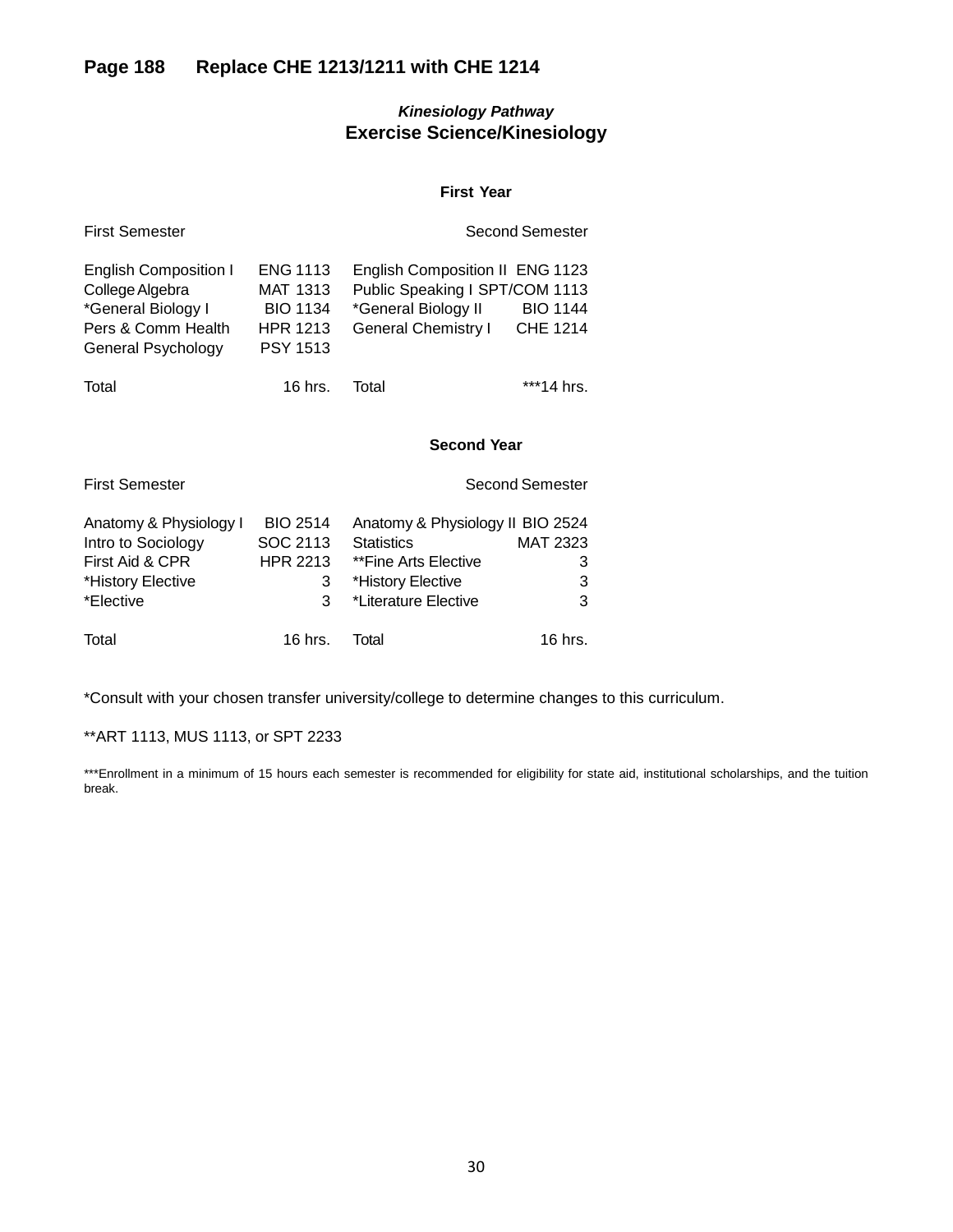## Page 188 Replace CHE 1213/1211 with CHE 1214

*Kinesiology Pathway*

### Exercise Science/Kinesiology

#### First Year

| First Semester | | Second Semester | |
|---|---|---|---|
| English Composition I | ENG 1113 | English Composition II | ENG 1123 |
| College Algebra | MAT 1313 | Public Speaking I | SPT/COM 1113 |
| *General Biology I | BIO 1134 | *General Biology II | BIO 1144 |
| Pers & Comm Health | HPR 1213 | General Chemistry I | CHE 1214 |
| General Psychology | PSY 1513 | | |
| Total | 16 hrs. | Total | ***14 hrs. |

#### Second Year

| First Semester | | Second Semester | |
|---|---|---|---|
| Anatomy & Physiology I | BIO 2514 | Anatomy & Physiology II | BIO 2524 |
| Intro to Sociology | SOC 2113 | Statistics | MAT 2323 |
| First Aid & CPR | HPR 2213 | **Fine Arts Elective | 3 |
| *History Elective | 3 | *History Elective | 3 |
| *Elective | 3 | *Literature Elective | 3 |
| Total | 16 hrs. | Total | 16 hrs. |

*Consult with your chosen transfer university/college to determine changes to this curriculum.

**ART 1113, MUS 1113, or SPT 2233

***Enrollment in a minimum of 15 hours each semester is recommended for eligibility for state aid, institutional scholarships, and the tuition break.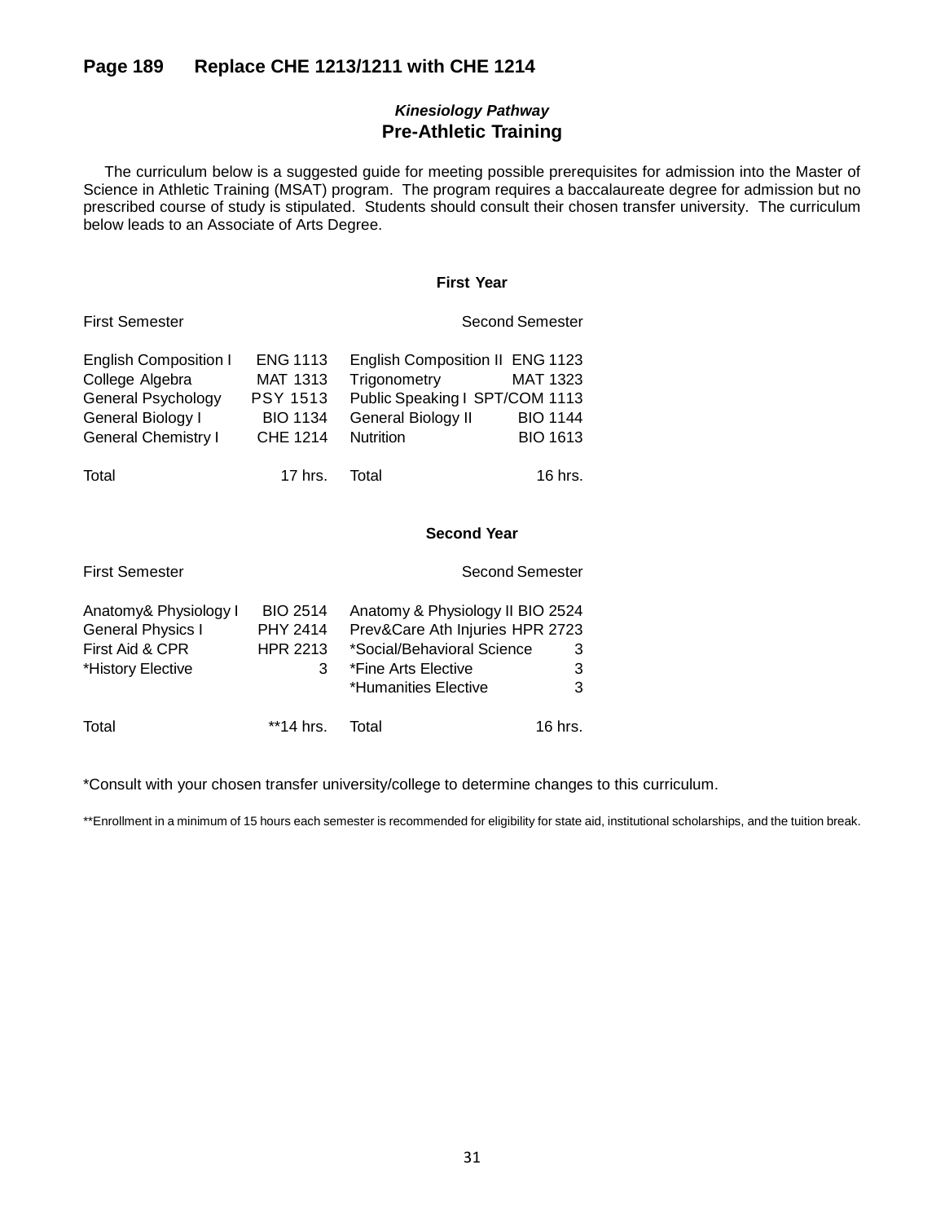## Page 189 Replace CHE 1213/1211 with CHE 1214

### *Kinesiology Pathway*
### Pre-Athletic Training

The curriculum below is a suggested guide for meeting possible prerequisites for admission into the Master of Science in Athletic Training (MSAT) program. The program requires a baccalaureate degree for admission but no prescribed course of study is stipulated. Students should consult their chosen transfer university. The curriculum below leads to an Associate of Arts Degree.

**First Year**

| First Semester | | Second Semester | |
|---|---|---|---|
| English Composition I | ENG 1113 | English Composition II | ENG 1123 |
| College Algebra | MAT 1313 | Trigonometry | MAT 1323 |
| General Psychology | PSY 1513 | Public Speaking I | SPT/COM 1113 |
| General Biology I | BIO 1134 | General Biology II | BIO 1144 |
| General Chemistry I | CHE 1214 | Nutrition | BIO 1613 |
| Total | 17 hrs. | Total | 16 hrs. |

**Second Year**

| First Semester | | Second Semester | |
|---|---|---|---|
| Anatomy& Physiology I | BIO 2514 | Anatomy & Physiology II | BIO 2524 |
| General Physics I | PHY 2414 | Prev&Care Ath Injuries | HPR 2723 |
| First Aid & CPR | HPR 2213 | *Social/Behavioral Science | 3 |
| *History Elective | 3 | *Fine Arts Elective | 3 |
| | | *Humanities Elective | 3 |
| Total | **14 hrs. | Total | 16 hrs. |

*Consult with your chosen transfer university/college to determine changes to this curriculum.

**Enrollment in a minimum of 15 hours each semester is recommended for eligibility for state aid, institutional scholarships, and the tuition break.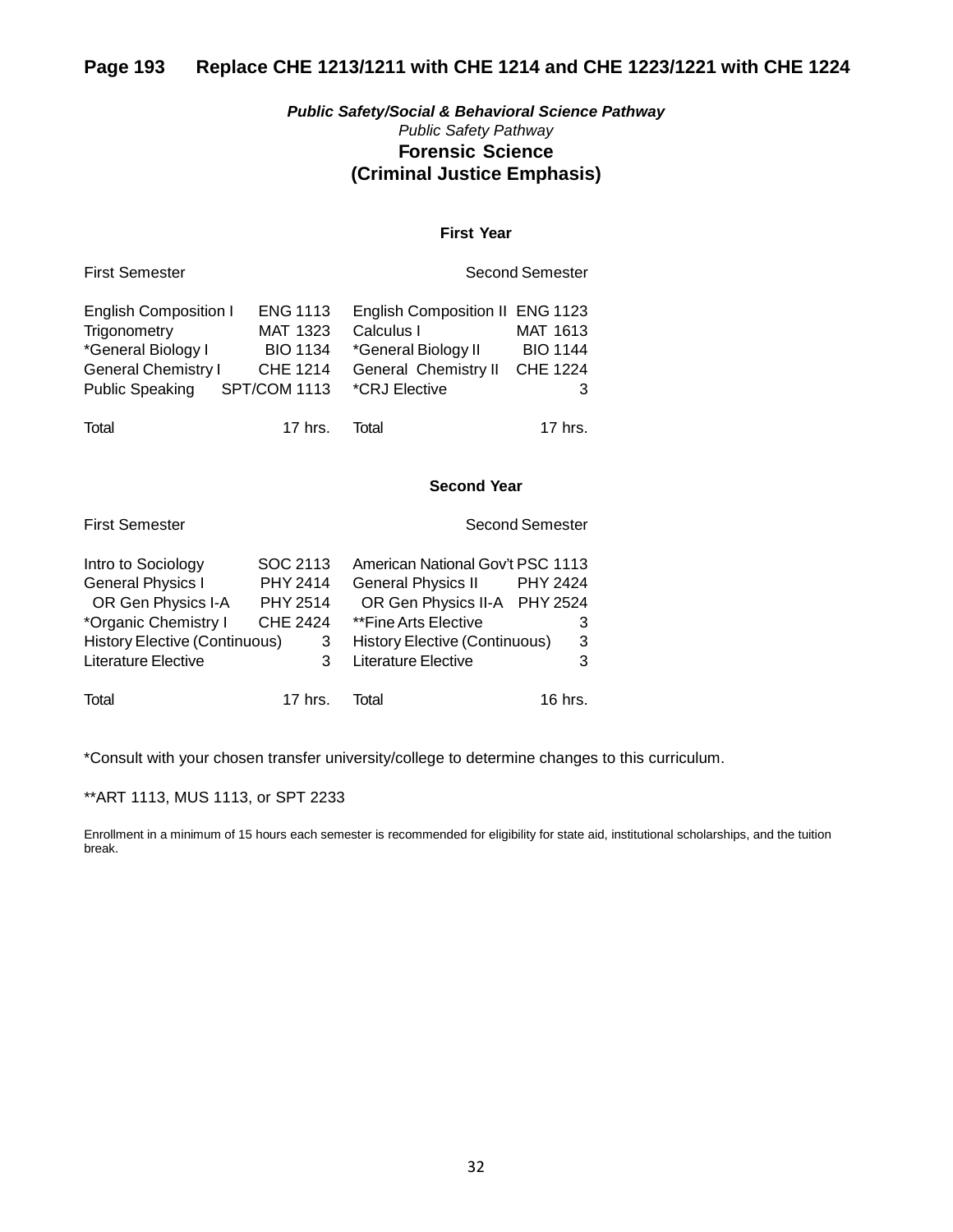**Page 193 Replace CHE 1213/1211 with CHE 1214 and CHE 1223/1221 with CHE 1224**

***Public Safety/Social & Behavioral Science Pathway***

*Public Safety Pathway*

## Forensic Science
## (Criminal Justice Emphasis)

### First Year

| First Semester | | Second Semester | |
|---|---|---|---|
| English Composition I | ENG 1113 | English Composition II | ENG 1123 |
| Trigonometry | MAT 1323 | Calculus I | MAT 1613 |
| *General Biology I | BIO 1134 | *General Biology II | BIO 1144 |
| General Chemistry I | CHE 1214 | General Chemistry II | CHE 1224 |
| Public Speaking | SPT/COM 1113 | *CRJ Elective | 3 |
| Total | 17 hrs. | Total | 17 hrs. |

### Second Year

| First Semester | | Second Semester | |
|---|---|---|---|
| Intro to Sociology | SOC 2113 | American National Gov't | PSC 1113 |
| General Physics I | PHY 2414 | General Physics II | PHY 2424 |
| OR Gen Physics I-A | PHY 2514 | OR Gen Physics II-A | PHY 2524 |
| *Organic Chemistry I | CHE 2424 | **Fine Arts Elective | 3 |
| History Elective (Continuous) | 3 | History Elective (Continuous) | 3 |
| Literature Elective | 3 | Literature Elective | 3 |
| Total | 17 hrs. | Total | 16 hrs. |

*Consult with your chosen transfer university/college to determine changes to this curriculum.

**ART 1113, MUS 1113, or SPT 2233

Enrollment in a minimum of 15 hours each semester is recommended for eligibility for state aid, institutional scholarships, and the tuition break.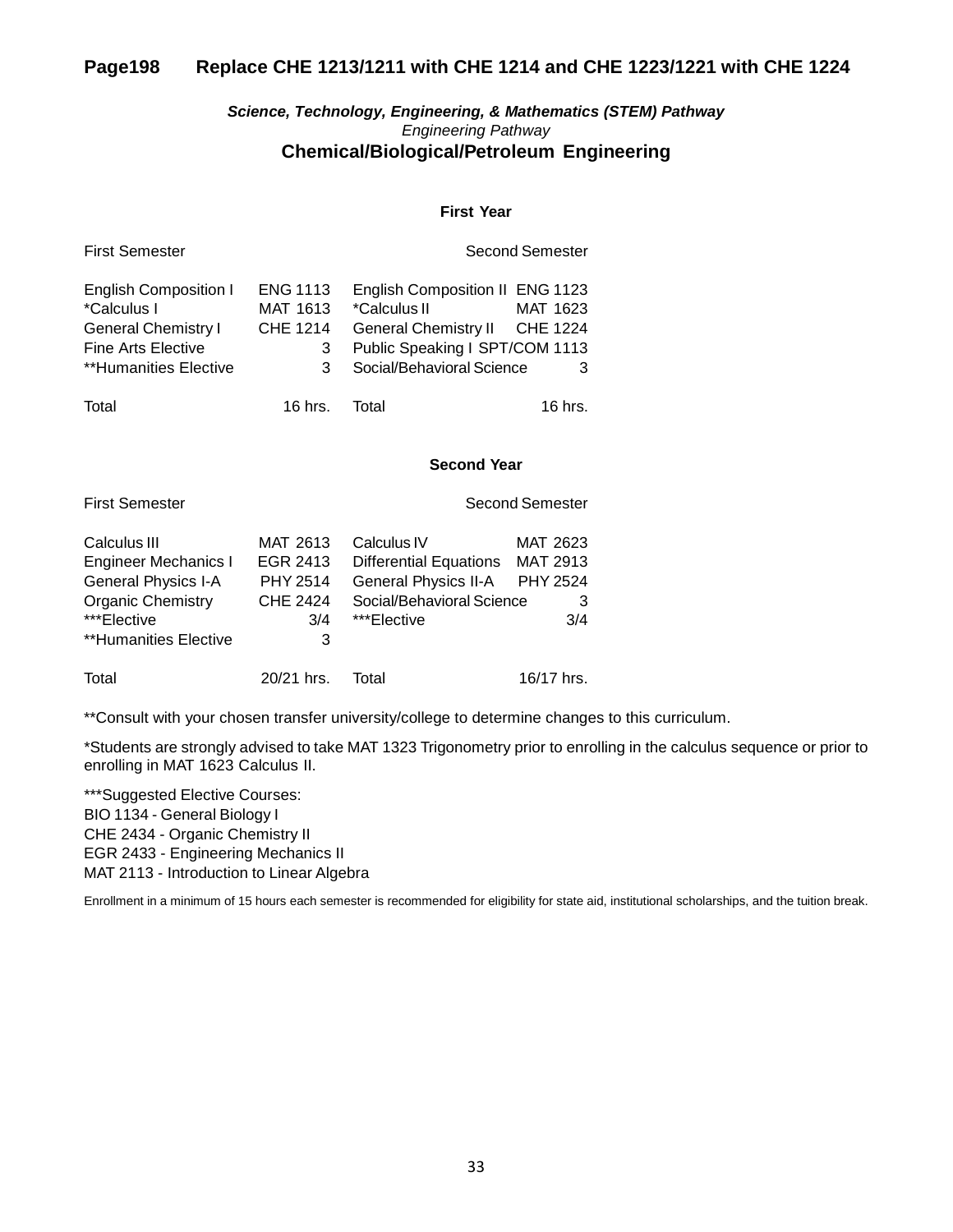## Page198 Replace CHE 1213/1211 with CHE 1214 and CHE 1223/1221 with CHE 1224

***Science, Technology, Engineering, & Mathematics (STEM) Pathway***

*Engineering Pathway*

### Chemical/Biological/Petroleum Engineering

#### First Year

| First Semester | | Second Semester | |
|---|---|---|---|
| English Composition I | ENG 1113 | English Composition II | ENG 1123 |
| *Calculus I | MAT 1613 | *Calculus II | MAT 1623 |
| General Chemistry I | CHE 1214 | General Chemistry II | CHE 1224 |
| Fine Arts Elective | 3 | Public Speaking I | SPT/COM 1113 |
| **Humanities Elective | 3 | Social/Behavioral Science | 3 |
| Total | 16 hrs. | Total | 16 hrs. |

#### Second Year

| First Semester | | Second Semester | |
|---|---|---|---|
| Calculus III | MAT 2613 | Calculus IV | MAT 2623 |
| Engineer Mechanics I | EGR 2413 | Differential Equations | MAT 2913 |
| General Physics I-A | PHY 2514 | General Physics II-A | PHY 2524 |
| Organic Chemistry | CHE 2424 | Social/Behavioral Science | 3 |
| ***Elective | 3/4 | ***Elective | 3/4 |
| **Humanities Elective | 3 | | |
| Total | 20/21 hrs. | Total | 16/17 hrs. |

**Consult with your chosen transfer university/college to determine changes to this curriculum.

*Students are strongly advised to take MAT 1323 Trigonometry prior to enrolling in the calculus sequence or prior to enrolling in MAT 1623 Calculus II.

***Suggested Elective Courses:
BIO 1134 - General Biology I
CHE 2434 - Organic Chemistry II
EGR 2433 - Engineering Mechanics II
MAT 2113 - Introduction to Linear Algebra

Enrollment in a minimum of 15 hours each semester is recommended for eligibility for state aid, institutional scholarships, and the tuition break.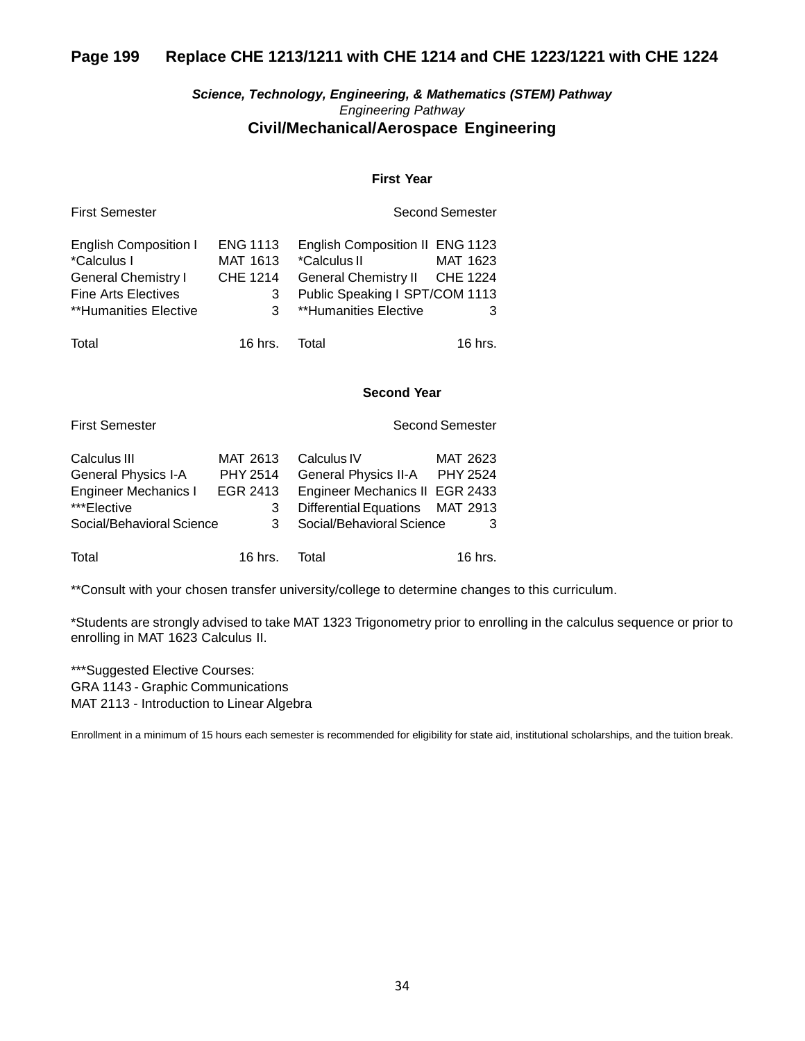## Page 199 Replace CHE 1213/1211 with CHE 1214 and CHE 1223/1221 with CHE 1224

***Science, Technology, Engineering, & Mathematics (STEM) Pathway***

*Engineering Pathway*

### Civil/Mechanical/Aerospace Engineering

**First Year**

| First Semester | | Second Semester | |
|---|---|---|---|
| English Composition I | ENG 1113 | English Composition II | ENG 1123 |
| *Calculus I | MAT 1613 | *Calculus II | MAT 1623 |
| General Chemistry I | CHE 1214 | General Chemistry II | CHE 1224 |
| Fine Arts Electives | 3 | Public Speaking I | SPT/COM 1113 |
| **Humanities Elective | 3 | **Humanities Elective | 3 |
| Total | 16 hrs. | Total | 16 hrs. |

**Second Year**

| First Semester | | Second Semester | |
|---|---|---|---|
| Calculus III | MAT 2613 | Calculus IV | MAT 2623 |
| General Physics I-A | PHY 2514 | General Physics II-A | PHY 2524 |
| Engineer Mechanics I | EGR 2413 | Engineer Mechanics II | EGR 2433 |
| ***Elective | 3 | Differential Equations | MAT 2913 |
| Social/Behavioral Science | 3 | Social/Behavioral Science | 3 |
| Total | 16 hrs. | Total | 16 hrs. |

**Consult with your chosen transfer university/college to determine changes to this curriculum.

*Students are strongly advised to take MAT 1323 Trigonometry prior to enrolling in the calculus sequence or prior to enrolling in MAT 1623 Calculus II.

***Suggested Elective Courses:
GRA 1143 - Graphic Communications
MAT 2113 - Introduction to Linear Algebra

Enrollment in a minimum of 15 hours each semester is recommended for eligibility for state aid, institutional scholarships, and the tuition break.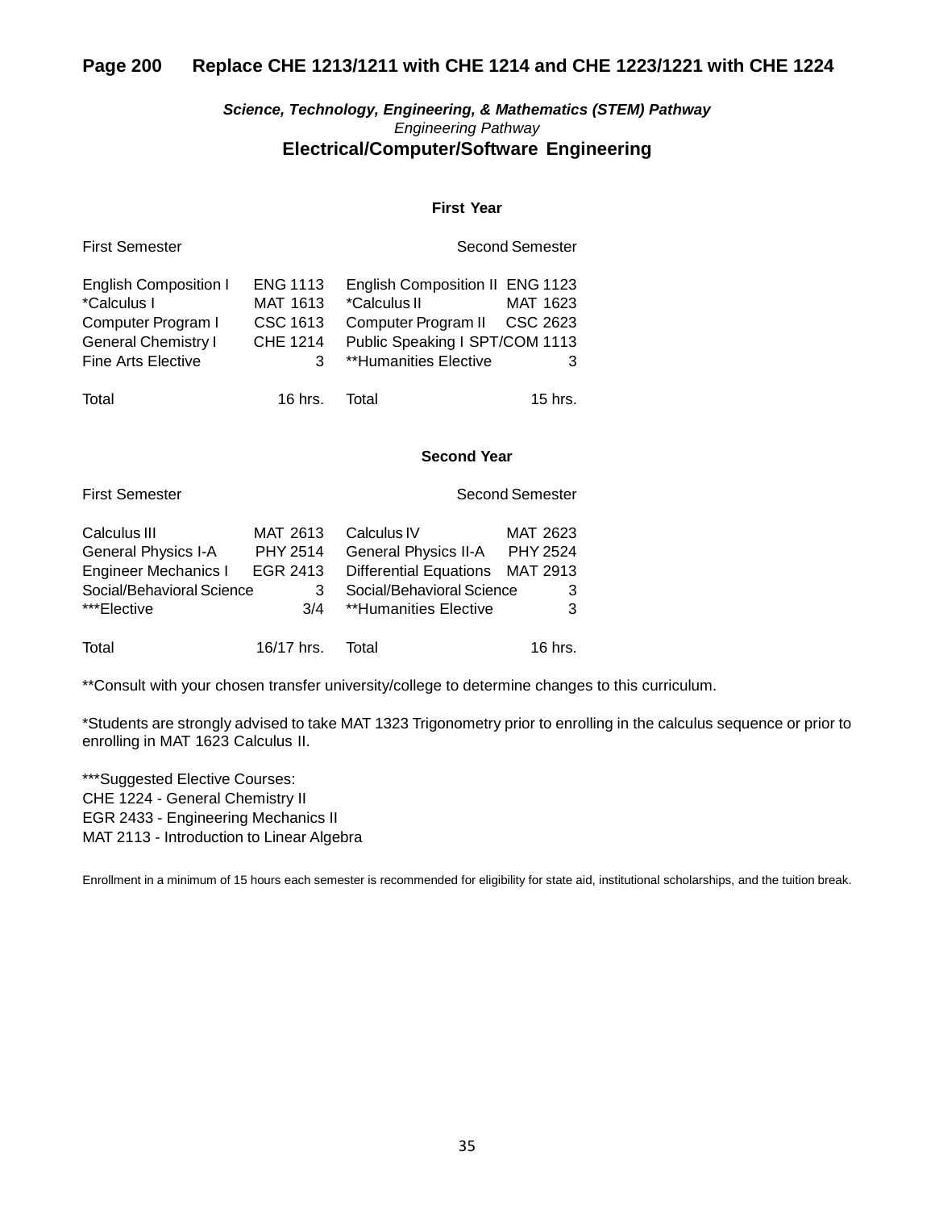**Page 200 Replace CHE 1213/1211 with CHE 1214 and CHE 1223/1221 with CHE 1224**

***Science, Technology, Engineering, & Mathematics (STEM) Pathway***

*Engineering Pathway*

## Electrical/Computer/Software Engineering

### First Year

| First Semester | | Second Semester | |
|---|---|---|---|
| English Composition I | ENG 1113 | English Composition II | ENG 1123 |
| *Calculus I | MAT 1613 | *Calculus II | MAT 1623 |
| Computer Program I | CSC 1613 | Computer Program II | CSC 2623 |
| General Chemistry I | CHE 1214 | Public Speaking I | SPT/COM 1113 |
| Fine Arts Elective | 3 | **Humanities Elective | 3 |
| Total | 16 hrs. | Total | 15 hrs. |

### Second Year

| First Semester | | Second Semester | |
|---|---|---|---|
| Calculus III | MAT 2613 | Calculus IV | MAT 2623 |
| General Physics I-A | PHY 2514 | General Physics II-A | PHY 2524 |
| Engineer Mechanics I | EGR 2413 | Differential Equations | MAT 2913 |
| Social/Behavioral Science | 3 | Social/Behavioral Science | 3 |
| ***Elective | 3/4 | **Humanities Elective | 3 |
| Total | 16/17 hrs. | Total | 16 hrs. |

**Consult with your chosen transfer university/college to determine changes to this curriculum.

*Students are strongly advised to take MAT 1323 Trigonometry prior to enrolling in the calculus sequence or prior to enrolling in MAT 1623 Calculus II.

***Suggested Elective Courses:
CHE 1224 - General Chemistry II
EGR 2433 - Engineering Mechanics II
MAT 2113 - Introduction to Linear Algebra

Enrollment in a minimum of 15 hours each semester is recommended for eligibility for state aid, institutional scholarships, and the tuition break.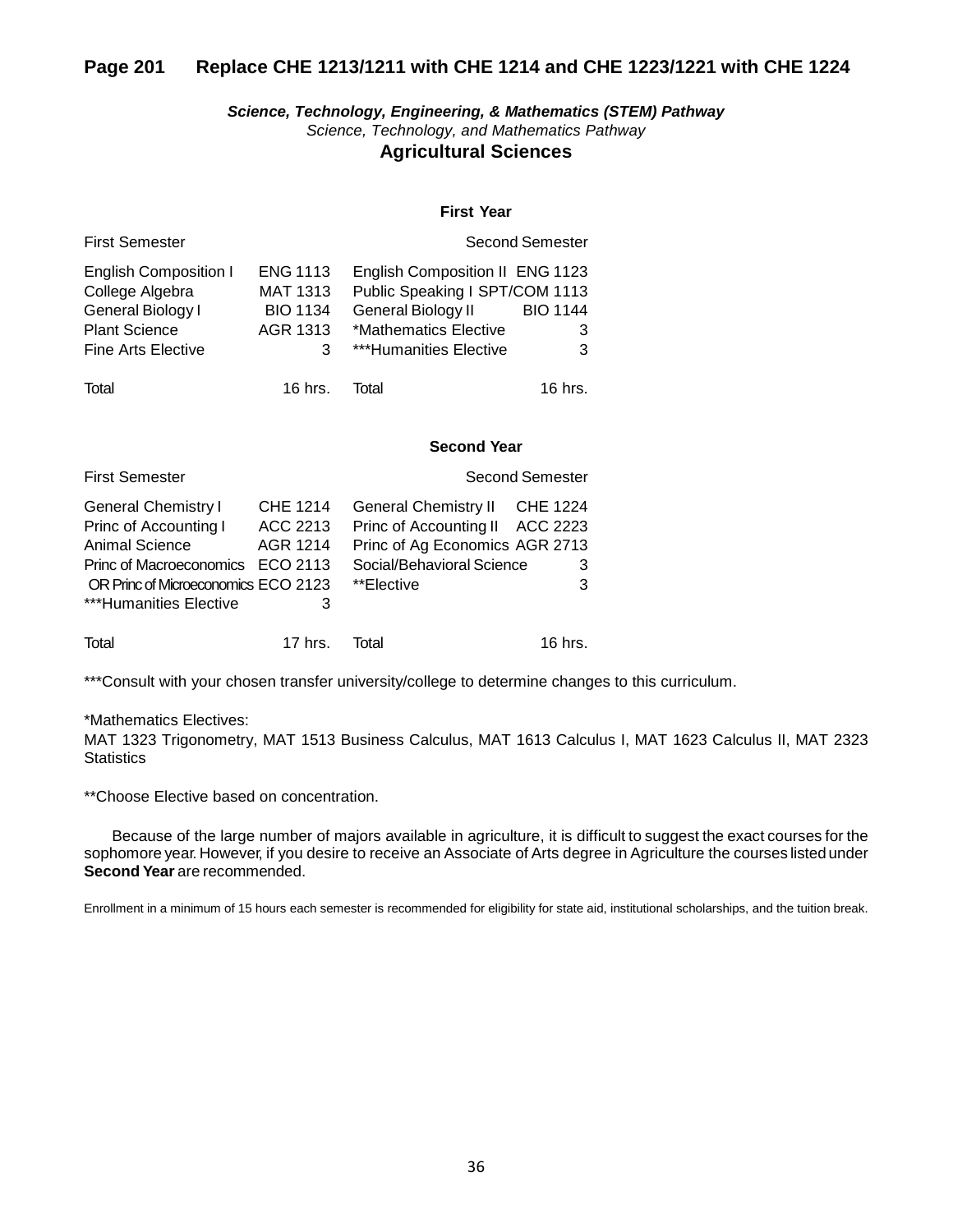## Page 201 Replace CHE 1213/1211 with CHE 1214 and CHE 1223/1221 with CHE 1224

***Science, Technology, Engineering, & Mathematics (STEM) Pathway***

*Science, Technology, and Mathematics Pathway*

### Agricultural Sciences

**First Year**

| First Semester | | Second Semester | |
|---|---|---|---|
| English Composition I | ENG 1113 | English Composition II | ENG 1123 |
| College Algebra | MAT 1313 | Public Speaking I | SPT/COM 1113 |
| General Biology I | BIO 1134 | General Biology II | BIO 1144 |
| Plant Science | AGR 1313 | *Mathematics Elective | 3 |
| Fine Arts Elective | 3 | ***Humanities Elective | 3 |
| Total | 16 hrs. | Total | 16 hrs. |

**Second Year**

| First Semester | | Second Semester | |
|---|---|---|---|
| General Chemistry I | CHE 1214 | General Chemistry II | CHE 1224 |
| Princ of Accounting I | ACC 2213 | Princ of Accounting II | ACC 2223 |
| Animal Science | AGR 1214 | Princ of Ag Economics | AGR 2713 |
| Princ of Macroeconomics | ECO 2113 | Social/Behavioral Science | 3 |
| OR Princ of Microeconomics | ECO 2123 | **Elective | 3 |
| ***Humanities Elective | 3 | | |
| Total | 17 hrs. | Total | 16 hrs. |

***Consult with your chosen transfer university/college to determine changes to this curriculum.

*Mathematics Electives:
MAT 1323 Trigonometry, MAT 1513 Business Calculus, MAT 1613 Calculus I, MAT 1623 Calculus II, MAT 2323 Statistics

**Choose Elective based on concentration.

Because of the large number of majors available in agriculture, it is difficult to suggest the exact courses for the sophomore year. However, if you desire to receive an Associate of Arts degree in Agriculture the courses listed under **Second Year** are recommended.

Enrollment in a minimum of 15 hours each semester is recommended for eligibility for state aid, institutional scholarships, and the tuition break.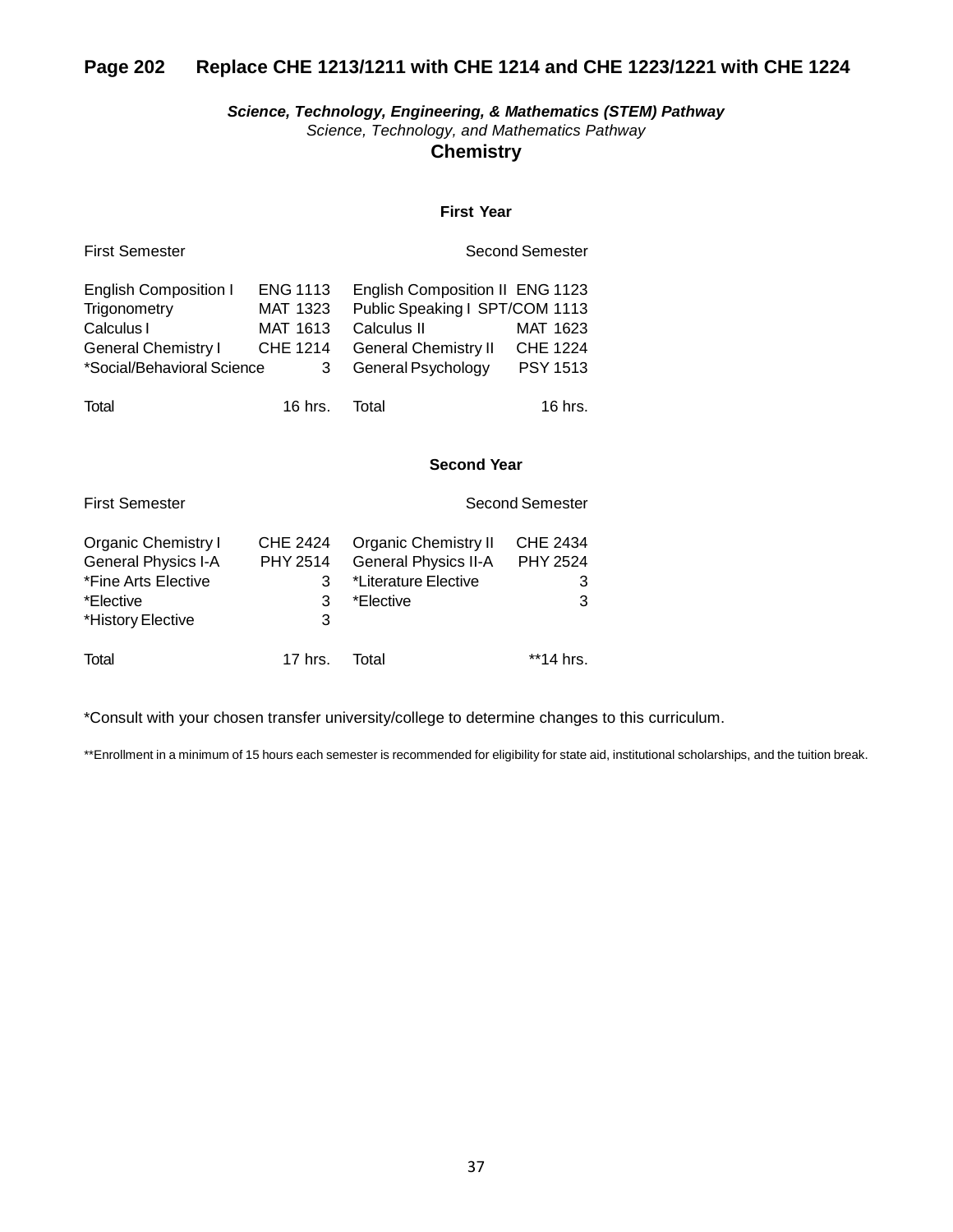## Page 202 Replace CHE 1213/1211 with CHE 1214 and CHE 1223/1221 with CHE 1224

***Science, Technology, Engineering, & Mathematics (STEM) Pathway***

*Science, Technology, and Mathematics Pathway*

### Chemistry

#### First Year

| First Semester | | Second Semester | |
|---|---|---|---|
| English Composition I | ENG 1113 | English Composition II | ENG 1123 |
| Trigonometry | MAT 1323 | Public Speaking I | SPT/COM 1113 |
| Calculus I | MAT 1613 | Calculus II | MAT 1623 |
| General Chemistry I | CHE 1214 | General Chemistry II | CHE 1224 |
| *Social/Behavioral Science | 3 | General Psychology | PSY 1513 |
| Total | 16 hrs. | Total | 16 hrs. |

#### Second Year

| First Semester | | Second Semester | |
|---|---|---|---|
| Organic Chemistry I | CHE 2424 | Organic Chemistry II | CHE 2434 |
| General Physics I-A | PHY 2514 | General Physics II-A | PHY 2524 |
| *Fine Arts Elective | 3 | *Literature Elective | 3 |
| *Elective | 3 | *Elective | 3 |
| *History Elective | 3 | | |
| Total | 17 hrs. | Total | **14 hrs. |

*Consult with your chosen transfer university/college to determine changes to this curriculum.

**Enrollment in a minimum of 15 hours each semester is recommended for eligibility for state aid, institutional scholarships, and the tuition break.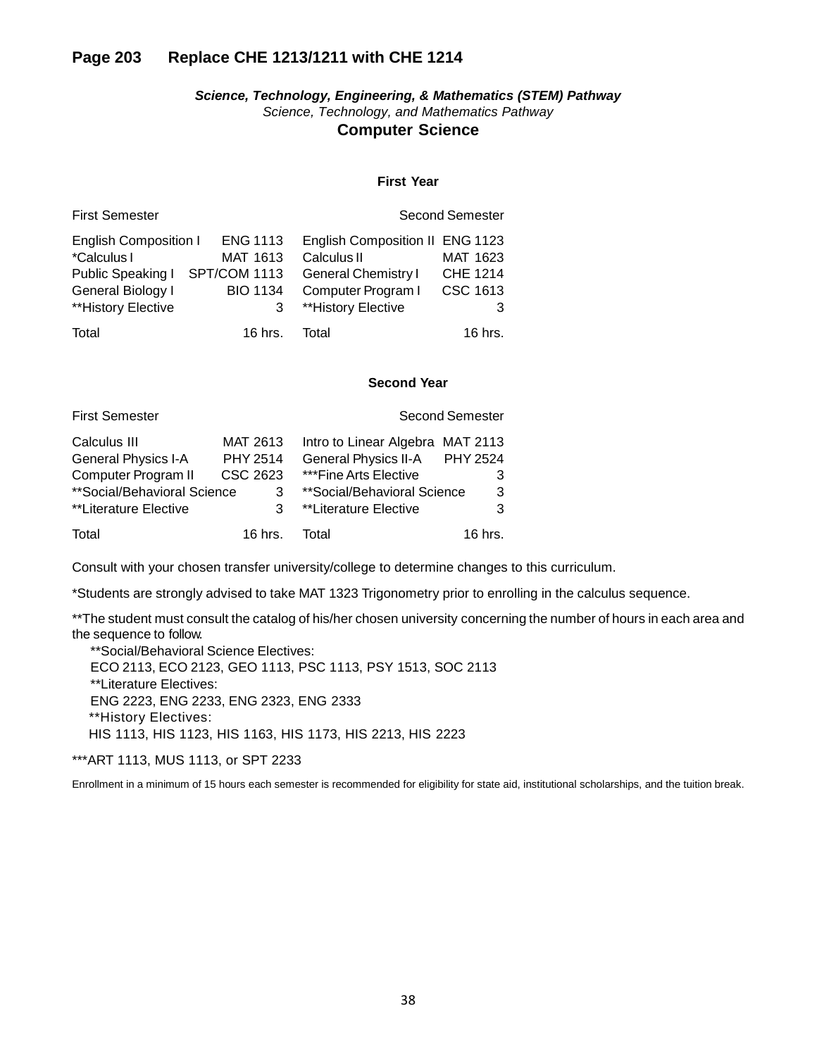## Page 203 Replace CHE 1213/1211 with CHE 1214

***Science, Technology, Engineering, & Mathematics (STEM) Pathway***

*Science, Technology, and Mathematics Pathway*

### Computer Science

#### First Year

| First Semester | | Second Semester | |
|---|---|---|---|
| English Composition I | ENG 1113 | English Composition II | ENG 1123 |
| *Calculus I | MAT 1613 | Calculus II | MAT 1623 |
| Public Speaking I | SPT/COM 1113 | General Chemistry I | CHE 1214 |
| General Biology I | BIO 1134 | Computer Program I | CSC 1613 |
| **History Elective | 3 | **History Elective | 3 |
| Total | 16 hrs. | Total | 16 hrs. |

#### Second Year

| First Semester | | Second Semester | |
|---|---|---|---|
| Calculus III | MAT 2613 | Intro to Linear Algebra | MAT 2113 |
| General Physics I-A | PHY 2514 | General Physics II-A | PHY 2524 |
| Computer Program II | CSC 2623 | ***Fine Arts Elective | 3 |
| **Social/Behavioral Science | 3 | **Social/Behavioral Science | 3 |
| **Literature Elective | 3 | **Literature Elective | 3 |
| Total | 16 hrs. | Total | 16 hrs. |

Consult with your chosen transfer university/college to determine changes to this curriculum.

*Students are strongly advised to take MAT 1323 Trigonometry prior to enrolling in the calculus sequence.

**The student must consult the catalog of his/her chosen university concerning the number of hours in each area and the sequence to follow.

**Social/Behavioral Science Electives:
ECO 2113, ECO 2123, GEO 1113, PSC 1113, PSY 1513, SOC 2113

**Literature Electives:
ENG 2223, ENG 2233, ENG 2323, ENG 2333

**History Electives:
HIS 1113, HIS 1123, HIS 1163, HIS 1173, HIS 2213, HIS 2223

***ART 1113, MUS 1113, or SPT 2233

Enrollment in a minimum of 15 hours each semester is recommended for eligibility for state aid, institutional scholarships, and the tuition break.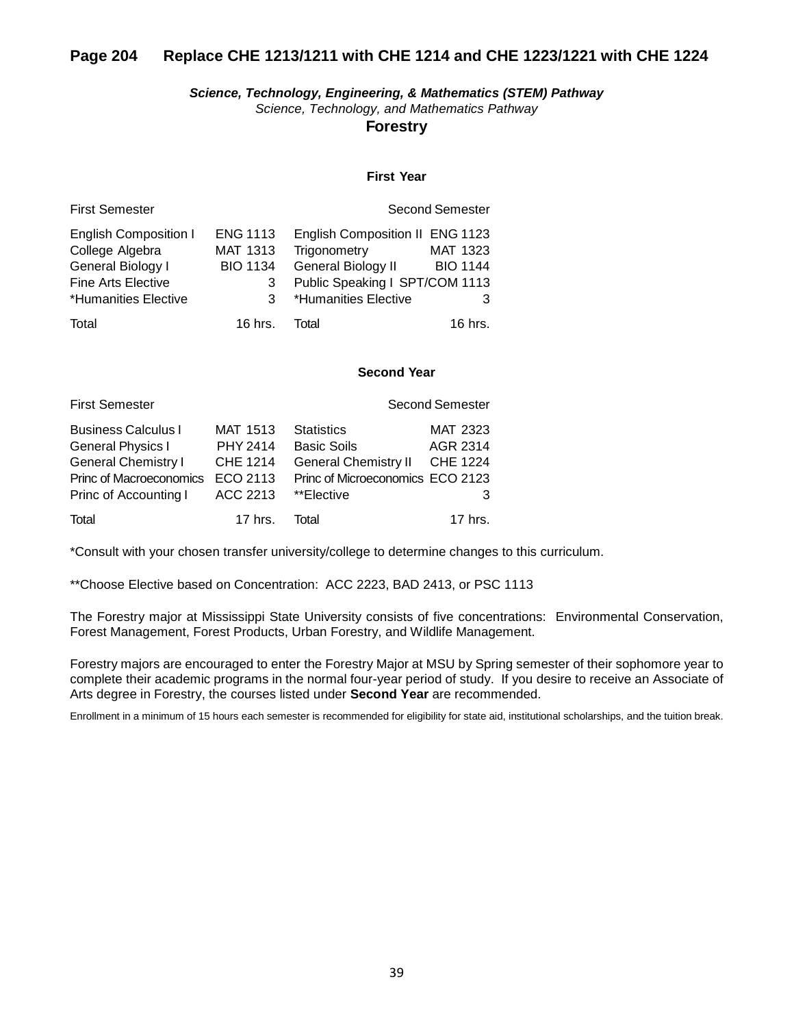## Page 204 Replace CHE 1213/1211 with CHE 1214 and CHE 1223/1221 with CHE 1224

***Science, Technology, Engineering, & Mathematics (STEM) Pathway***

*Science, Technology, and Mathematics Pathway*

### Forestry

**First Year**

| First Semester | | Second Semester | |
|---|---|---|---|
| English Composition I | ENG 1113 | English Composition II | ENG 1123 |
| College Algebra | MAT 1313 | Trigonometry | MAT 1323 |
| General Biology I | BIO 1134 | General Biology II | BIO 1144 |
| Fine Arts Elective | 3 | Public Speaking I | SPT/COM 1113 |
| *Humanities Elective | 3 | *Humanities Elective | 3 |
| Total | 16 hrs. | Total | 16 hrs. |

**Second Year**

| First Semester | | Second Semester | |
|---|---|---|---|
| Business Calculus I | MAT 1513 | Statistics | MAT 2323 |
| General Physics I | PHY 2414 | Basic Soils | AGR 2314 |
| General Chemistry I | CHE 1214 | General Chemistry II | CHE 1224 |
| Princ of Macroeconomics | ECO 2113 | Princ of Microeconomics | ECO 2123 |
| Princ of Accounting I | ACC 2213 | **Elective | 3 |
| Total | 17 hrs. | Total | 17 hrs. |

*Consult with your chosen transfer university/college to determine changes to this curriculum.

**Choose Elective based on Concentration: ACC 2223, BAD 2413, or PSC 1113

The Forestry major at Mississippi State University consists of five concentrations: Environmental Conservation, Forest Management, Forest Products, Urban Forestry, and Wildlife Management.

Forestry majors are encouraged to enter the Forestry Major at MSU by Spring semester of their sophomore year to complete their academic programs in the normal four-year period of study. If you desire to receive an Associate of Arts degree in Forestry, the courses listed under **Second Year** are recommended.

Enrollment in a minimum of 15 hours each semester is recommended for eligibility for state aid, institutional scholarships, and the tuition break.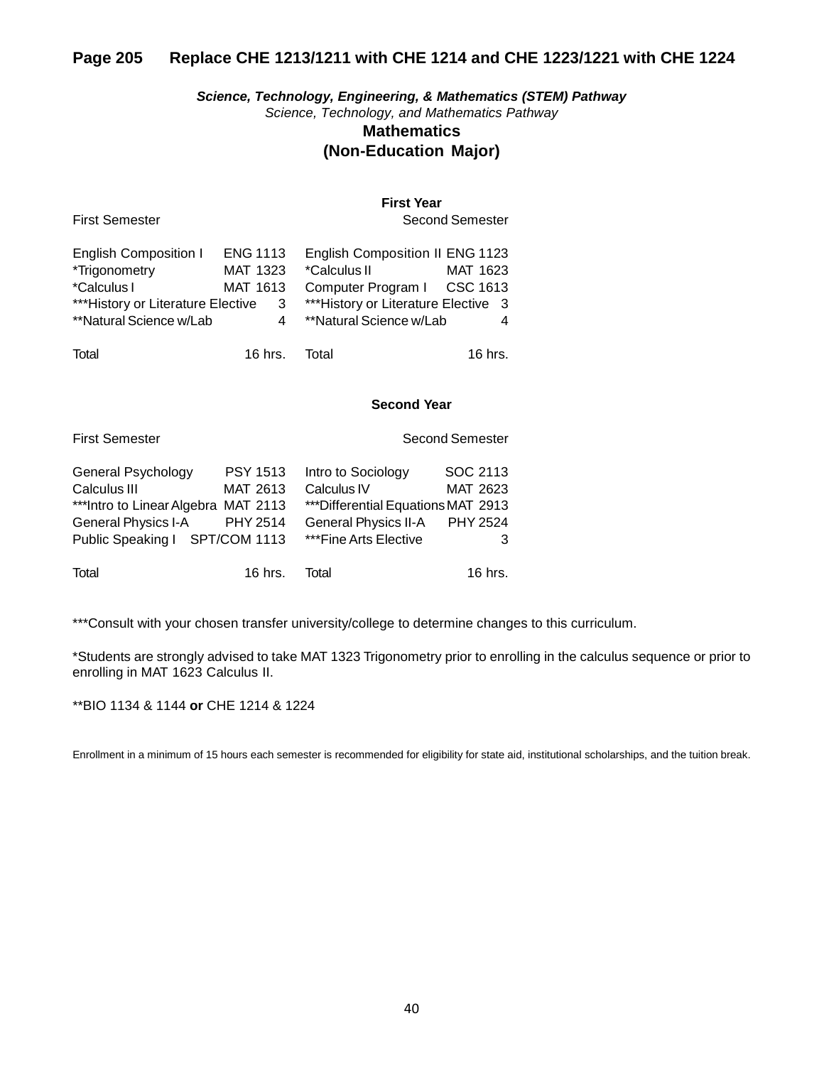## Page 205 Replace CHE 1213/1211 with CHE 1214 and CHE 1223/1221 with CHE 1224

***Science, Technology, Engineering, & Mathematics (STEM) Pathway***

*Science, Technology, and Mathematics Pathway*

### Mathematics
### (Non-Education Major)

**First Year**

| First Semester | | Second Semester | |
|---|---|---|---|
| English Composition I | ENG 1113 | English Composition II | ENG 1123 |
| *Trigonometry | MAT 1323 | *Calculus II | MAT 1623 |
| *Calculus I | MAT 1613 | Computer Program I | CSC 1613 |
| ***History or Literature Elective | 3 | ***History or Literature Elective | 3 |
| **Natural Science w/Lab | 4 | **Natural Science w/Lab | 4 |
| Total | 16 hrs. | Total | 16 hrs. |

**Second Year**

| First Semester | | Second Semester | |
|---|---|---|---|
| General Psychology | PSY 1513 | Intro to Sociology | SOC 2113 |
| Calculus III | MAT 2613 | Calculus IV | MAT 2623 |
| ***Intro to Linear Algebra | MAT 2113 | ***Differential Equations | MAT 2913 |
| General Physics I-A | PHY 2514 | General Physics II-A | PHY 2524 |
| Public Speaking I | SPT/COM 1113 | ***Fine Arts Elective | 3 |
| Total | 16 hrs. | Total | 16 hrs. |

***Consult with your chosen transfer university/college to determine changes to this curriculum.

*Students are strongly advised to take MAT 1323 Trigonometry prior to enrolling in the calculus sequence or prior to enrolling in MAT 1623 Calculus II.

**BIO 1134 & 1144 **or** CHE 1214 & 1224

Enrollment in a minimum of 15 hours each semester is recommended for eligibility for state aid, institutional scholarships, and the tuition break.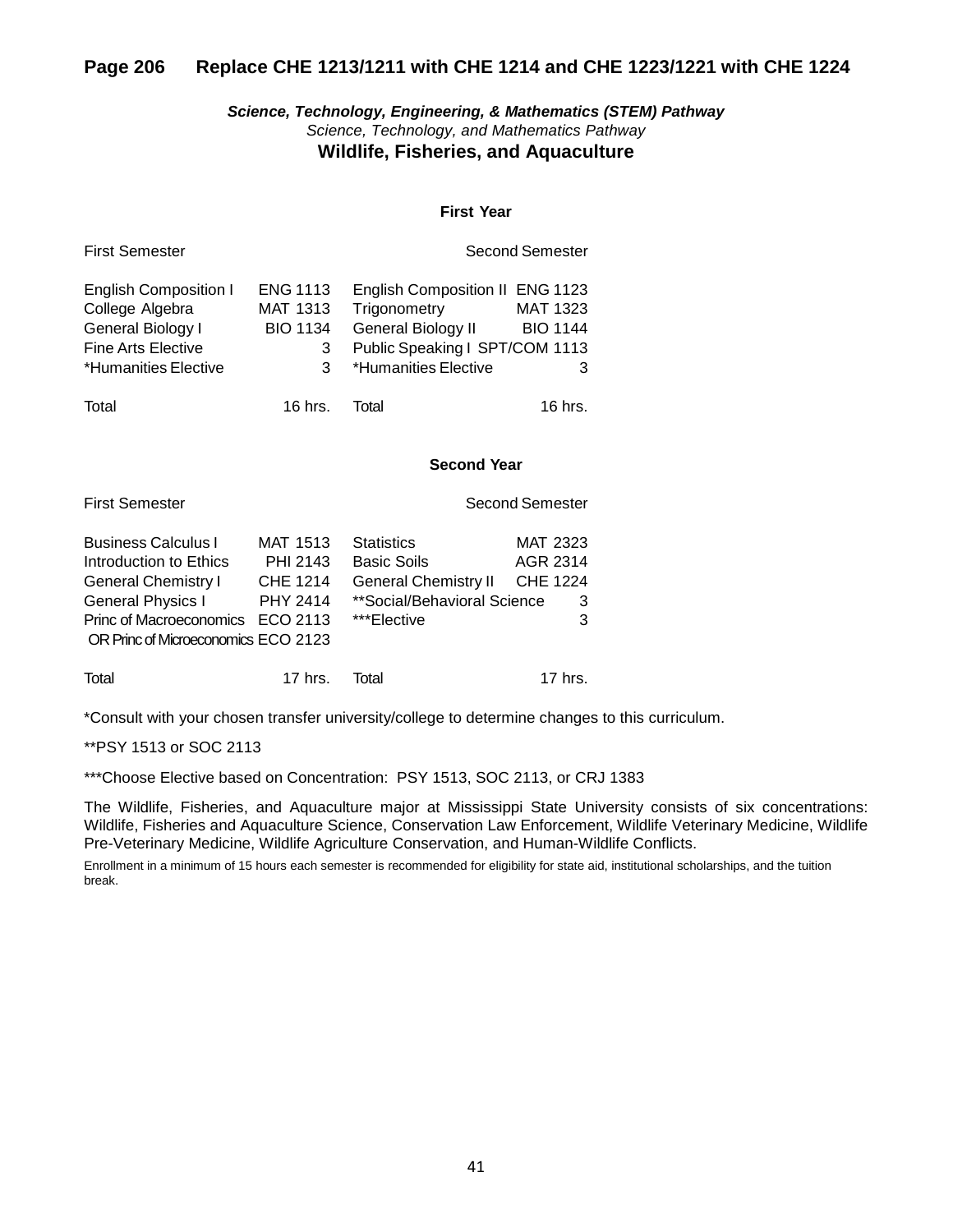## Page 206 Replace CHE 1213/1211 with CHE 1214 and CHE 1223/1221 with CHE 1224

***Science, Technology, Engineering, & Mathematics (STEM) Pathway***

*Science, Technology, and Mathematics Pathway*

### Wildlife, Fisheries, and Aquaculture

**First Year**

| First Semester | | Second Semester | |
|---|---|---|---|
| English Composition I | ENG 1113 | English Composition II | ENG 1123 |
| College Algebra | MAT 1313 | Trigonometry | MAT 1323 |
| General Biology I | BIO 1134 | General Biology II | BIO 1144 |
| Fine Arts Elective | 3 | Public Speaking I | SPT/COM 1113 |
| *Humanities Elective | 3 | *Humanities Elective | 3 |
| Total | 16 hrs. | Total | 16 hrs. |

**Second Year**

| First Semester | | Second Semester | |
|---|---|---|---|
| Business Calculus I | MAT 1513 | Statistics | MAT 2323 |
| Introduction to Ethics | PHI 2143 | Basic Soils | AGR 2314 |
| General Chemistry I | CHE 1214 | General Chemistry II | CHE 1224 |
| General Physics I | PHY 2414 | **Social/Behavioral Science | 3 |
| Princ of Macroeconomics | ECO 2113 | ***Elective | 3 |
| OR Princ of Microeconomics | ECO 2123 | | |
| Total | 17 hrs. | Total | 17 hrs. |

*Consult with your chosen transfer university/college to determine changes to this curriculum.

**PSY 1513 or SOC 2113

***Choose Elective based on Concentration: PSY 1513, SOC 2113, or CRJ 1383

The Wildlife, Fisheries, and Aquaculture major at Mississippi State University consists of six concentrations: Wildlife, Fisheries and Aquaculture Science, Conservation Law Enforcement, Wildlife Veterinary Medicine, Wildlife Pre-Veterinary Medicine, Wildlife Agriculture Conservation, and Human-Wildlife Conflicts.

Enrollment in a minimum of 15 hours each semester is recommended for eligibility for state aid, institutional scholarships, and the tuition break.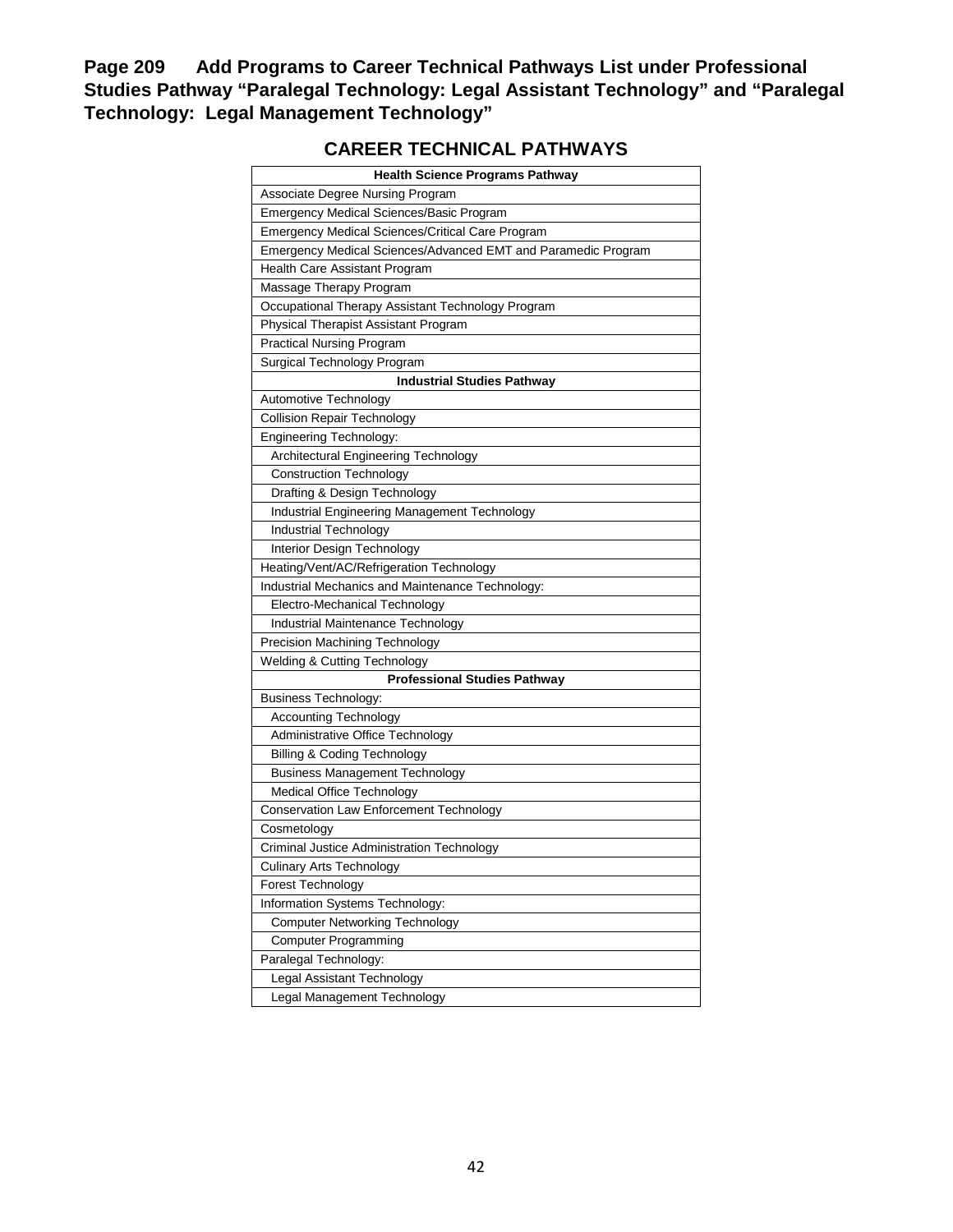**Page 209 Add Programs to Career Technical Pathways List under Professional Studies Pathway "Paralegal Technology: Legal Assistant Technology" and "Paralegal Technology: Legal Management Technology"**

## CAREER TECHNICAL PATHWAYS

| **Health Science Programs Pathway** |
|---|
| Associate Degree Nursing Program |
| Emergency Medical Sciences/Basic Program |
| Emergency Medical Sciences/Critical Care Program |
| Emergency Medical Sciences/Advanced EMT and Paramedic Program |
| Health Care Assistant Program |
| Massage Therapy Program |
| Occupational Therapy Assistant Technology Program |
| Physical Therapist Assistant Program |
| Practical Nursing Program |
| Surgical Technology Program |
| **Industrial Studies Pathway** |
| Automotive Technology |
| Collision Repair Technology |
| Engineering Technology: |
| Architectural Engineering Technology |
| Construction Technology |
| Drafting & Design Technology |
| Industrial Engineering Management Technology |
| Industrial Technology |
| Interior Design Technology |
| Heating/Vent/AC/Refrigeration Technology |
| Industrial Mechanics and Maintenance Technology: |
| Electro-Mechanical Technology |
| Industrial Maintenance Technology |
| Precision Machining Technology |
| Welding & Cutting Technology |
| **Professional Studies Pathway** |
| Business Technology: |
| Accounting Technology |
| Administrative Office Technology |
| Billing & Coding Technology |
| Business Management Technology |
| Medical Office Technology |
| Conservation Law Enforcement Technology |
| Cosmetology |
| Criminal Justice Administration Technology |
| Culinary Arts Technology |
| Forest Technology |
| Information Systems Technology: |
| Computer Networking Technology |
| Computer Programming |
| Paralegal Technology: |
| Legal Assistant Technology |
| Legal Management Technology |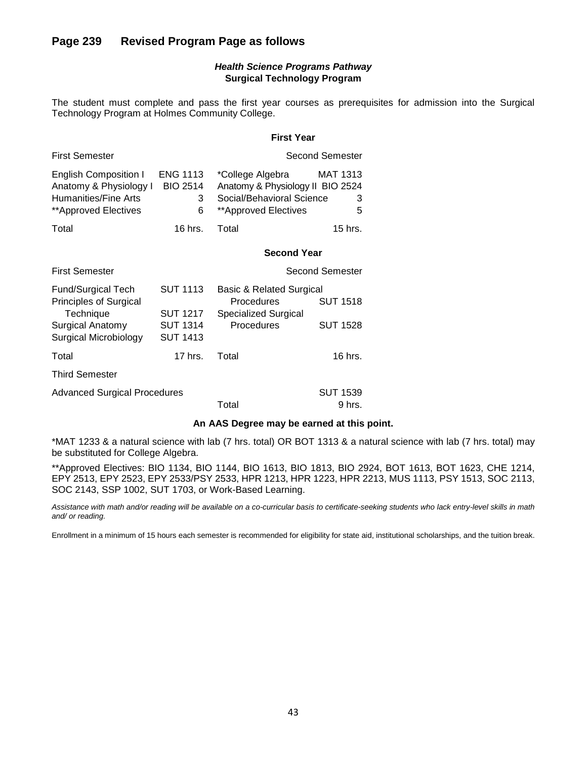## Page 239 Revised Program Page as follows

***Health Science Programs Pathway***
**Surgical Technology Program**

The student must complete and pass the first year courses as prerequisites for admission into the Surgical Technology Program at Holmes Community College.

**First Year**

| First Semester | | Second Semester | |
|---|---|---|---|
| English Composition I | ENG 1113 | *College Algebra | MAT 1313 |
| Anatomy & Physiology I | BIO 2514 | Anatomy & Physiology II | BIO 2524 |
| Humanities/Fine Arts | 3 | Social/Behavioral Science | 3 |
| **Approved Electives | 6 | **Approved Electives | 5 |
| Total | 16 hrs. | Total | 15 hrs. |

**Second Year**

| First Semester | | Second Semester | |
|---|---|---|---|
| Fund/Surgical Tech | SUT 1113 | Basic & Related Surgical Procedures | SUT 1518 |
| Principles of Surgical Technique | SUT 1217 | Specialized Surgical Procedures | SUT 1528 |
| Surgical Anatomy | SUT 1314 | | |
| Surgical Microbiology | SUT 1413 | | |
| Total | 17 hrs. | Total | 16 hrs. |

| Third Semester | | | |
|---|---|---|---|
| Advanced Surgical Procedures | | | SUT 1539 |
| | | Total | 9 hrs. |

**An AAS Degree may be earned at this point.**

*MAT 1233 & a natural science with lab (7 hrs. total) OR BOT 1313 & a natural science with lab (7 hrs. total) may be substituted for College Algebra.

**Approved Electives: BIO 1134, BIO 1144, BIO 1613, BIO 1813, BIO 2924, BOT 1613, BOT 1623, CHE 1214, EPY 2513, EPY 2523, EPY 2533/PSY 2533, HPR 1213, HPR 1223, HPR 2213, MUS 1113, PSY 1513, SOC 2113, SOC 2143, SSP 1002, SUT 1703, or Work-Based Learning.

*Assistance with math and/or reading will be available on a co-curricular basis to certificate-seeking students who lack entry-level skills in math and/ or reading.*

Enrollment in a minimum of 15 hours each semester is recommended for eligibility for state aid, institutional scholarships, and the tuition break.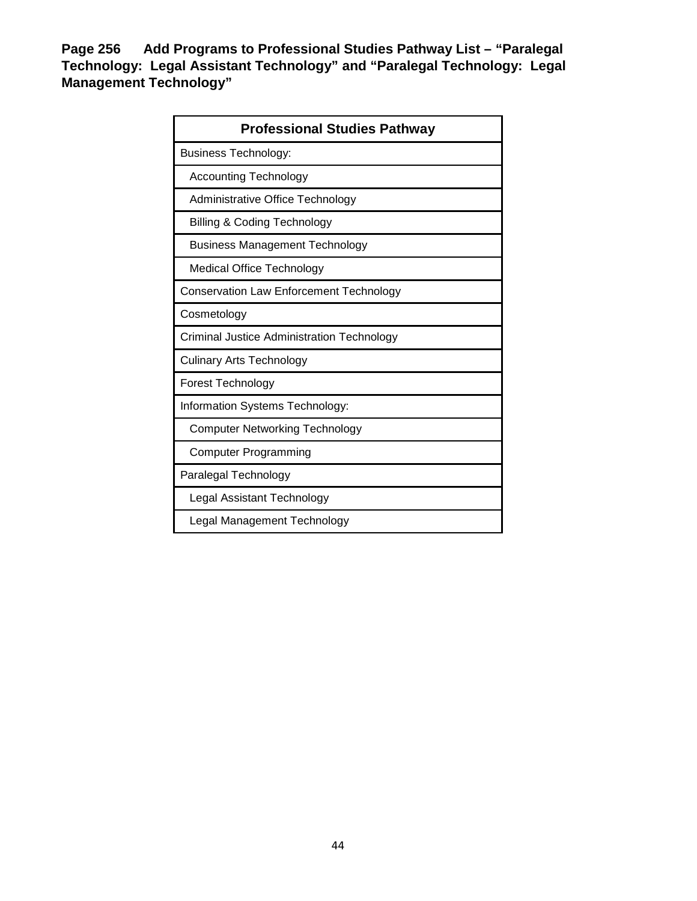**Page 256 Add Programs to Professional Studies Pathway List – "Paralegal Technology: Legal Assistant Technology" and "Paralegal Technology: Legal Management Technology"**

| Professional Studies Pathway |
| --- |
| Business Technology: |
| Accounting Technology |
| Administrative Office Technology |
| Billing & Coding Technology |
| Business Management Technology |
| Medical Office Technology |
| Conservation Law Enforcement Technology |
| Cosmetology |
| Criminal Justice Administration Technology |
| Culinary Arts Technology |
| Forest Technology |
| Information Systems Technology: |
| Computer Networking Technology |
| Computer Programming |
| Paralegal Technology |
| Legal Assistant Technology |
| Legal Management Technology |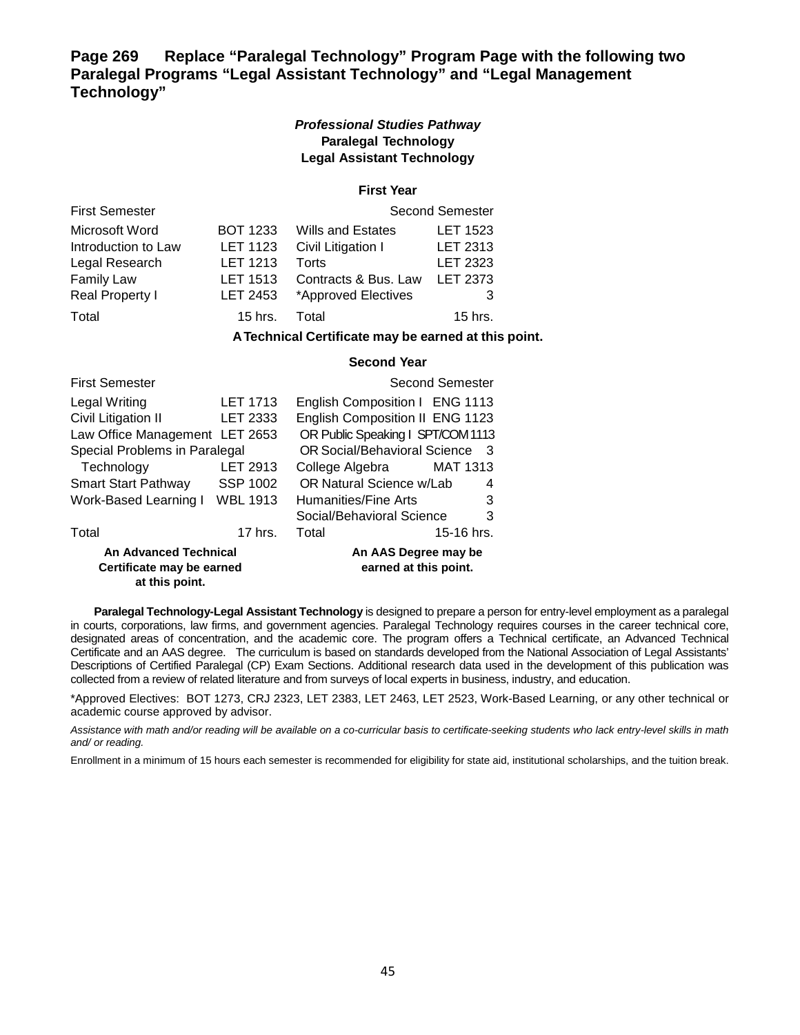## Page 269 Replace "Paralegal Technology" Program Page with the following two Paralegal Programs "Legal Assistant Technology" and "Legal Management Technology"

***Professional Studies Pathway***
**Paralegal Technology**
**Legal Assistant Technology**

**First Year**

| First Semester | | Second Semester | |
|---|---|---|---|
| Microsoft Word | BOT 1233 | Wills and Estates | LET 1523 |
| Introduction to Law | LET 1123 | Civil Litigation I | LET 2313 |
| Legal Research | LET 1213 | Torts | LET 2323 |
| Family Law | LET 1513 | Contracts & Bus. Law | LET 2373 |
| Real Property I | LET 2453 | *Approved Electives | 3 |
| Total | 15 hrs. | Total | 15 hrs. |

**A Technical Certificate may be earned at this point.**

**Second Year**

| First Semester | | Second Semester | |
|---|---|---|---|
| Legal Writing | LET 1713 | English Composition I | ENG 1113 |
| Civil Litigation II | LET 2333 | English Composition II | ENG 1123 |
| Law Office Management | LET 2653 | OR Public Speaking I | SPT/COM 1113 |
| Special Problems in Paralegal Technology | LET 2913 | OR Social/Behavioral Science | 3 |
| Smart Start Pathway | SSP 1002 | College Algebra | MAT 1313 |
| Work-Based Learning I | WBL 1913 | OR Natural Science w/Lab | 4 |
| | | Humanities/Fine Arts | 3 |
| | | Social/Behavioral Science | 3 |
| Total | 17 hrs. | Total | 15-16 hrs. |

**An Advanced Technical Certificate may be earned at this point.**

**An AAS Degree may be earned at this point.**

**Paralegal Technology-Legal Assistant Technology** is designed to prepare a person for entry-level employment as a paralegal in courts, corporations, law firms, and government agencies. Paralegal Technology requires courses in the career technical core, designated areas of concentration, and the academic core. The program offers a Technical certificate, an Advanced Technical Certificate and an AAS degree. The curriculum is based on standards developed from the National Association of Legal Assistants' Descriptions of Certified Paralegal (CP) Exam Sections. Additional research data used in the development of this publication was collected from a review of related literature and from surveys of local experts in business, industry, and education.

*Approved Electives: BOT 1273, CRJ 2323, LET 2383, LET 2463, LET 2523, Work-Based Learning, or any other technical or academic course approved by advisor.

*Assistance with math and/or reading will be available on a co-curricular basis to certificate-seeking students who lack entry-level skills in math and/ or reading.*

Enrollment in a minimum of 15 hours each semester is recommended for eligibility for state aid, institutional scholarships, and the tuition break.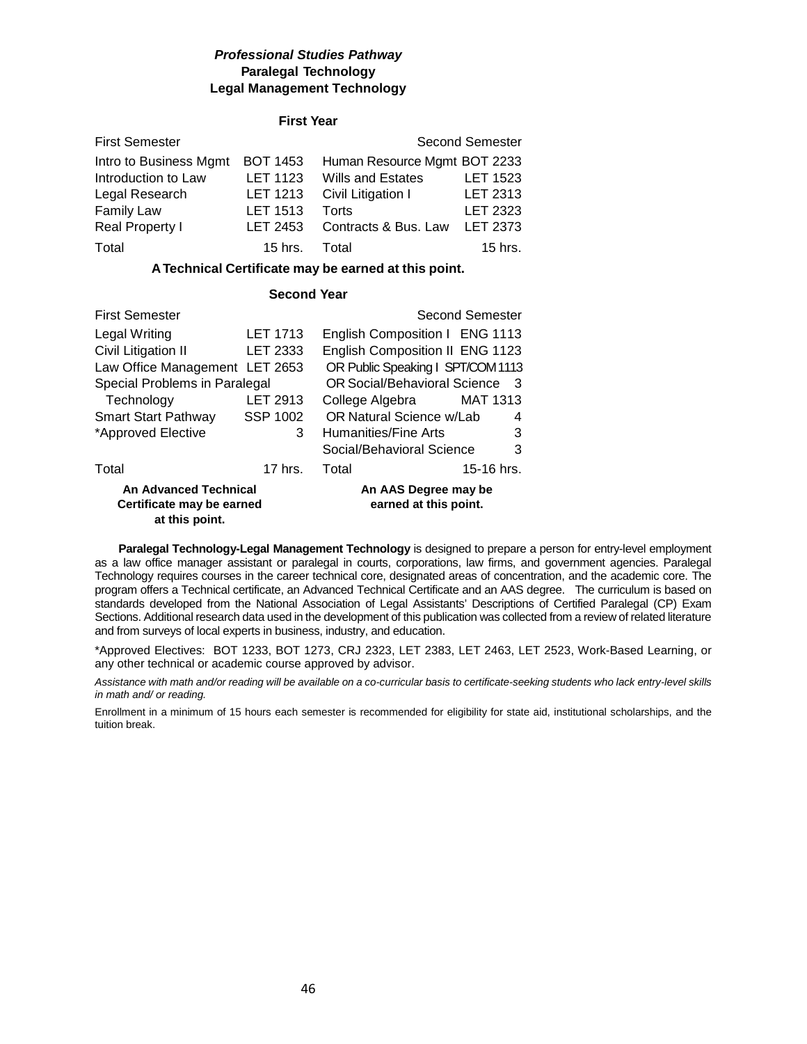***Professional Studies Pathway***
**Paralegal Technology**
**Legal Management Technology**

### First Year

| First Semester | | Second Semester | |
|---|---|---|---|
| Intro to Business Mgmt | BOT 1453 | Human Resource Mgmt | BOT 2233 |
| Introduction to Law | LET 1123 | Wills and Estates | LET 1523 |
| Legal Research | LET 1213 | Civil Litigation I | LET 2313 |
| Family Law | LET 1513 | Torts | LET 2323 |
| Real Property I | LET 2453 | Contracts & Bus. Law | LET 2373 |
| Total | 15 hrs. | Total | 15 hrs. |

**A Technical Certificate may be earned at this point.**

### Second Year

| First Semester | | Second Semester | |
|---|---|---|---|
| Legal Writing | LET 1713 | English Composition I | ENG 1113 |
| Civil Litigation II | LET 2333 | English Composition II | ENG 1123 |
| Law Office Management | LET 2653 | OR Public Speaking I | SPT/COM 1113 |
| Special Problems in Paralegal Technology | LET 2913 | OR Social/Behavioral Science | 3 |
| Smart Start Pathway | SSP 1002 | College Algebra | MAT 1313 |
| *Approved Elective | 3 | OR Natural Science w/Lab | 4 |
| | | Humanities/Fine Arts | 3 |
| | | Social/Behavioral Science | 3 |
| Total | 17 hrs. | Total | 15-16 hrs. |
| **An Advanced Technical Certificate may be earned at this point.** | | **An AAS Degree may be earned at this point.** | |

**Paralegal Technology-Legal Management Technology** is designed to prepare a person for entry-level employment as a law office manager assistant or paralegal in courts, corporations, law firms, and government agencies. Paralegal Technology requires courses in the career technical core, designated areas of concentration, and the academic core. The program offers a Technical certificate, an Advanced Technical Certificate and an AAS degree. The curriculum is based on standards developed from the National Association of Legal Assistants' Descriptions of Certified Paralegal (CP) Exam Sections. Additional research data used in the development of this publication was collected from a review of related literature and from surveys of local experts in business, industry, and education.

*Approved Electives: BOT 1233, BOT 1273, CRJ 2323, LET 2383, LET 2463, LET 2523, Work-Based Learning, or any other technical or academic course approved by advisor.

*Assistance with math and/or reading will be available on a co-curricular basis to certificate-seeking students who lack entry-level skills in math and/ or reading.*

Enrollment in a minimum of 15 hours each semester is recommended for eligibility for state aid, institutional scholarships, and the tuition break.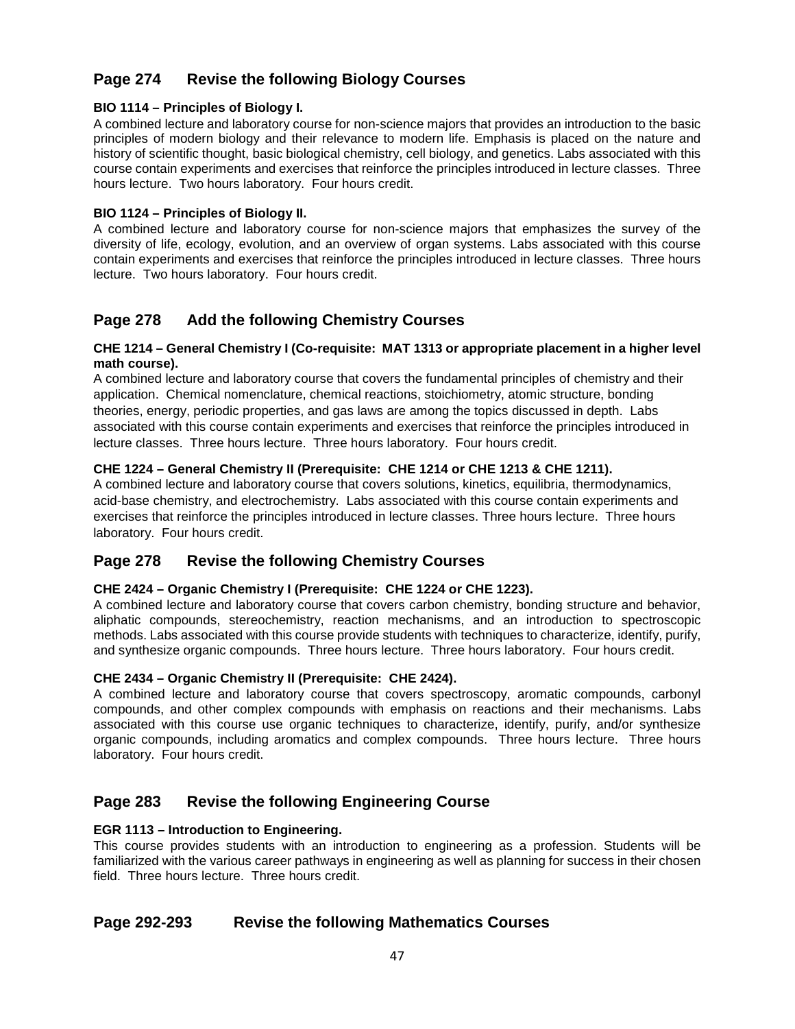## Page 274 Revise the following Biology Courses

**BIO 1114 – Principles of Biology I.**

A combined lecture and laboratory course for non-science majors that provides an introduction to the basic principles of modern biology and their relevance to modern life. Emphasis is placed on the nature and history of scientific thought, basic biological chemistry, cell biology, and genetics. Labs associated with this course contain experiments and exercises that reinforce the principles introduced in lecture classes. Three hours lecture. Two hours laboratory. Four hours credit.

**BIO 1124 – Principles of Biology II.**

A combined lecture and laboratory course for non-science majors that emphasizes the survey of the diversity of life, ecology, evolution, and an overview of organ systems. Labs associated with this course contain experiments and exercises that reinforce the principles introduced in lecture classes. Three hours lecture. Two hours laboratory. Four hours credit.

## Page 278 Add the following Chemistry Courses

**CHE 1214 – General Chemistry I (Co-requisite: MAT 1313 or appropriate placement in a higher level math course).**

A combined lecture and laboratory course that covers the fundamental principles of chemistry and their application. Chemical nomenclature, chemical reactions, stoichiometry, atomic structure, bonding theories, energy, periodic properties, and gas laws are among the topics discussed in depth. Labs associated with this course contain experiments and exercises that reinforce the principles introduced in lecture classes. Three hours lecture. Three hours laboratory. Four hours credit.

**CHE 1224 – General Chemistry II (Prerequisite: CHE 1214 or CHE 1213 & CHE 1211).**

A combined lecture and laboratory course that covers solutions, kinetics, equilibria, thermodynamics, acid-base chemistry, and electrochemistry. Labs associated with this course contain experiments and exercises that reinforce the principles introduced in lecture classes. Three hours lecture. Three hours laboratory. Four hours credit.

## Page 278 Revise the following Chemistry Courses

**CHE 2424 – Organic Chemistry I (Prerequisite: CHE 1224 or CHE 1223).**

A combined lecture and laboratory course that covers carbon chemistry, bonding structure and behavior, aliphatic compounds, stereochemistry, reaction mechanisms, and an introduction to spectroscopic methods. Labs associated with this course provide students with techniques to characterize, identify, purify, and synthesize organic compounds. Three hours lecture. Three hours laboratory. Four hours credit.

**CHE 2434 – Organic Chemistry II (Prerequisite: CHE 2424).**

A combined lecture and laboratory course that covers spectroscopy, aromatic compounds, carbonyl compounds, and other complex compounds with emphasis on reactions and their mechanisms. Labs associated with this course use organic techniques to characterize, identify, purify, and/or synthesize organic compounds, including aromatics and complex compounds. Three hours lecture. Three hours laboratory. Four hours credit.

## Page 283 Revise the following Engineering Course

**EGR 1113 – Introduction to Engineering.**

This course provides students with an introduction to engineering as a profession. Students will be familiarized with the various career pathways in engineering as well as planning for success in their chosen field. Three hours lecture. Three hours credit.

## Page 292-293 Revise the following Mathematics Courses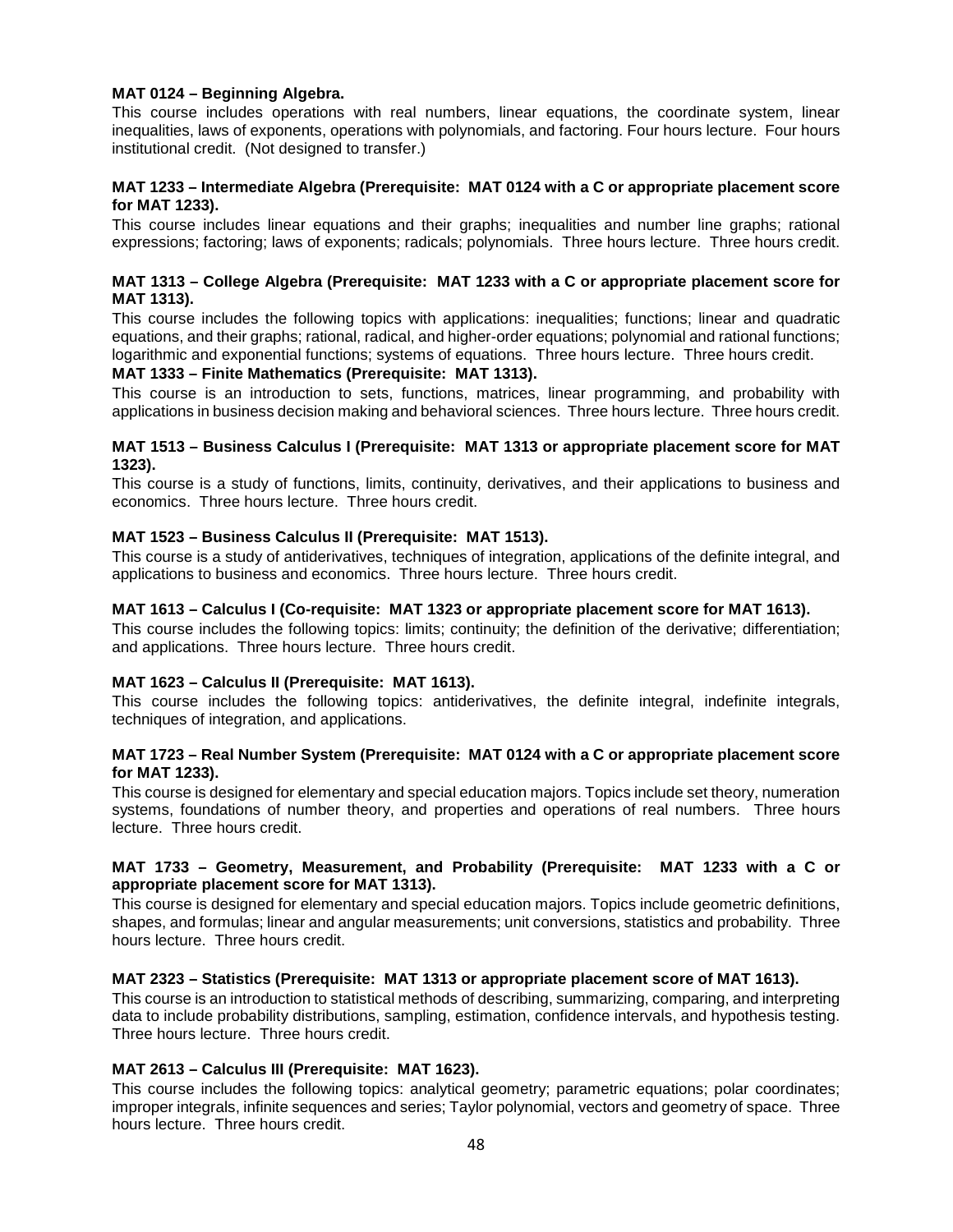**MAT 0124 – Beginning Algebra.**
This course includes operations with real numbers, linear equations, the coordinate system, linear inequalities, laws of exponents, operations with polynomials, and factoring. Four hours lecture. Four hours institutional credit. (Not designed to transfer.)

**MAT 1233 – Intermediate Algebra (Prerequisite: MAT 0124 with a C or appropriate placement score for MAT 1233).**
This course includes linear equations and their graphs; inequalities and number line graphs; rational expressions; factoring; laws of exponents; radicals; polynomials. Three hours lecture. Three hours credit.

**MAT 1313 – College Algebra (Prerequisite: MAT 1233 with a C or appropriate placement score for MAT 1313).**
This course includes the following topics with applications: inequalities; functions; linear and quadratic equations, and their graphs; rational, radical, and higher-order equations; polynomial and rational functions; logarithmic and exponential functions; systems of equations. Three hours lecture. Three hours credit.

**MAT 1333 – Finite Mathematics (Prerequisite: MAT 1313).**
This course is an introduction to sets, functions, matrices, linear programming, and probability with applications in business decision making and behavioral sciences. Three hours lecture. Three hours credit.

**MAT 1513 – Business Calculus I (Prerequisite: MAT 1313 or appropriate placement score for MAT 1323).**
This course is a study of functions, limits, continuity, derivatives, and their applications to business and economics. Three hours lecture. Three hours credit.

**MAT 1523 – Business Calculus II (Prerequisite: MAT 1513).**
This course is a study of antiderivatives, techniques of integration, applications of the definite integral, and applications to business and economics. Three hours lecture. Three hours credit.

**MAT 1613 – Calculus I (Co-requisite: MAT 1323 or appropriate placement score for MAT 1613).**
This course includes the following topics: limits; continuity; the definition of the derivative; differentiation; and applications. Three hours lecture. Three hours credit.

**MAT 1623 – Calculus II (Prerequisite: MAT 1613).**
This course includes the following topics: antiderivatives, the definite integral, indefinite integrals, techniques of integration, and applications.

**MAT 1723 – Real Number System (Prerequisite: MAT 0124 with a C or appropriate placement score for MAT 1233).**
This course is designed for elementary and special education majors. Topics include set theory, numeration systems, foundations of number theory, and properties and operations of real numbers. Three hours lecture. Three hours credit.

**MAT 1733 – Geometry, Measurement, and Probability (Prerequisite: MAT 1233 with a C or appropriate placement score for MAT 1313).**
This course is designed for elementary and special education majors. Topics include geometric definitions, shapes, and formulas; linear and angular measurements; unit conversions, statistics and probability. Three hours lecture. Three hours credit.

**MAT 2323 – Statistics (Prerequisite: MAT 1313 or appropriate placement score of MAT 1613).**
This course is an introduction to statistical methods of describing, summarizing, comparing, and interpreting data to include probability distributions, sampling, estimation, confidence intervals, and hypothesis testing. Three hours lecture. Three hours credit.

**MAT 2613 – Calculus III (Prerequisite: MAT 1623).**
This course includes the following topics: analytical geometry; parametric equations; polar coordinates; improper integrals, infinite sequences and series; Taylor polynomial, vectors and geometry of space. Three hours lecture. Three hours credit.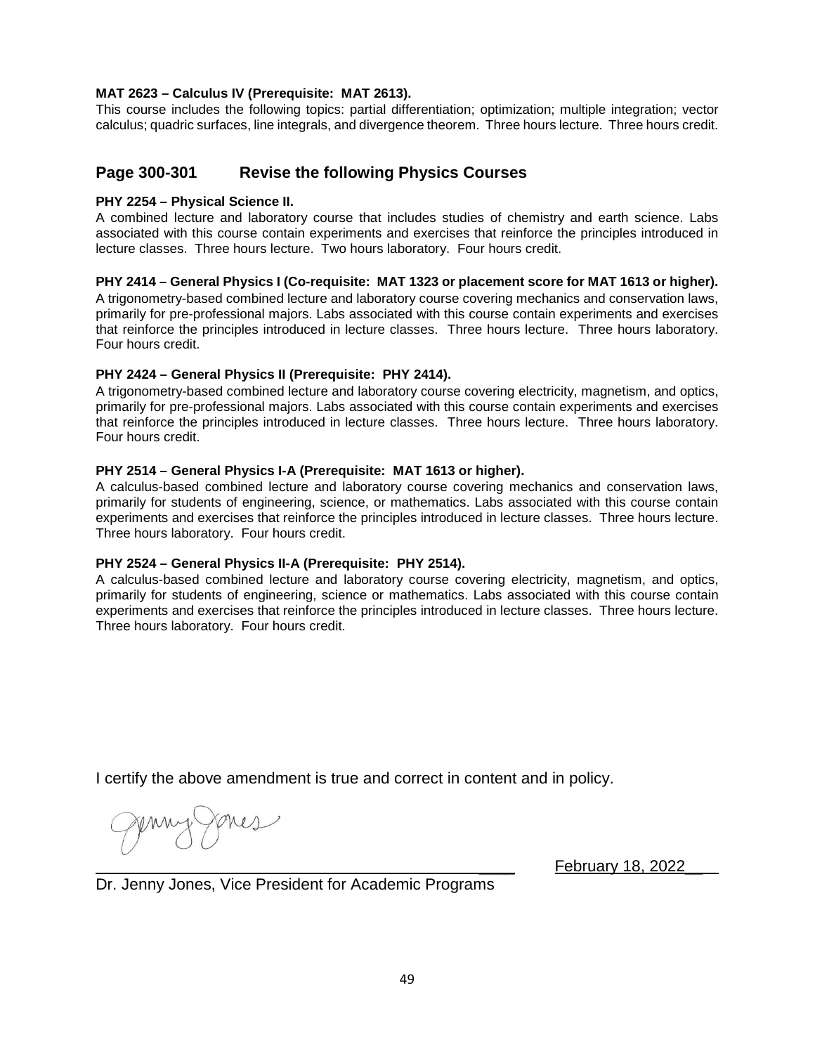**MAT 2623 – Calculus IV (Prerequisite: MAT 2613).**
This course includes the following topics: partial differentiation; optimization; multiple integration; vector calculus; quadric surfaces, line integrals, and divergence theorem. Three hours lecture. Three hours credit.

## Page 300-301 Revise the following Physics Courses

**PHY 2254 – Physical Science II.**
A combined lecture and laboratory course that includes studies of chemistry and earth science. Labs associated with this course contain experiments and exercises that reinforce the principles introduced in lecture classes. Three hours lecture. Two hours laboratory. Four hours credit.

**PHY 2414 – General Physics I (Co-requisite: MAT 1323 or placement score for MAT 1613 or higher).**
A trigonometry-based combined lecture and laboratory course covering mechanics and conservation laws, primarily for pre-professional majors. Labs associated with this course contain experiments and exercises that reinforce the principles introduced in lecture classes. Three hours lecture. Three hours laboratory. Four hours credit.

**PHY 2424 – General Physics II (Prerequisite: PHY 2414).**
A trigonometry-based combined lecture and laboratory course covering electricity, magnetism, and optics, primarily for pre-professional majors. Labs associated with this course contain experiments and exercises that reinforce the principles introduced in lecture classes. Three hours lecture. Three hours laboratory. Four hours credit.

**PHY 2514 – General Physics I-A (Prerequisite: MAT 1613 or higher).**
A calculus-based combined lecture and laboratory course covering mechanics and conservation laws, primarily for students of engineering, science, or mathematics. Labs associated with this course contain experiments and exercises that reinforce the principles introduced in lecture classes. Three hours lecture. Three hours laboratory. Four hours credit.

**PHY 2524 – General Physics II-A (Prerequisite: PHY 2514).**
A calculus-based combined lecture and laboratory course covering electricity, magnetism, and optics, primarily for students of engineering, science or mathematics. Labs associated with this course contain experiments and exercises that reinforce the principles introduced in lecture classes. Three hours lecture. Three hours laboratory. Four hours credit.

I certify the above amendment is true and correct in content and in policy.

Jenny Jones

February 18, 2022

Dr. Jenny Jones, Vice President for Academic Programs